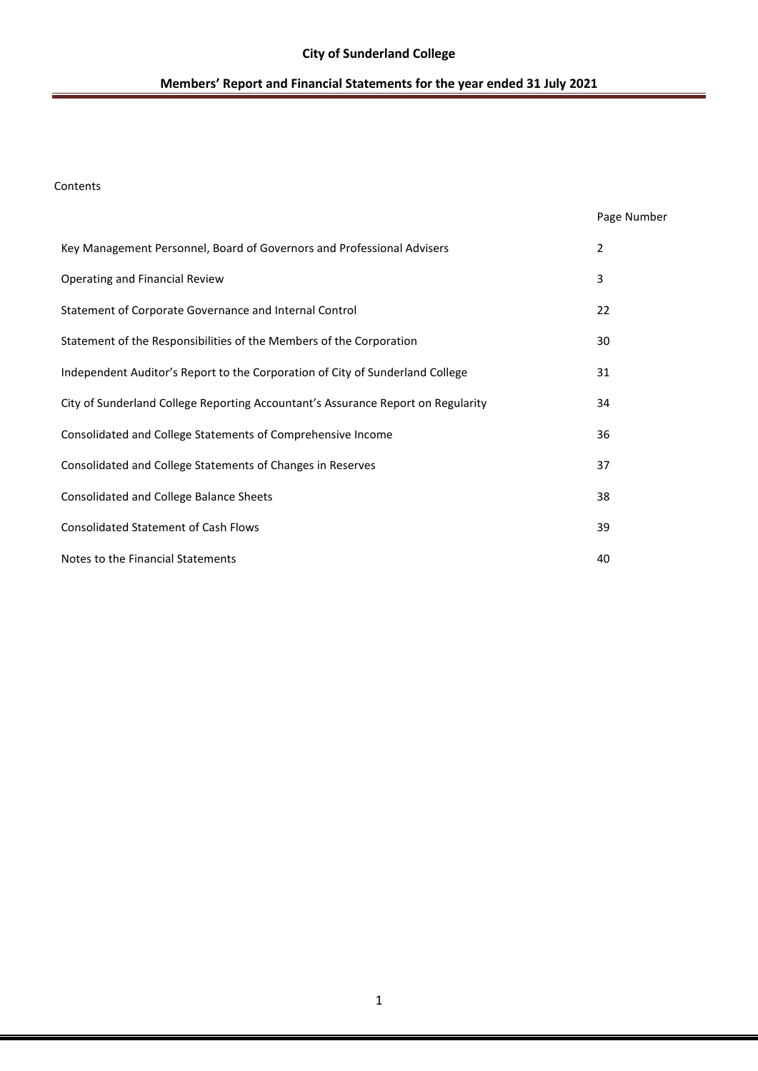# City of Sunderland College

## Members' Report and Financial Statements for the year ended 31 July 2021

Contents

| | Page Number |
|---|---|
| Key Management Personnel, Board of Governors and Professional Advisers | 2 |
| Operating and Financial Review | 3 |
| Statement of Corporate Governance and Internal Control | 22 |
| Statement of the Responsibilities of the Members of the Corporation | 30 |
| Independent Auditor's Report to the Corporation of City of Sunderland College | 31 |
| City of Sunderland College Reporting Accountant's Assurance Report on Regularity | 34 |
| Consolidated and College Statements of Comprehensive Income | 36 |
| Consolidated and College Statements of Changes in Reserves | 37 |
| Consolidated and College Balance Sheets | 38 |
| Consolidated Statement of Cash Flows | 39 |
| Notes to the Financial Statements | 40 |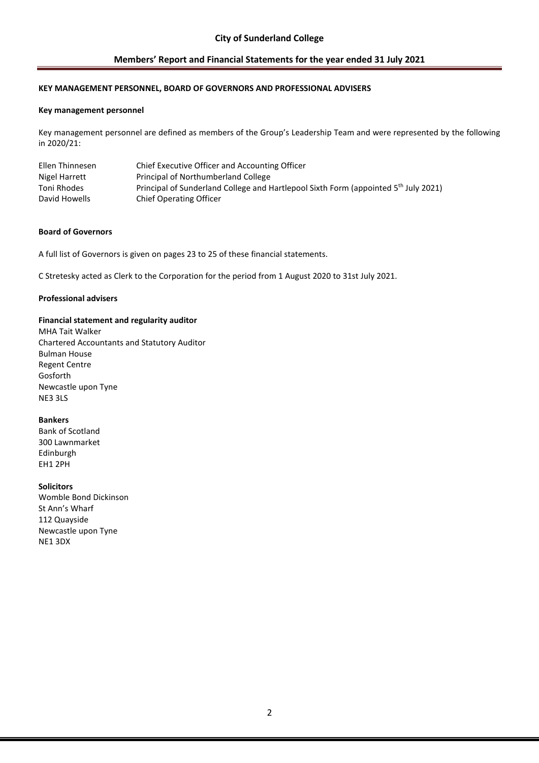## KEY MANAGEMENT PERSONNEL, BOARD OF GOVERNORS AND PROFESSIONAL ADVISERS

### Key management personnel

Key management personnel are defined as members of the Group's Leadership Team and were represented by the following in 2020/21:

| | |
|---|---|
| Ellen Thinnesen | Chief Executive Officer and Accounting Officer |
| Nigel Harrett | Principal of Northumberland College |
| Toni Rhodes | Principal of Sunderland College and Hartlepool Sixth Form (appointed 5th July 2021) |
| David Howells | Chief Operating Officer |

### Board of Governors

A full list of Governors is given on pages 23 to 25 of these financial statements.

C Stretesky acted as Clerk to the Corporation for the period from 1 August 2020 to 31st July 2021.

### Professional advisers

**Financial statement and regularity auditor**
MHA Tait Walker
Chartered Accountants and Statutory Auditor
Bulman House
Regent Centre
Gosforth
Newcastle upon Tyne
NE3 3LS

**Bankers**
Bank of Scotland
300 Lawnmarket
Edinburgh
EH1 2PH

**Solicitors**
Womble Bond Dickinson
St Ann's Wharf
112 Quayside
Newcastle upon Tyne
NE1 3DX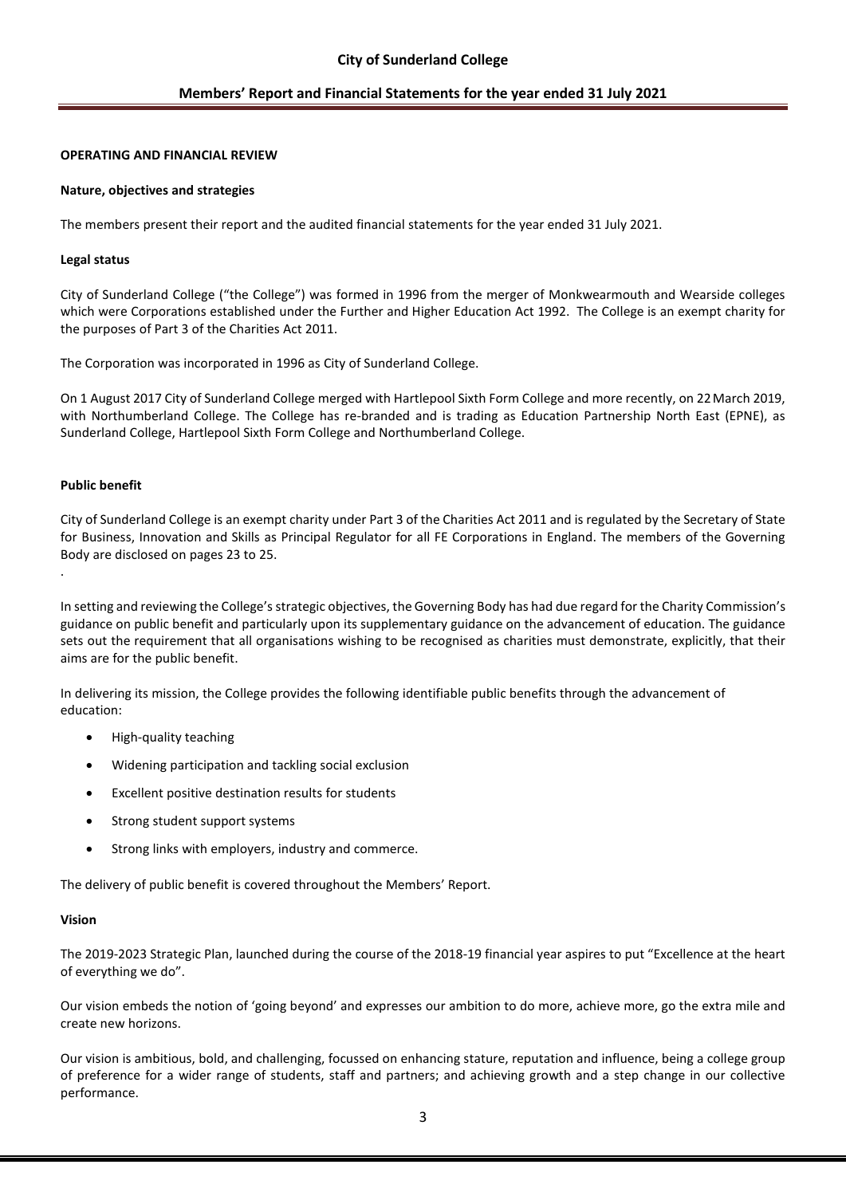## OPERATING AND FINANCIAL REVIEW

### Nature, objectives and strategies

The members present their report and the audited financial statements for the year ended 31 July 2021.

### Legal status

City of Sunderland College ("the College") was formed in 1996 from the merger of Monkwearmouth and Wearside colleges which were Corporations established under the Further and Higher Education Act 1992. The College is an exempt charity for the purposes of Part 3 of the Charities Act 2011.

The Corporation was incorporated in 1996 as City of Sunderland College.

On 1 August 2017 City of Sunderland College merged with Hartlepool Sixth Form College and more recently, on 22 March 2019, with Northumberland College. The College has re-branded and is trading as Education Partnership North East (EPNE), as Sunderland College, Hartlepool Sixth Form College and Northumberland College.

### Public benefit

City of Sunderland College is an exempt charity under Part 3 of the Charities Act 2011 and is regulated by the Secretary of State for Business, Innovation and Skills as Principal Regulator for all FE Corporations in England. The members of the Governing Body are disclosed on pages 23 to 25.

.

In setting and reviewing the College's strategic objectives, the Governing Body has had due regard for the Charity Commission's guidance on public benefit and particularly upon its supplementary guidance on the advancement of education. The guidance sets out the requirement that all organisations wishing to be recognised as charities must demonstrate, explicitly, that their aims are for the public benefit.

In delivering its mission, the College provides the following identifiable public benefits through the advancement of education:

- High-quality teaching
- Widening participation and tackling social exclusion
- Excellent positive destination results for students
- Strong student support systems
- Strong links with employers, industry and commerce.

The delivery of public benefit is covered throughout the Members' Report.

### Vision

The 2019-2023 Strategic Plan, launched during the course of the 2018-19 financial year aspires to put "Excellence at the heart of everything we do".

Our vision embeds the notion of 'going beyond' and expresses our ambition to do more, achieve more, go the extra mile and create new horizons.

Our vision is ambitious, bold, and challenging, focussed on enhancing stature, reputation and influence, being a college group of preference for a wider range of students, staff and partners; and achieving growth and a step change in our collective performance.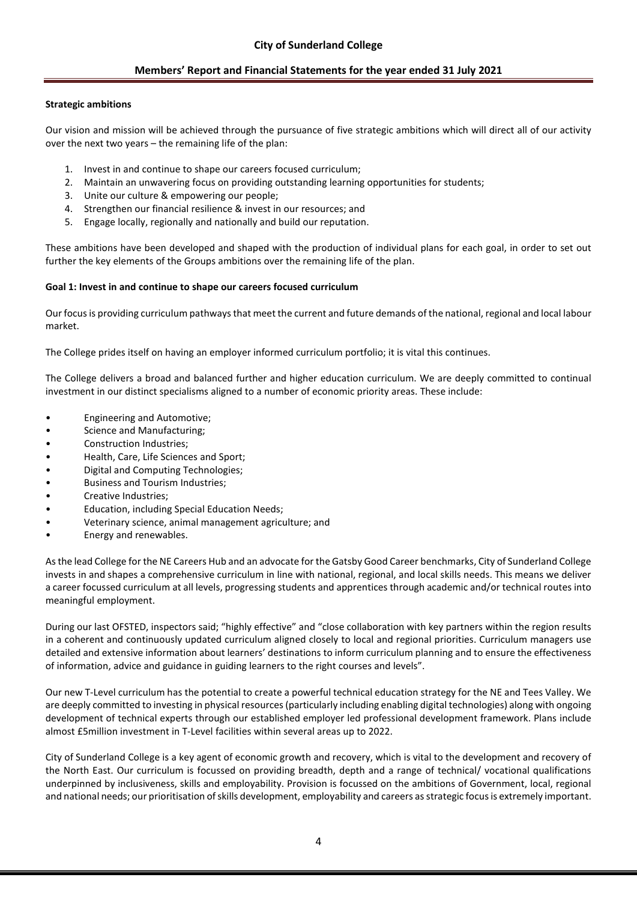**Strategic ambitions**

Our vision and mission will be achieved through the pursuance of five strategic ambitions which will direct all of our activity over the next two years – the remaining life of the plan:

1. Invest in and continue to shape our careers focused curriculum;
2. Maintain an unwavering focus on providing outstanding learning opportunities for students;
3. Unite our culture & empowering our people;
4. Strengthen our financial resilience & invest in our resources; and
5. Engage locally, regionally and nationally and build our reputation.

These ambitions have been developed and shaped with the production of individual plans for each goal, in order to set out further the key elements of the Groups ambitions over the remaining life of the plan.

**Goal 1: Invest in and continue to shape our careers focused curriculum**

Our focus is providing curriculum pathways that meet the current and future demands of the national, regional and local labour market.

The College prides itself on having an employer informed curriculum portfolio; it is vital this continues.

The College delivers a broad and balanced further and higher education curriculum. We are deeply committed to continual investment in our distinct specialisms aligned to a number of economic priority areas. These include:

- Engineering and Automotive;
- Science and Manufacturing;
- Construction Industries;
- Health, Care, Life Sciences and Sport;
- Digital and Computing Technologies;
- Business and Tourism Industries;
- Creative Industries;
- Education, including Special Education Needs;
- Veterinary science, animal management agriculture; and
- Energy and renewables.

As the lead College for the NE Careers Hub and an advocate for the Gatsby Good Career benchmarks, City of Sunderland College invests in and shapes a comprehensive curriculum in line with national, regional, and local skills needs. This means we deliver a career focussed curriculum at all levels, progressing students and apprentices through academic and/or technical routes into meaningful employment.

During our last OFSTED, inspectors said; "highly effective" and "close collaboration with key partners within the region results in a coherent and continuously updated curriculum aligned closely to local and regional priorities. Curriculum managers use detailed and extensive information about learners' destinations to inform curriculum planning and to ensure the effectiveness of information, advice and guidance in guiding learners to the right courses and levels".

Our new T-Level curriculum has the potential to create a powerful technical education strategy for the NE and Tees Valley. We are deeply committed to investing in physical resources (particularly including enabling digital technologies) along with ongoing development of technical experts through our established employer led professional development framework. Plans include almost £5million investment in T-Level facilities within several areas up to 2022.

City of Sunderland College is a key agent of economic growth and recovery, which is vital to the development and recovery of the North East. Our curriculum is focussed on providing breadth, depth and a range of technical/ vocational qualifications underpinned by inclusiveness, skills and employability. Provision is focussed on the ambitions of Government, local, regional and national needs; our prioritisation of skills development, employability and careers as strategic focus is extremely important.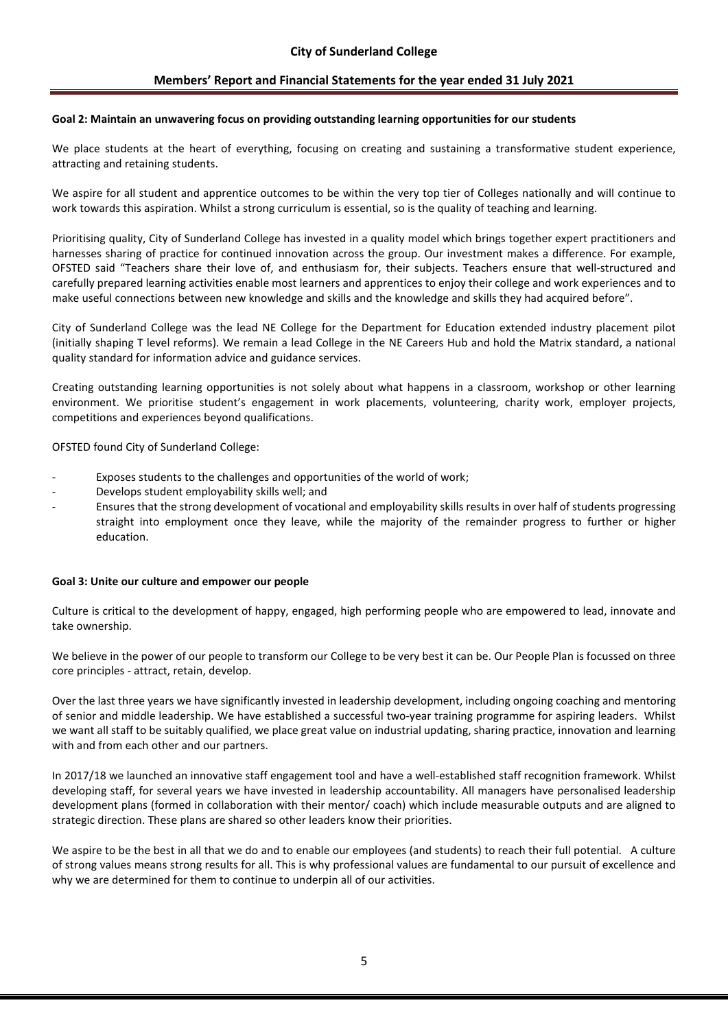**Goal 2: Maintain an unwavering focus on providing outstanding learning opportunities for our students**

We place students at the heart of everything, focusing on creating and sustaining a transformative student experience, attracting and retaining students.

We aspire for all student and apprentice outcomes to be within the very top tier of Colleges nationally and will continue to work towards this aspiration. Whilst a strong curriculum is essential, so is the quality of teaching and learning.

Prioritising quality, City of Sunderland College has invested in a quality model which brings together expert practitioners and harnesses sharing of practice for continued innovation across the group. Our investment makes a difference. For example, OFSTED said "Teachers share their love of, and enthusiasm for, their subjects. Teachers ensure that well-structured and carefully prepared learning activities enable most learners and apprentices to enjoy their college and work experiences and to make useful connections between new knowledge and skills and the knowledge and skills they had acquired before".

City of Sunderland College was the lead NE College for the Department for Education extended industry placement pilot (initially shaping T level reforms). We remain a lead College in the NE Careers Hub and hold the Matrix standard, a national quality standard for information advice and guidance services.

Creating outstanding learning opportunities is not solely about what happens in a classroom, workshop or other learning environment. We prioritise student's engagement in work placements, volunteering, charity work, employer projects, competitions and experiences beyond qualifications.

OFSTED found City of Sunderland College:

- Exposes students to the challenges and opportunities of the world of work;
- Develops student employability skills well; and
- Ensures that the strong development of vocational and employability skills results in over half of students progressing straight into employment once they leave, while the majority of the remainder progress to further or higher education.

**Goal 3: Unite our culture and empower our people**

Culture is critical to the development of happy, engaged, high performing people who are empowered to lead, innovate and take ownership.

We believe in the power of our people to transform our College to be very best it can be. Our People Plan is focussed on three core principles - attract, retain, develop.

Over the last three years we have significantly invested in leadership development, including ongoing coaching and mentoring of senior and middle leadership. We have established a successful two-year training programme for aspiring leaders. Whilst we want all staff to be suitably qualified, we place great value on industrial updating, sharing practice, innovation and learning with and from each other and our partners.

In 2017/18 we launched an innovative staff engagement tool and have a well-established staff recognition framework. Whilst developing staff, for several years we have invested in leadership accountability. All managers have personalised leadership development plans (formed in collaboration with their mentor/ coach) which include measurable outputs and are aligned to strategic direction. These plans are shared so other leaders know their priorities.

We aspire to be the best in all that we do and to enable our employees (and students) to reach their full potential. A culture of strong values means strong results for all. This is why professional values are fundamental to our pursuit of excellence and why we are determined for them to continue to underpin all of our activities.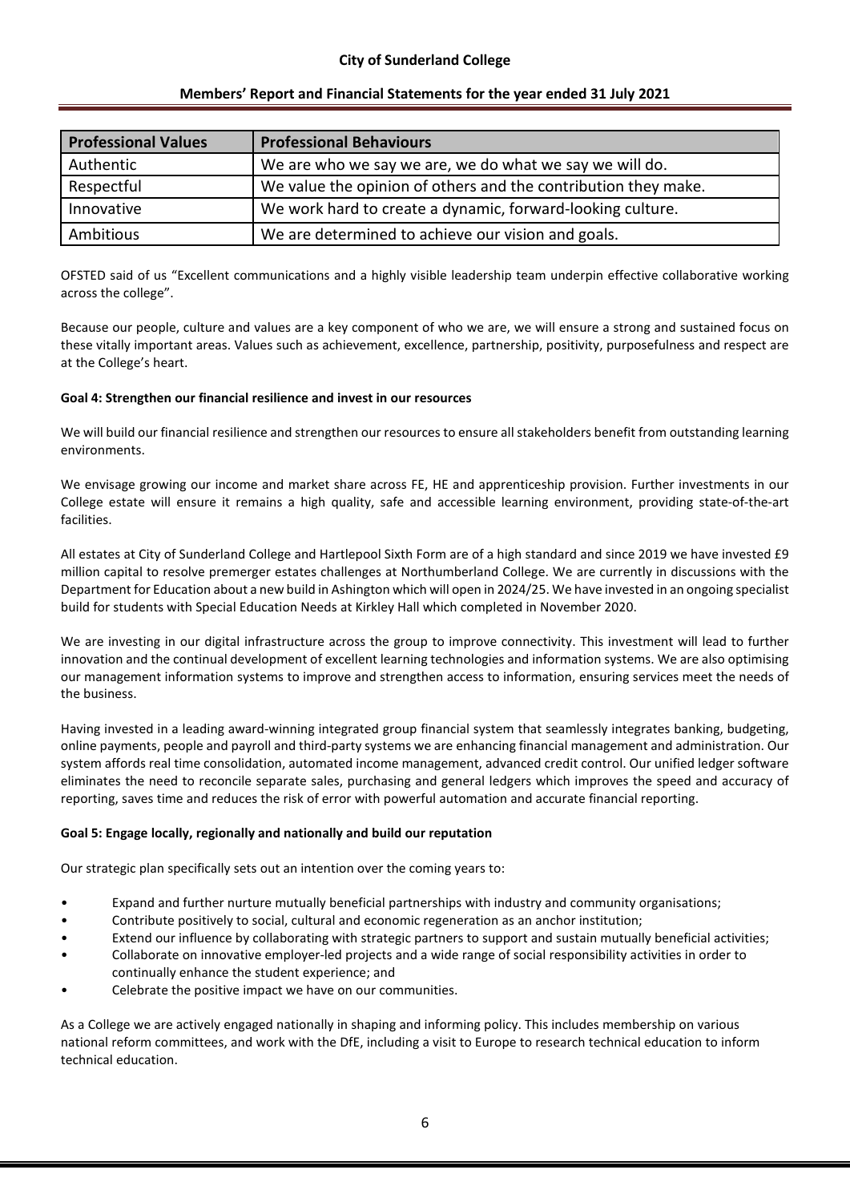| Professional Values | Professional Behaviours |
|---|---|
| Authentic | We are who we say we are, we do what we say we will do. |
| Respectful | We value the opinion of others and the contribution they make. |
| Innovative | We work hard to create a dynamic, forward-looking culture. |
| Ambitious | We are determined to achieve our vision and goals. |

OFSTED said of us "Excellent communications and a highly visible leadership team underpin effective collaborative working across the college".

Because our people, culture and values are a key component of who we are, we will ensure a strong and sustained focus on these vitally important areas. Values such as achievement, excellence, partnership, positivity, purposefulness and respect are at the College's heart.

**Goal 4: Strengthen our financial resilience and invest in our resources**

We will build our financial resilience and strengthen our resources to ensure all stakeholders benefit from outstanding learning environments.

We envisage growing our income and market share across FE, HE and apprenticeship provision. Further investments in our College estate will ensure it remains a high quality, safe and accessible learning environment, providing state-of-the-art facilities.

All estates at City of Sunderland College and Hartlepool Sixth Form are of a high standard and since 2019 we have invested £9 million capital to resolve premerger estates challenges at Northumberland College. We are currently in discussions with the Department for Education about a new build in Ashington which will open in 2024/25. We have invested in an ongoing specialist build for students with Special Education Needs at Kirkley Hall which completed in November 2020.

We are investing in our digital infrastructure across the group to improve connectivity. This investment will lead to further innovation and the continual development of excellent learning technologies and information systems. We are also optimising our management information systems to improve and strengthen access to information, ensuring services meet the needs of the business.

Having invested in a leading award-winning integrated group financial system that seamlessly integrates banking, budgeting, online payments, people and payroll and third-party systems we are enhancing financial management and administration. Our system affords real time consolidation, automated income management, advanced credit control. Our unified ledger software eliminates the need to reconcile separate sales, purchasing and general ledgers which improves the speed and accuracy of reporting, saves time and reduces the risk of error with powerful automation and accurate financial reporting.

**Goal 5: Engage locally, regionally and nationally and build our reputation**

Our strategic plan specifically sets out an intention over the coming years to:

- Expand and further nurture mutually beneficial partnerships with industry and community organisations;
- Contribute positively to social, cultural and economic regeneration as an anchor institution;
- Extend our influence by collaborating with strategic partners to support and sustain mutually beneficial activities;
- Collaborate on innovative employer-led projects and a wide range of social responsibility activities in order to continually enhance the student experience; and
- Celebrate the positive impact we have on our communities.

As a College we are actively engaged nationally in shaping and informing policy. This includes membership on various national reform committees, and work with the DfE, including a visit to Europe to research technical education to inform technical education.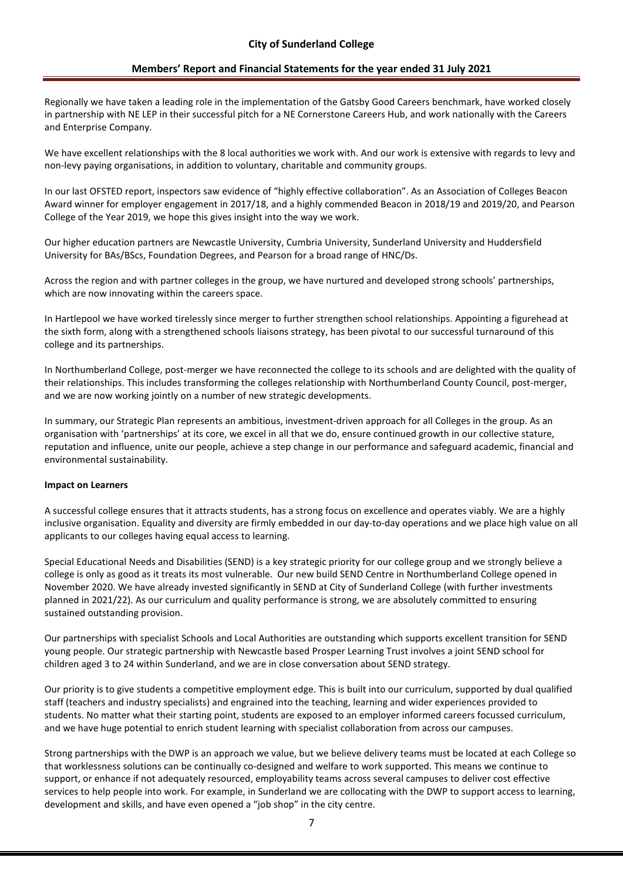Regionally we have taken a leading role in the implementation of the Gatsby Good Careers benchmark, have worked closely in partnership with NE LEP in their successful pitch for a NE Cornerstone Careers Hub, and work nationally with the Careers and Enterprise Company.

We have excellent relationships with the 8 local authorities we work with. And our work is extensive with regards to levy and non-levy paying organisations, in addition to voluntary, charitable and community groups.

In our last OFSTED report, inspectors saw evidence of "highly effective collaboration". As an Association of Colleges Beacon Award winner for employer engagement in 2017/18, and a highly commended Beacon in 2018/19 and 2019/20, and Pearson College of the Year 2019, we hope this gives insight into the way we work.

Our higher education partners are Newcastle University, Cumbria University, Sunderland University and Huddersfield University for BAs/BScs, Foundation Degrees, and Pearson for a broad range of HNC/Ds.

Across the region and with partner colleges in the group, we have nurtured and developed strong schools' partnerships, which are now innovating within the careers space.

In Hartlepool we have worked tirelessly since merger to further strengthen school relationships. Appointing a figurehead at the sixth form, along with a strengthened schools liaisons strategy, has been pivotal to our successful turnaround of this college and its partnerships.

In Northumberland College, post-merger we have reconnected the college to its schools and are delighted with the quality of their relationships. This includes transforming the colleges relationship with Northumberland County Council, post-merger, and we are now working jointly on a number of new strategic developments.

In summary, our Strategic Plan represents an ambitious, investment-driven approach for all Colleges in the group. As an organisation with 'partnerships' at its core, we excel in all that we do, ensure continued growth in our collective stature, reputation and influence, unite our people, achieve a step change in our performance and safeguard academic, financial and environmental sustainability.

**Impact on Learners**

A successful college ensures that it attracts students, has a strong focus on excellence and operates viably. We are a highly inclusive organisation. Equality and diversity are firmly embedded in our day-to-day operations and we place high value on all applicants to our colleges having equal access to learning.

Special Educational Needs and Disabilities (SEND) is a key strategic priority for our college group and we strongly believe a college is only as good as it treats its most vulnerable. Our new build SEND Centre in Northumberland College opened in November 2020. We have already invested significantly in SEND at City of Sunderland College (with further investments planned in 2021/22). As our curriculum and quality performance is strong, we are absolutely committed to ensuring sustained outstanding provision.

Our partnerships with specialist Schools and Local Authorities are outstanding which supports excellent transition for SEND young people. Our strategic partnership with Newcastle based Prosper Learning Trust involves a joint SEND school for children aged 3 to 24 within Sunderland, and we are in close conversation about SEND strategy.

Our priority is to give students a competitive employment edge. This is built into our curriculum, supported by dual qualified staff (teachers and industry specialists) and engrained into the teaching, learning and wider experiences provided to students. No matter what their starting point, students are exposed to an employer informed careers focussed curriculum, and we have huge potential to enrich student learning with specialist collaboration from across our campuses.

Strong partnerships with the DWP is an approach we value, but we believe delivery teams must be located at each College so that worklessness solutions can be continually co-designed and welfare to work supported. This means we continue to support, or enhance if not adequately resourced, employability teams across several campuses to deliver cost effective services to help people into work. For example, in Sunderland we are collocating with the DWP to support access to learning, development and skills, and have even opened a "job shop" in the city centre.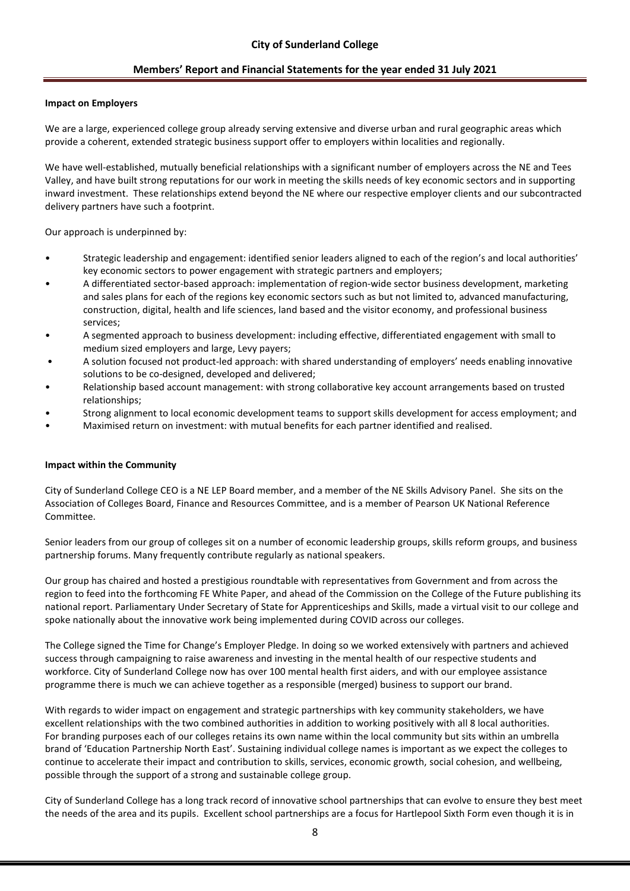#### Impact on Employers

We are a large, experienced college group already serving extensive and diverse urban and rural geographic areas which provide a coherent, extended strategic business support offer to employers within localities and regionally.

We have well-established, mutually beneficial relationships with a significant number of employers across the NE and Tees Valley, and have built strong reputations for our work in meeting the skills needs of key economic sectors and in supporting inward investment. These relationships extend beyond the NE where our respective employer clients and our subcontracted delivery partners have such a footprint.

Our approach is underpinned by:

- Strategic leadership and engagement: identified senior leaders aligned to each of the region's and local authorities' key economic sectors to power engagement with strategic partners and employers;
- A differentiated sector-based approach: implementation of region-wide sector business development, marketing and sales plans for each of the regions key economic sectors such as but not limited to, advanced manufacturing, construction, digital, health and life sciences, land based and the visitor economy, and professional business services;
- A segmented approach to business development: including effective, differentiated engagement with small to medium sized employers and large, Levy payers;
- A solution focused not product-led approach: with shared understanding of employers' needs enabling innovative solutions to be co-designed, developed and delivered;
- Relationship based account management: with strong collaborative key account arrangements based on trusted relationships;
- Strong alignment to local economic development teams to support skills development for access employment; and
- Maximised return on investment: with mutual benefits for each partner identified and realised.

#### Impact within the Community

City of Sunderland College CEO is a NE LEP Board member, and a member of the NE Skills Advisory Panel. She sits on the Association of Colleges Board, Finance and Resources Committee, and is a member of Pearson UK National Reference Committee.

Senior leaders from our group of colleges sit on a number of economic leadership groups, skills reform groups, and business partnership forums. Many frequently contribute regularly as national speakers.

Our group has chaired and hosted a prestigious roundtable with representatives from Government and from across the region to feed into the forthcoming FE White Paper, and ahead of the Commission on the College of the Future publishing its national report. Parliamentary Under Secretary of State for Apprenticeships and Skills, made a virtual visit to our college and spoke nationally about the innovative work being implemented during COVID across our colleges.

The College signed the Time for Change's Employer Pledge. In doing so we worked extensively with partners and achieved success through campaigning to raise awareness and investing in the mental health of our respective students and workforce. City of Sunderland College now has over 100 mental health first aiders, and with our employee assistance programme there is much we can achieve together as a responsible (merged) business to support our brand.

With regards to wider impact on engagement and strategic partnerships with key community stakeholders, we have excellent relationships with the two combined authorities in addition to working positively with all 8 local authorities. For branding purposes each of our colleges retains its own name within the local community but sits within an umbrella brand of 'Education Partnership North East'. Sustaining individual college names is important as we expect the colleges to continue to accelerate their impact and contribution to skills, services, economic growth, social cohesion, and wellbeing, possible through the support of a strong and sustainable college group.

City of Sunderland College has a long track record of innovative school partnerships that can evolve to ensure they best meet the needs of the area and its pupils. Excellent school partnerships are a focus for Hartlepool Sixth Form even though it is in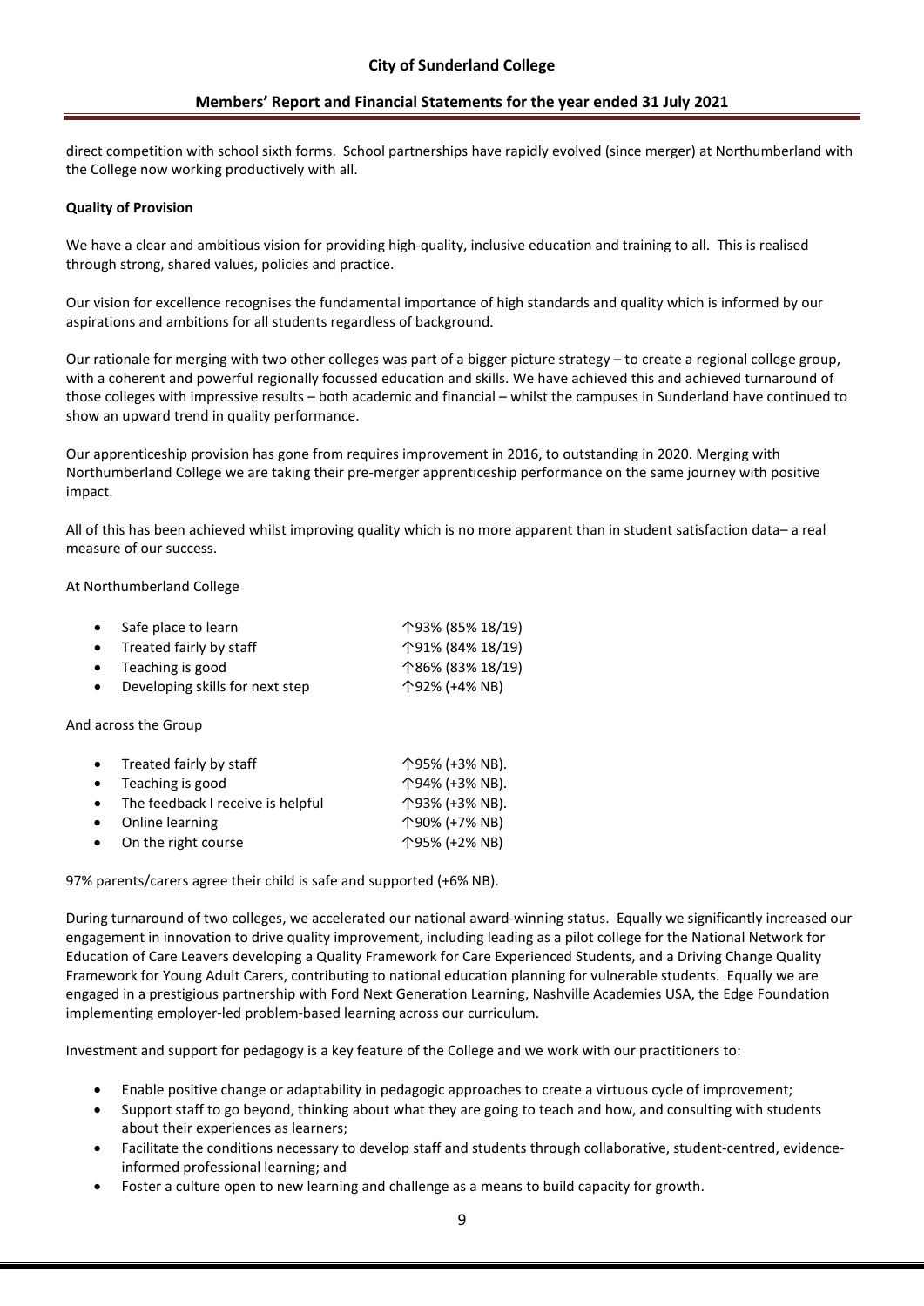direct competition with school sixth forms. School partnerships have rapidly evolved (since merger) at Northumberland with the College now working productively with all.

**Quality of Provision**

We have a clear and ambitious vision for providing high-quality, inclusive education and training to all. This is realised through strong, shared values, policies and practice.

Our vision for excellence recognises the fundamental importance of high standards and quality which is informed by our aspirations and ambitions for all students regardless of background.

Our rationale for merging with two other colleges was part of a bigger picture strategy – to create a regional college group, with a coherent and powerful regionally focussed education and skills. We have achieved this and achieved turnaround of those colleges with impressive results – both academic and financial – whilst the campuses in Sunderland have continued to show an upward trend in quality performance.

Our apprenticeship provision has gone from requires improvement in 2016, to outstanding in 2020. Merging with Northumberland College we are taking their pre-merger apprenticeship performance on the same journey with positive impact.

All of this has been achieved whilst improving quality which is no more apparent than in student satisfaction data– a real measure of our success.

At Northumberland College

- Safe place to learn ↑93% (85% 18/19)
- Treated fairly by staff ↑91% (84% 18/19)
- Teaching is good ↑86% (83% 18/19)
- Developing skills for next step ↑92% (+4% NB)

And across the Group

- Treated fairly by staff ↑95% (+3% NB).
- Teaching is good ↑94% (+3% NB).
- The feedback I receive is helpful ↑93% (+3% NB).
- Online learning ↑90% (+7% NB)
- On the right course ↑95% (+2% NB)

97% parents/carers agree their child is safe and supported (+6% NB).

During turnaround of two colleges, we accelerated our national award-winning status. Equally we significantly increased our engagement in innovation to drive quality improvement, including leading as a pilot college for the National Network for Education of Care Leavers developing a Quality Framework for Care Experienced Students, and a Driving Change Quality Framework for Young Adult Carers, contributing to national education planning for vulnerable students. Equally we are engaged in a prestigious partnership with Ford Next Generation Learning, Nashville Academies USA, the Edge Foundation implementing employer-led problem-based learning across our curriculum.

Investment and support for pedagogy is a key feature of the College and we work with our practitioners to:

- Enable positive change or adaptability in pedagogic approaches to create a virtuous cycle of improvement;
- Support staff to go beyond, thinking about what they are going to teach and how, and consulting with students about their experiences as learners;
- Facilitate the conditions necessary to develop staff and students through collaborative, student-centred, evidence-informed professional learning; and
- Foster a culture open to new learning and challenge as a means to build capacity for growth.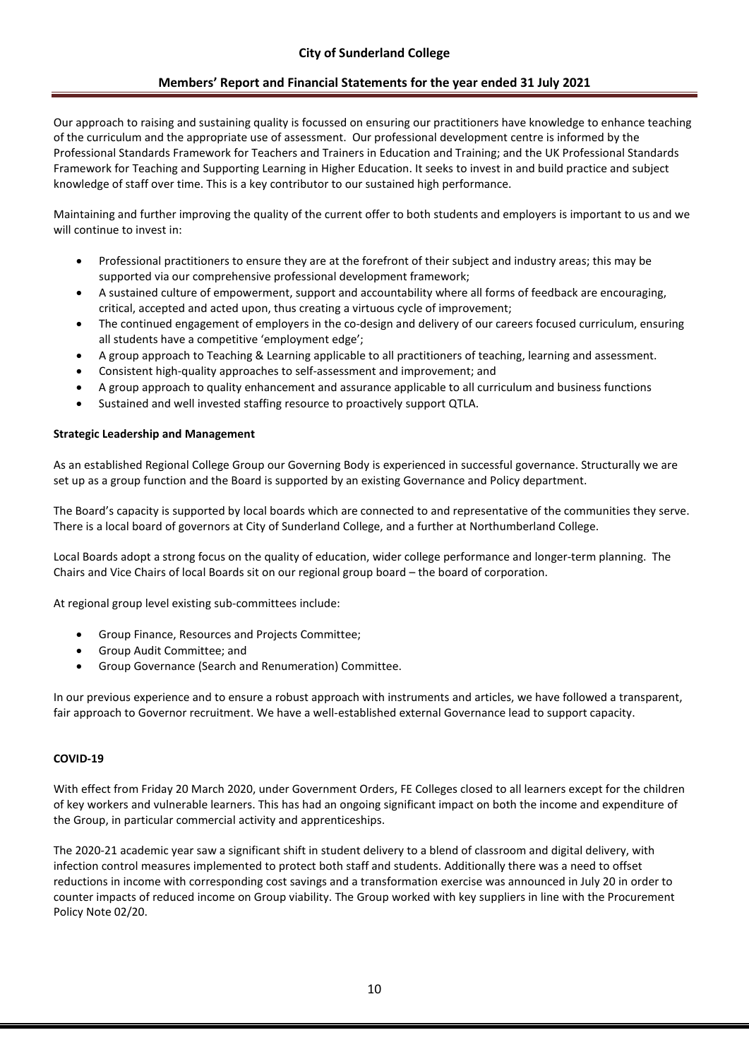Our approach to raising and sustaining quality is focussed on ensuring our practitioners have knowledge to enhance teaching of the curriculum and the appropriate use of assessment. Our professional development centre is informed by the Professional Standards Framework for Teachers and Trainers in Education and Training; and the UK Professional Standards Framework for Teaching and Supporting Learning in Higher Education. It seeks to invest in and build practice and subject knowledge of staff over time. This is a key contributor to our sustained high performance.

Maintaining and further improving the quality of the current offer to both students and employers is important to us and we will continue to invest in:

- Professional practitioners to ensure they are at the forefront of their subject and industry areas; this may be supported via our comprehensive professional development framework;
- A sustained culture of empowerment, support and accountability where all forms of feedback are encouraging, critical, accepted and acted upon, thus creating a virtuous cycle of improvement;
- The continued engagement of employers in the co-design and delivery of our careers focused curriculum, ensuring all students have a competitive 'employment edge';
- A group approach to Teaching & Learning applicable to all practitioners of teaching, learning and assessment.
- Consistent high-quality approaches to self-assessment and improvement; and
- A group approach to quality enhancement and assurance applicable to all curriculum and business functions
- Sustained and well invested staffing resource to proactively support QTLA.

**Strategic Leadership and Management**

As an established Regional College Group our Governing Body is experienced in successful governance. Structurally we are set up as a group function and the Board is supported by an existing Governance and Policy department.

The Board's capacity is supported by local boards which are connected to and representative of the communities they serve. There is a local board of governors at City of Sunderland College, and a further at Northumberland College.

Local Boards adopt a strong focus on the quality of education, wider college performance and longer-term planning. The Chairs and Vice Chairs of local Boards sit on our regional group board – the board of corporation.

At regional group level existing sub-committees include:

- Group Finance, Resources and Projects Committee;
- Group Audit Committee; and
- Group Governance (Search and Renumeration) Committee.

In our previous experience and to ensure a robust approach with instruments and articles, we have followed a transparent, fair approach to Governor recruitment. We have a well-established external Governance lead to support capacity.

**COVID-19**

With effect from Friday 20 March 2020, under Government Orders, FE Colleges closed to all learners except for the children of key workers and vulnerable learners. This has had an ongoing significant impact on both the income and expenditure of the Group, in particular commercial activity and apprenticeships.

The 2020-21 academic year saw a significant shift in student delivery to a blend of classroom and digital delivery, with infection control measures implemented to protect both staff and students. Additionally there was a need to offset reductions in income with corresponding cost savings and a transformation exercise was announced in July 20 in order to counter impacts of reduced income on Group viability. The Group worked with key suppliers in line with the Procurement Policy Note 02/20.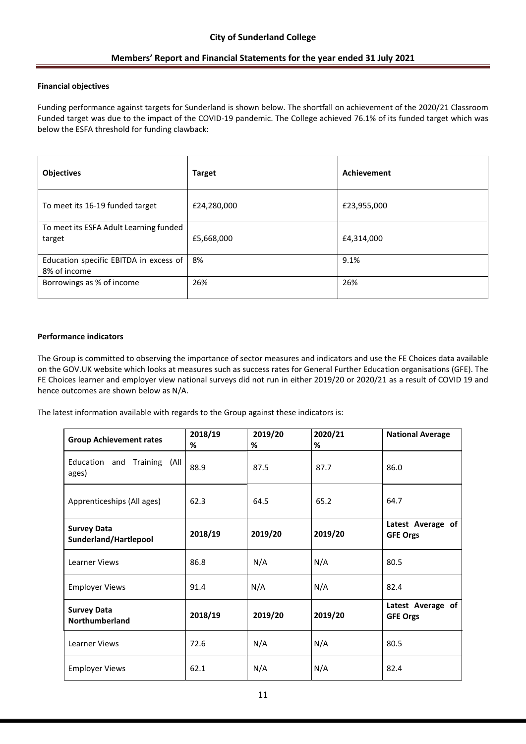### Financial objectives

Funding performance against targets for Sunderland is shown below. The shortfall on achievement of the 2020/21 Classroom Funded target was due to the impact of the COVID-19 pandemic. The College achieved 76.1% of its funded target which was below the ESFA threshold for funding clawback:

| Objectives | Target | Achievement |
|---|---|---|
| To meet its 16-19 funded target | £24,280,000 | £23,955,000 |
| To meet its ESFA Adult Learning funded target | £5,668,000 | £4,314,000 |
| Education specific EBITDA in excess of 8% of income | 8% | 9.1% |
| Borrowings as % of income | 26% | 26% |

### Performance indicators

The Group is committed to observing the importance of sector measures and indicators and use the FE Choices data available on the GOV.UK website which looks at measures such as success rates for General Further Education organisations (GFE). The FE Choices learner and employer view national surveys did not run in either 2019/20 or 2020/21 as a result of COVID 19 and hence outcomes are shown below as N/A.

The latest information available with regards to the Group against these indicators is:

| **Group Achievement rates** | **2018/19 %** | **2019/20 %** | **2020/21 %** | **National Average** |
|---|---|---|---|---|
| Education and Training (All ages) | 88.9 | 87.5 | 87.7 | 86.0 |
| Apprenticeships (All ages) | 62.3 | 64.5 | 65.2 | 64.7 |
| **Survey Data Sunderland/Hartlepool** | **2018/19** | **2019/20** | **2019/20** | **Latest Average of GFE Orgs** |
| Learner Views | 86.8 | N/A | N/A | 80.5 |
| Employer Views | 91.4 | N/A | N/A | 82.4 |
| **Survey Data Northumberland** | **2018/19** | **2019/20** | **2019/20** | **Latest Average of GFE Orgs** |
| Learner Views | 72.6 | N/A | N/A | 80.5 |
| Employer Views | 62.1 | N/A | N/A | 82.4 |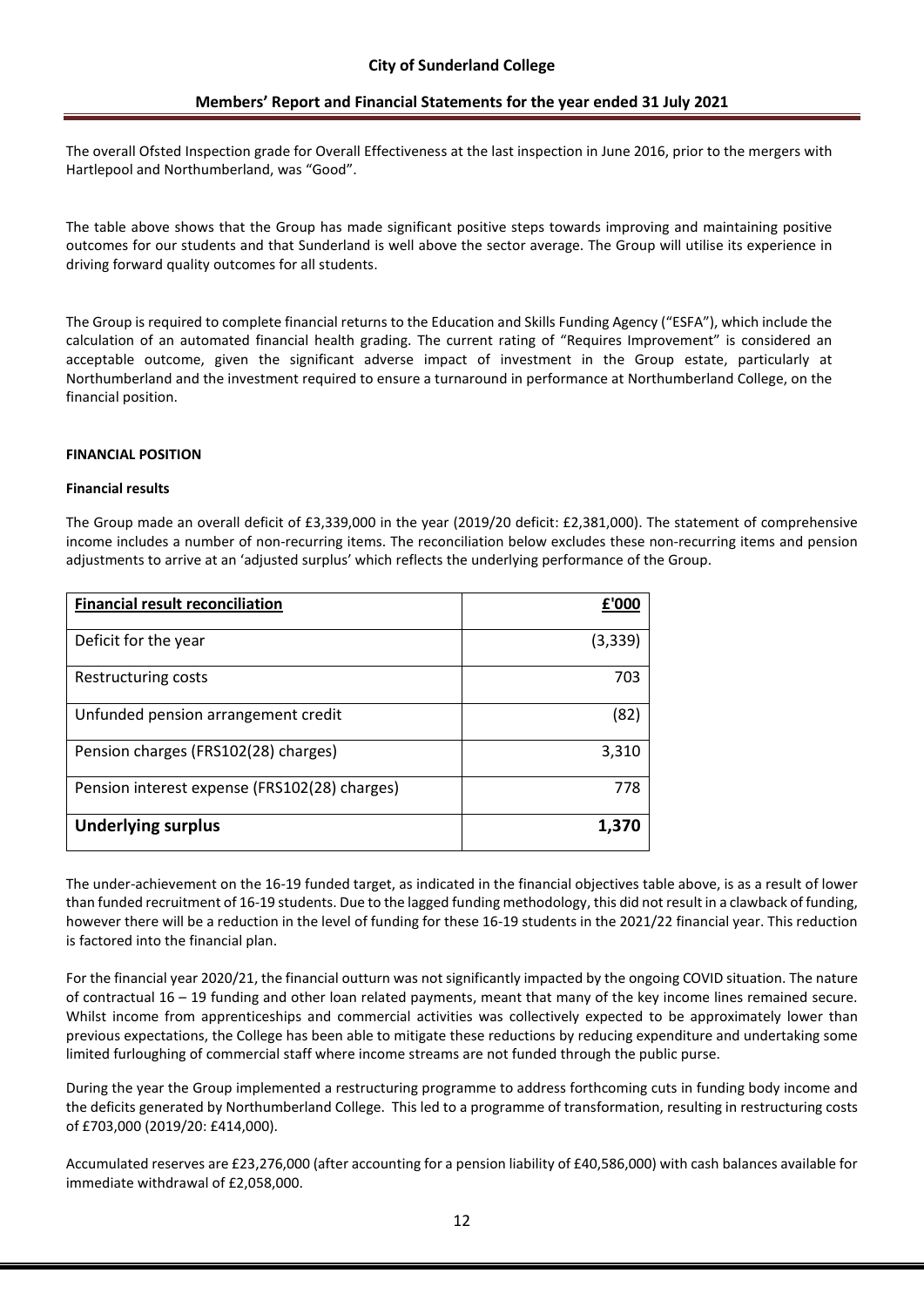The overall Ofsted Inspection grade for Overall Effectiveness at the last inspection in June 2016, prior to the mergers with Hartlepool and Northumberland, was "Good".

The table above shows that the Group has made significant positive steps towards improving and maintaining positive outcomes for our students and that Sunderland is well above the sector average. The Group will utilise its experience in driving forward quality outcomes for all students.

The Group is required to complete financial returns to the Education and Skills Funding Agency ("ESFA"), which include the calculation of an automated financial health grading. The current rating of "Requires Improvement" is considered an acceptable outcome, given the significant adverse impact of investment in the Group estate, particularly at Northumberland and the investment required to ensure a turnaround in performance at Northumberland College, on the financial position.

## FINANCIAL POSITION

### Financial results

The Group made an overall deficit of £3,339,000 in the year (2019/20 deficit: £2,381,000). The statement of comprehensive income includes a number of non-recurring items. The reconciliation below excludes these non-recurring items and pension adjustments to arrive at an 'adjusted surplus' which reflects the underlying performance of the Group.

| Financial result reconciliation | £'000 |
|---|---:|
| Deficit for the year | (3,339) |
| Restructuring costs | 703 |
| Unfunded pension arrangement credit | (82) |
| Pension charges (FRS102(28) charges) | 3,310 |
| Pension interest expense (FRS102(28) charges) | 778 |
| **Underlying surplus** | **1,370** |

The under-achievement on the 16-19 funded target, as indicated in the financial objectives table above, is as a result of lower than funded recruitment of 16-19 students. Due to the lagged funding methodology, this did not result in a clawback of funding, however there will be a reduction in the level of funding for these 16-19 students in the 2021/22 financial year. This reduction is factored into the financial plan.

For the financial year 2020/21, the financial outturn was not significantly impacted by the ongoing COVID situation. The nature of contractual 16 – 19 funding and other loan related payments, meant that many of the key income lines remained secure. Whilst income from apprenticeships and commercial activities was collectively expected to be approximately lower than previous expectations, the College has been able to mitigate these reductions by reducing expenditure and undertaking some limited furloughing of commercial staff where income streams are not funded through the public purse.

During the year the Group implemented a restructuring programme to address forthcoming cuts in funding body income and the deficits generated by Northumberland College. This led to a programme of transformation, resulting in restructuring costs of £703,000 (2019/20: £414,000).

Accumulated reserves are £23,276,000 (after accounting for a pension liability of £40,586,000) with cash balances available for immediate withdrawal of £2,058,000.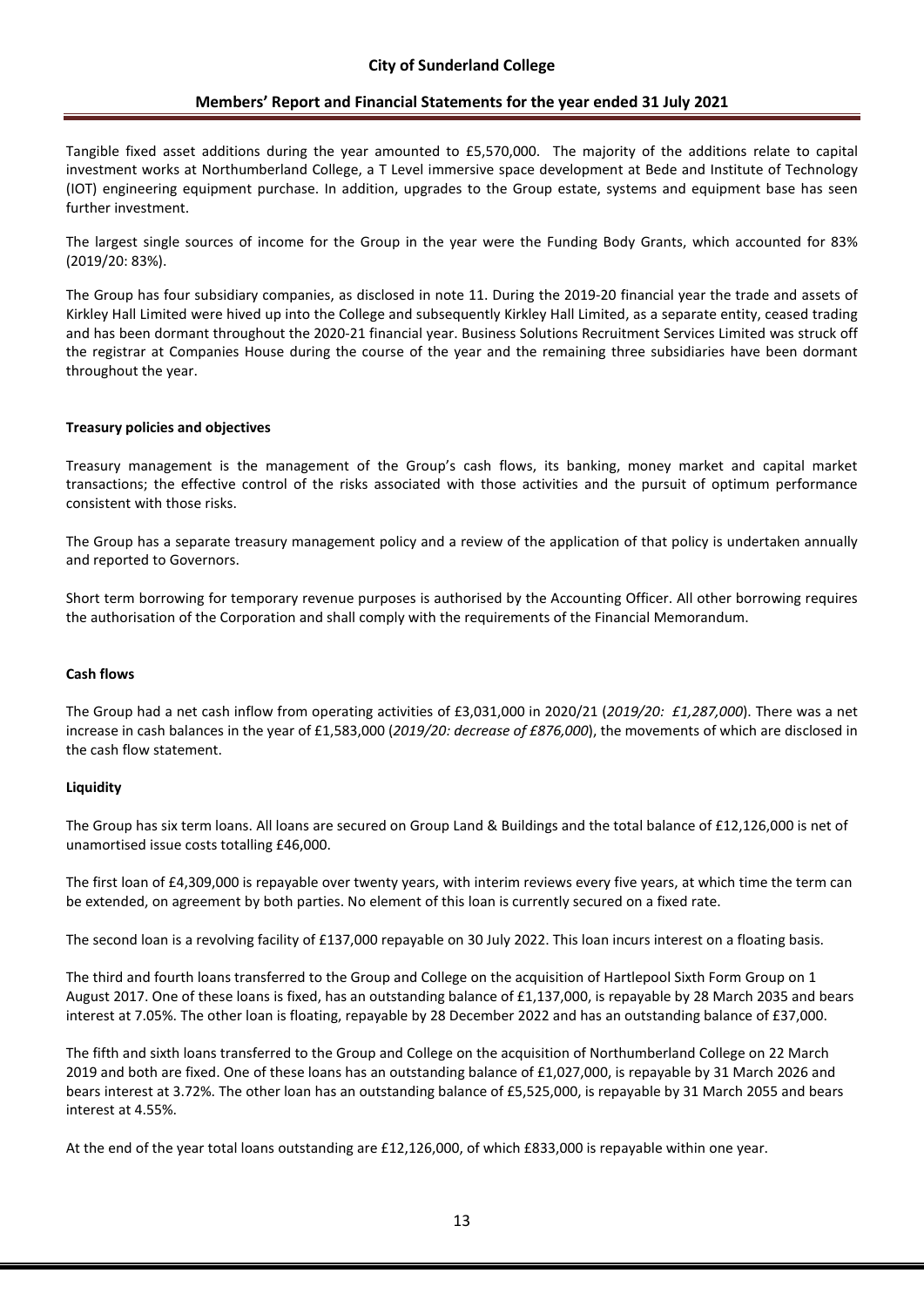Tangible fixed asset additions during the year amounted to £5,570,000. The majority of the additions relate to capital investment works at Northumberland College, a T Level immersive space development at Bede and Institute of Technology (IOT) engineering equipment purchase. In addition, upgrades to the Group estate, systems and equipment base has seen further investment.

The largest single sources of income for the Group in the year were the Funding Body Grants, which accounted for 83% (2019/20: 83%).

The Group has four subsidiary companies, as disclosed in note 11. During the 2019-20 financial year the trade and assets of Kirkley Hall Limited were hived up into the College and subsequently Kirkley Hall Limited, as a separate entity, ceased trading and has been dormant throughout the 2020-21 financial year. Business Solutions Recruitment Services Limited was struck off the registrar at Companies House during the course of the year and the remaining three subsidiaries have been dormant throughout the year.

**Treasury policies and objectives**

Treasury management is the management of the Group's cash flows, its banking, money market and capital market transactions; the effective control of the risks associated with those activities and the pursuit of optimum performance consistent with those risks.

The Group has a separate treasury management policy and a review of the application of that policy is undertaken annually and reported to Governors.

Short term borrowing for temporary revenue purposes is authorised by the Accounting Officer. All other borrowing requires the authorisation of the Corporation and shall comply with the requirements of the Financial Memorandum.

**Cash flows**

The Group had a net cash inflow from operating activities of £3,031,000 in 2020/21 (*2019/20: £1,287,000*). There was a net increase in cash balances in the year of £1,583,000 (*2019/20: decrease of £876,000*), the movements of which are disclosed in the cash flow statement.

**Liquidity**

The Group has six term loans. All loans are secured on Group Land & Buildings and the total balance of £12,126,000 is net of unamortised issue costs totalling £46,000.

The first loan of £4,309,000 is repayable over twenty years, with interim reviews every five years, at which time the term can be extended, on agreement by both parties. No element of this loan is currently secured on a fixed rate.

The second loan is a revolving facility of £137,000 repayable on 30 July 2022. This loan incurs interest on a floating basis.

The third and fourth loans transferred to the Group and College on the acquisition of Hartlepool Sixth Form Group on 1 August 2017. One of these loans is fixed, has an outstanding balance of £1,137,000, is repayable by 28 March 2035 and bears interest at 7.05%. The other loan is floating, repayable by 28 December 2022 and has an outstanding balance of £37,000.

The fifth and sixth loans transferred to the Group and College on the acquisition of Northumberland College on 22 March 2019 and both are fixed. One of these loans has an outstanding balance of £1,027,000, is repayable by 31 March 2026 and bears interest at 3.72%. The other loan has an outstanding balance of £5,525,000, is repayable by 31 March 2055 and bears interest at 4.55%.

At the end of the year total loans outstanding are £12,126,000, of which £833,000 is repayable within one year.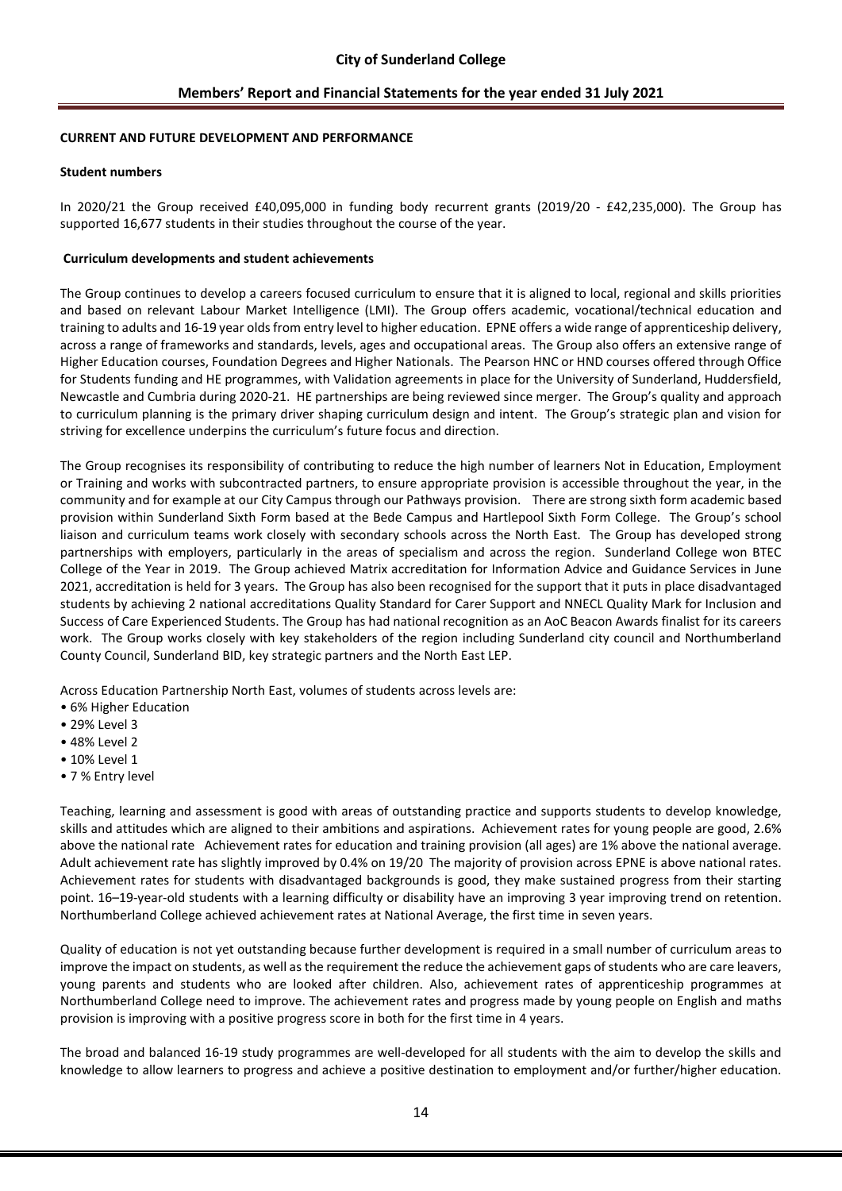**CURRENT AND FUTURE DEVELOPMENT AND PERFORMANCE**

**Student numbers**

In 2020/21 the Group received £40,095,000 in funding body recurrent grants (2019/20 - £42,235,000). The Group has supported 16,677 students in their studies throughout the course of the year.

**Curriculum developments and student achievements**

The Group continues to develop a careers focused curriculum to ensure that it is aligned to local, regional and skills priorities and based on relevant Labour Market Intelligence (LMI). The Group offers academic, vocational/technical education and training to adults and 16-19 year olds from entry level to higher education. EPNE offers a wide range of apprenticeship delivery, across a range of frameworks and standards, levels, ages and occupational areas. The Group also offers an extensive range of Higher Education courses, Foundation Degrees and Higher Nationals. The Pearson HNC or HND courses offered through Office for Students funding and HE programmes, with Validation agreements in place for the University of Sunderland, Huddersfield, Newcastle and Cumbria during 2020-21. HE partnerships are being reviewed since merger. The Group's quality and approach to curriculum planning is the primary driver shaping curriculum design and intent. The Group's strategic plan and vision for striving for excellence underpins the curriculum's future focus and direction.

The Group recognises its responsibility of contributing to reduce the high number of learners Not in Education, Employment or Training and works with subcontracted partners, to ensure appropriate provision is accessible throughout the year, in the community and for example at our City Campus through our Pathways provision. There are strong sixth form academic based provision within Sunderland Sixth Form based at the Bede Campus and Hartlepool Sixth Form College. The Group's school liaison and curriculum teams work closely with secondary schools across the North East. The Group has developed strong partnerships with employers, particularly in the areas of specialism and across the region. Sunderland College won BTEC College of the Year in 2019. The Group achieved Matrix accreditation for Information Advice and Guidance Services in June 2021, accreditation is held for 3 years. The Group has also been recognised for the support that it puts in place disadvantaged students by achieving 2 national accreditations Quality Standard for Carer Support and NNECL Quality Mark for Inclusion and Success of Care Experienced Students. The Group has had national recognition as an AoC Beacon Awards finalist for its careers work. The Group works closely with key stakeholders of the region including Sunderland city council and Northumberland County Council, Sunderland BID, key strategic partners and the North East LEP.

Across Education Partnership North East, volumes of students across levels are:

- 6% Higher Education
- 29% Level 3
- 48% Level 2
- 10% Level 1
- 7 % Entry level

Teaching, learning and assessment is good with areas of outstanding practice and supports students to develop knowledge, skills and attitudes which are aligned to their ambitions and aspirations. Achievement rates for young people are good, 2.6% above the national rate Achievement rates for education and training provision (all ages) are 1% above the national average. Adult achievement rate has slightly improved by 0.4% on 19/20 The majority of provision across EPNE is above national rates. Achievement rates for students with disadvantaged backgrounds is good, they make sustained progress from their starting point. 16–19-year-old students with a learning difficulty or disability have an improving 3 year improving trend on retention. Northumberland College achieved achievement rates at National Average, the first time in seven years.

Quality of education is not yet outstanding because further development is required in a small number of curriculum areas to improve the impact on students, as well as the requirement the reduce the achievement gaps of students who are care leavers, young parents and students who are looked after children. Also, achievement rates of apprenticeship programmes at Northumberland College need to improve. The achievement rates and progress made by young people on English and maths provision is improving with a positive progress score in both for the first time in 4 years.

The broad and balanced 16-19 study programmes are well-developed for all students with the aim to develop the skills and knowledge to allow learners to progress and achieve a positive destination to employment and/or further/higher education.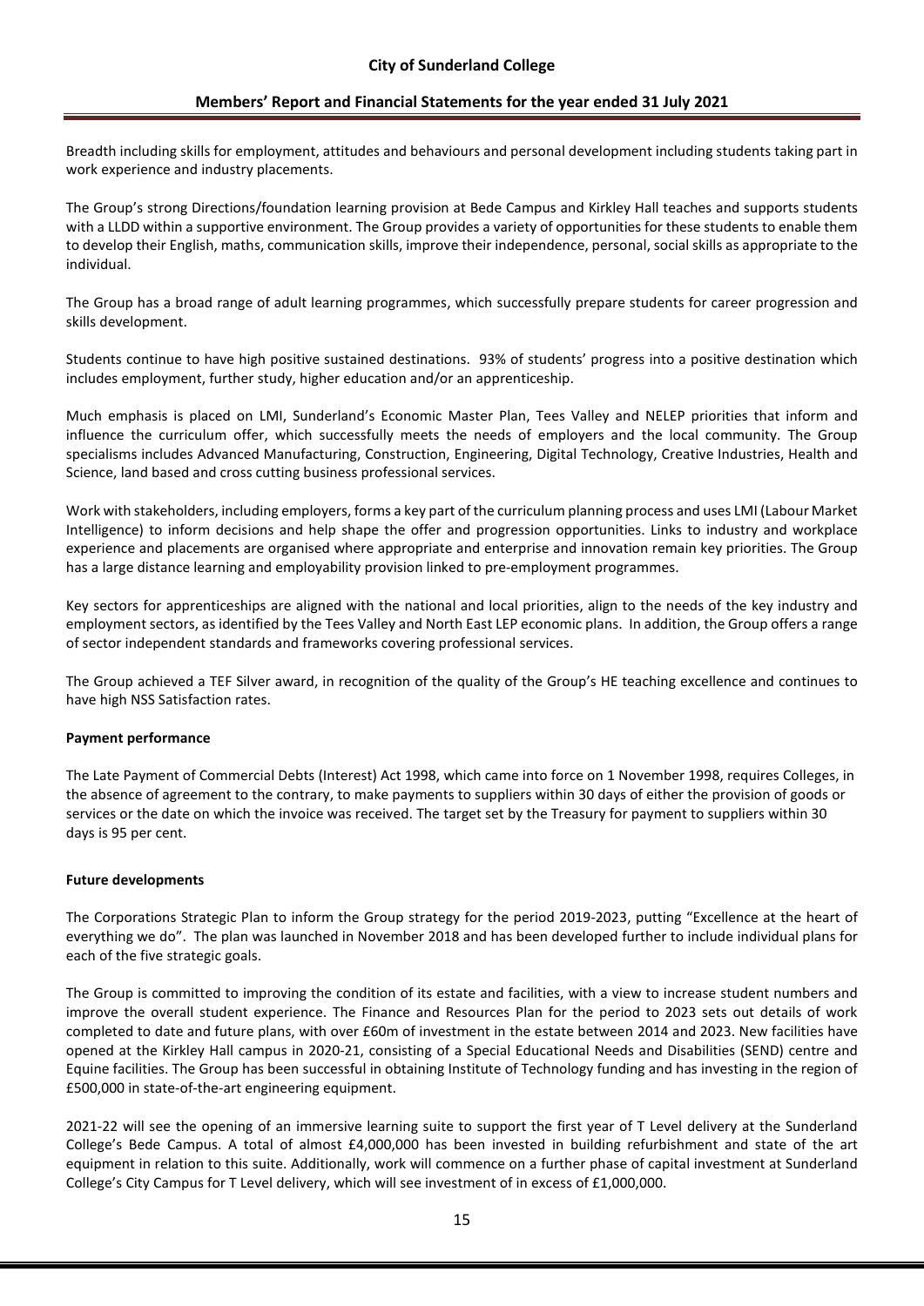Breadth including skills for employment, attitudes and behaviours and personal development including students taking part in work experience and industry placements.

The Group's strong Directions/foundation learning provision at Bede Campus and Kirkley Hall teaches and supports students with a LLDD within a supportive environment. The Group provides a variety of opportunities for these students to enable them to develop their English, maths, communication skills, improve their independence, personal, social skills as appropriate to the individual.

The Group has a broad range of adult learning programmes, which successfully prepare students for career progression and skills development.

Students continue to have high positive sustained destinations. 93% of students' progress into a positive destination which includes employment, further study, higher education and/or an apprenticeship.

Much emphasis is placed on LMI, Sunderland's Economic Master Plan, Tees Valley and NELEP priorities that inform and influence the curriculum offer, which successfully meets the needs of employers and the local community. The Group specialisms includes Advanced Manufacturing, Construction, Engineering, Digital Technology, Creative Industries, Health and Science, land based and cross cutting business professional services.

Work with stakeholders, including employers, forms a key part of the curriculum planning process and uses LMI (Labour Market Intelligence) to inform decisions and help shape the offer and progression opportunities. Links to industry and workplace experience and placements are organised where appropriate and enterprise and innovation remain key priorities. The Group has a large distance learning and employability provision linked to pre-employment programmes.

Key sectors for apprenticeships are aligned with the national and local priorities, align to the needs of the key industry and employment sectors, as identified by the Tees Valley and North East LEP economic plans. In addition, the Group offers a range of sector independent standards and frameworks covering professional services.

The Group achieved a TEF Silver award, in recognition of the quality of the Group's HE teaching excellence and continues to have high NSS Satisfaction rates.

**Payment performance**

The Late Payment of Commercial Debts (Interest) Act 1998, which came into force on 1 November 1998, requires Colleges, in the absence of agreement to the contrary, to make payments to suppliers within 30 days of either the provision of goods or services or the date on which the invoice was received. The target set by the Treasury for payment to suppliers within 30 days is 95 per cent.

**Future developments**

The Corporations Strategic Plan to inform the Group strategy for the period 2019-2023, putting "Excellence at the heart of everything we do". The plan was launched in November 2018 and has been developed further to include individual plans for each of the five strategic goals.

The Group is committed to improving the condition of its estate and facilities, with a view to increase student numbers and improve the overall student experience. The Finance and Resources Plan for the period to 2023 sets out details of work completed to date and future plans, with over £60m of investment in the estate between 2014 and 2023. New facilities have opened at the Kirkley Hall campus in 2020-21, consisting of a Special Educational Needs and Disabilities (SEND) centre and Equine facilities. The Group has been successful in obtaining Institute of Technology funding and has investing in the region of £500,000 in state-of-the-art engineering equipment.

2021-22 will see the opening of an immersive learning suite to support the first year of T Level delivery at the Sunderland College's Bede Campus. A total of almost £4,000,000 has been invested in building refurbishment and state of the art equipment in relation to this suite. Additionally, work will commence on a further phase of capital investment at Sunderland College's City Campus for T Level delivery, which will see investment of in excess of £1,000,000.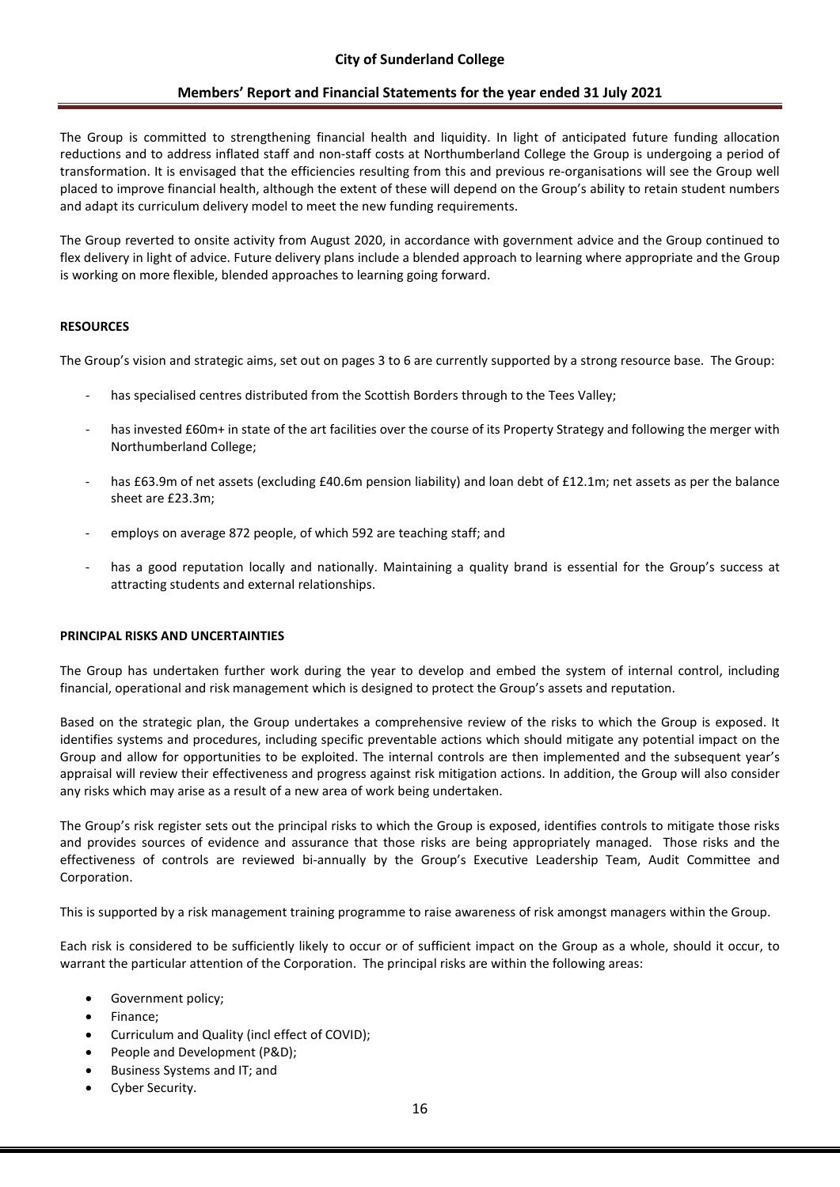The Group is committed to strengthening financial health and liquidity. In light of anticipated future funding allocation reductions and to address inflated staff and non-staff costs at Northumberland College the Group is undergoing a period of transformation. It is envisaged that the efficiencies resulting from this and previous re-organisations will see the Group well placed to improve financial health, although the extent of these will depend on the Group's ability to retain student numbers and adapt its curriculum delivery model to meet the new funding requirements.

The Group reverted to onsite activity from August 2020, in accordance with government advice and the Group continued to flex delivery in light of advice. Future delivery plans include a blended approach to learning where appropriate and the Group is working on more flexible, blended approaches to learning going forward.

## RESOURCES

The Group's vision and strategic aims, set out on pages 3 to 6 are currently supported by a strong resource base. The Group:

- has specialised centres distributed from the Scottish Borders through to the Tees Valley;
- has invested £60m+ in state of the art facilities over the course of its Property Strategy and following the merger with Northumberland College;
- has £63.9m of net assets (excluding £40.6m pension liability) and loan debt of £12.1m; net assets as per the balance sheet are £23.3m;
- employs on average 872 people, of which 592 are teaching staff; and
- has a good reputation locally and nationally. Maintaining a quality brand is essential for the Group's success at attracting students and external relationships.

## PRINCIPAL RISKS AND UNCERTAINTIES

The Group has undertaken further work during the year to develop and embed the system of internal control, including financial, operational and risk management which is designed to protect the Group's assets and reputation.

Based on the strategic plan, the Group undertakes a comprehensive review of the risks to which the Group is exposed. It identifies systems and procedures, including specific preventable actions which should mitigate any potential impact on the Group and allow for opportunities to be exploited. The internal controls are then implemented and the subsequent year's appraisal will review their effectiveness and progress against risk mitigation actions. In addition, the Group will also consider any risks which may arise as a result of a new area of work being undertaken.

The Group's risk register sets out the principal risks to which the Group is exposed, identifies controls to mitigate those risks and provides sources of evidence and assurance that those risks are being appropriately managed. Those risks and the effectiveness of controls are reviewed bi-annually by the Group's Executive Leadership Team, Audit Committee and Corporation.

This is supported by a risk management training programme to raise awareness of risk amongst managers within the Group.

Each risk is considered to be sufficiently likely to occur or of sufficient impact on the Group as a whole, should it occur, to warrant the particular attention of the Corporation. The principal risks are within the following areas:

- Government policy;
- Finance;
- Curriculum and Quality (incl effect of COVID);
- People and Development (P&D);
- Business Systems and IT; and
- Cyber Security.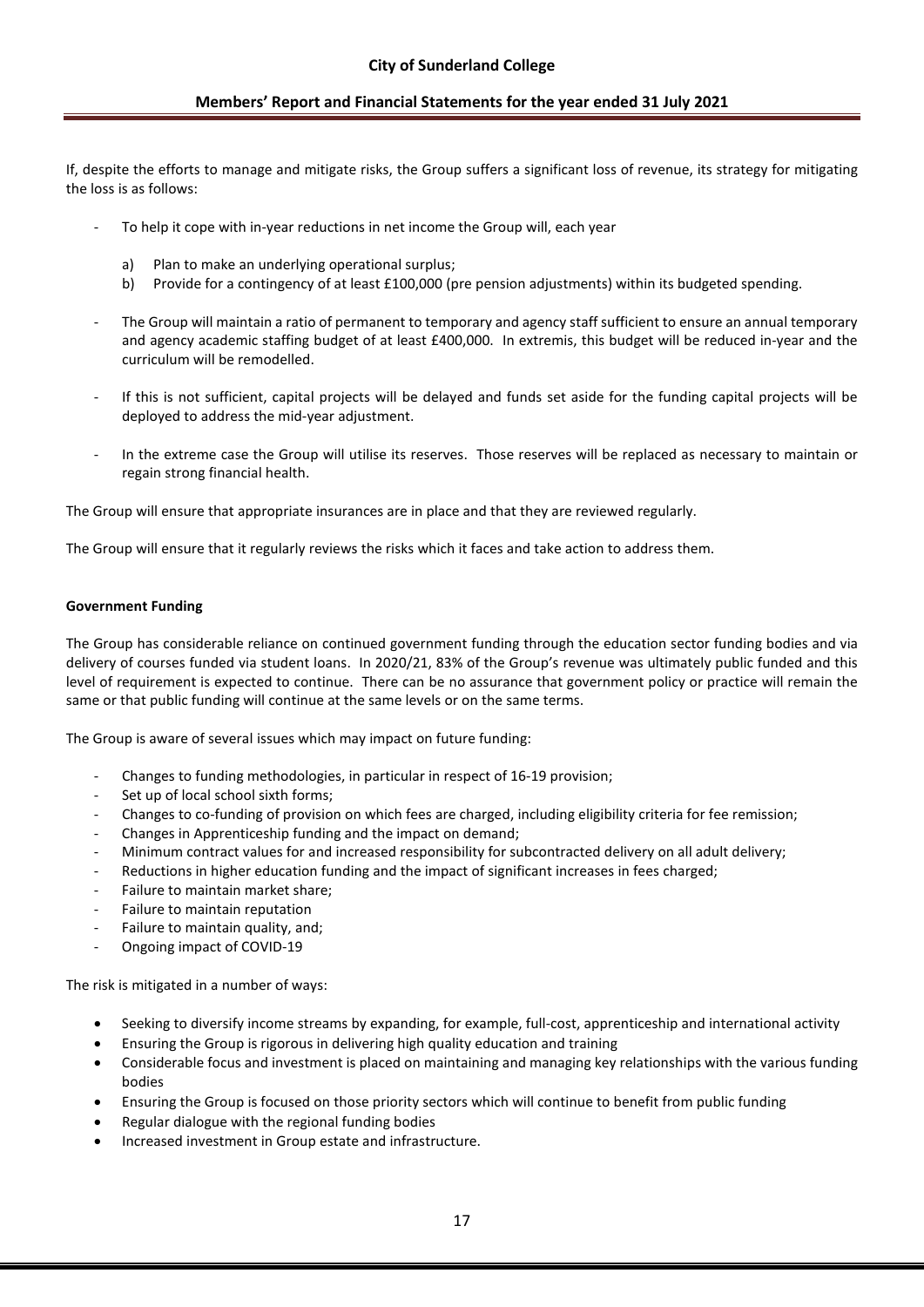If, despite the efforts to manage and mitigate risks, the Group suffers a significant loss of revenue, its strategy for mitigating the loss is as follows:

- To help it cope with in-year reductions in net income the Group will, each year

    a) Plan to make an underlying operational surplus;
    b) Provide for a contingency of at least £100,000 (pre pension adjustments) within its budgeted spending.

- The Group will maintain a ratio of permanent to temporary and agency staff sufficient to ensure an annual temporary and agency academic staffing budget of at least £400,000. In extremis, this budget will be reduced in-year and the curriculum will be remodelled.

- If this is not sufficient, capital projects will be delayed and funds set aside for the funding capital projects will be deployed to address the mid-year adjustment.

- In the extreme case the Group will utilise its reserves. Those reserves will be replaced as necessary to maintain or regain strong financial health.

The Group will ensure that appropriate insurances are in place and that they are reviewed regularly.

The Group will ensure that it regularly reviews the risks which it faces and take action to address them.

**Government Funding**

The Group has considerable reliance on continued government funding through the education sector funding bodies and via delivery of courses funded via student loans. In 2020/21, 83% of the Group's revenue was ultimately public funded and this level of requirement is expected to continue. There can be no assurance that government policy or practice will remain the same or that public funding will continue at the same levels or on the same terms.

The Group is aware of several issues which may impact on future funding:

- Changes to funding methodologies, in particular in respect of 16-19 provision;
- Set up of local school sixth forms;
- Changes to co-funding of provision on which fees are charged, including eligibility criteria for fee remission;
- Changes in Apprenticeship funding and the impact on demand;
- Minimum contract values for and increased responsibility for subcontracted delivery on all adult delivery;
- Reductions in higher education funding and the impact of significant increases in fees charged;
- Failure to maintain market share;
- Failure to maintain reputation
- Failure to maintain quality, and;
- Ongoing impact of COVID-19

The risk is mitigated in a number of ways:

- Seeking to diversify income streams by expanding, for example, full-cost, apprenticeship and international activity
- Ensuring the Group is rigorous in delivering high quality education and training
- Considerable focus and investment is placed on maintaining and managing key relationships with the various funding bodies
- Ensuring the Group is focused on those priority sectors which will continue to benefit from public funding
- Regular dialogue with the regional funding bodies
- Increased investment in Group estate and infrastructure.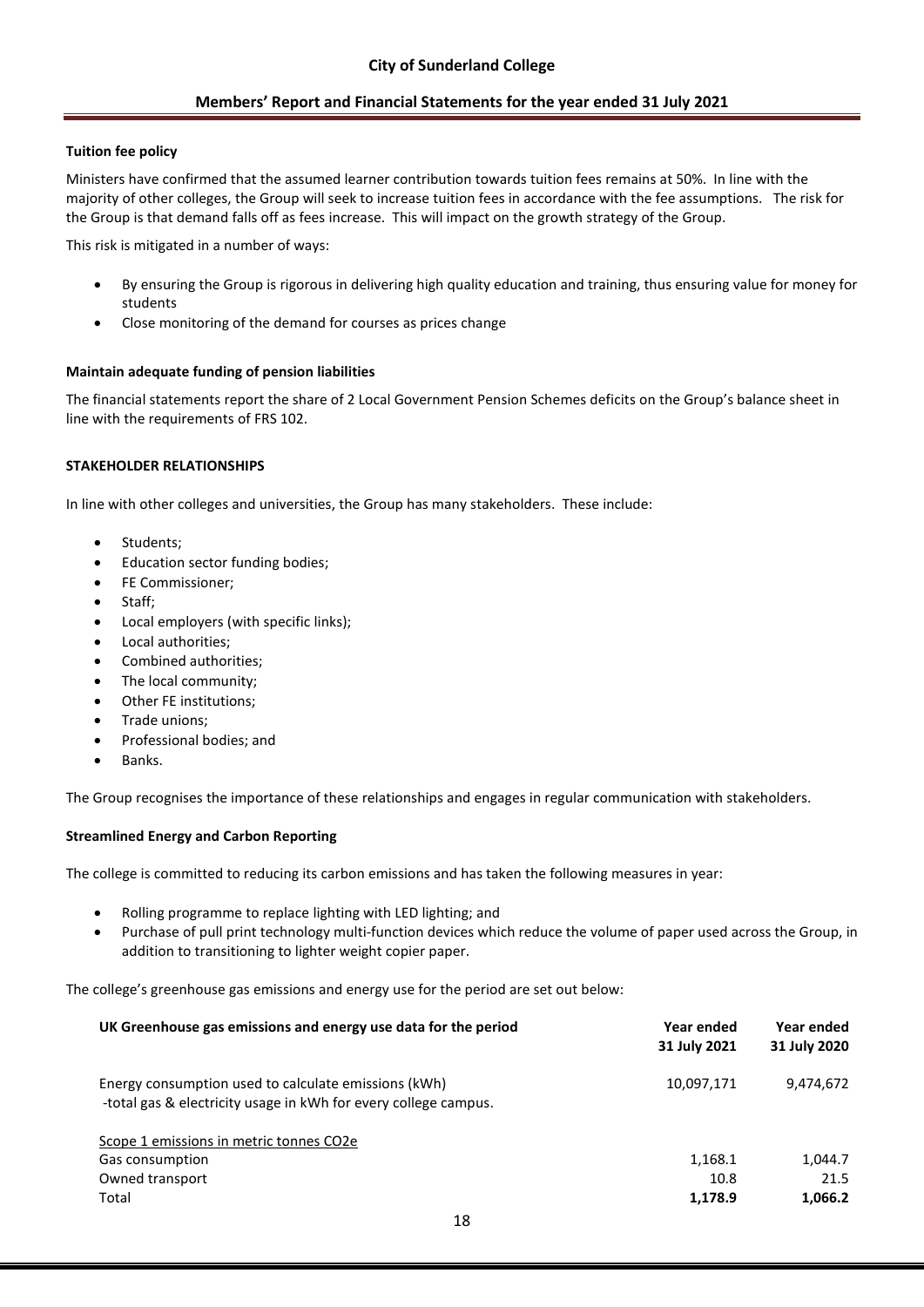#### Tuition fee policy

Ministers have confirmed that the assumed learner contribution towards tuition fees remains at 50%. In line with the majority of other colleges, the Group will seek to increase tuition fees in accordance with the fee assumptions. The risk for the Group is that demand falls off as fees increase. This will impact on the growth strategy of the Group.

This risk is mitigated in a number of ways:

- By ensuring the Group is rigorous in delivering high quality education and training, thus ensuring value for money for students
- Close monitoring of the demand for courses as prices change

#### Maintain adequate funding of pension liabilities

The financial statements report the share of 2 Local Government Pension Schemes deficits on the Group's balance sheet in line with the requirements of FRS 102.

### STAKEHOLDER RELATIONSHIPS

In line with other colleges and universities, the Group has many stakeholders. These include:

- Students;
- Education sector funding bodies;
- FE Commissioner;
- Staff;
- Local employers (with specific links);
- Local authorities;
- Combined authorities;
- The local community;
- Other FE institutions;
- Trade unions;
- Professional bodies; and
- Banks.

The Group recognises the importance of these relationships and engages in regular communication with stakeholders.

#### Streamlined Energy and Carbon Reporting

The college is committed to reducing its carbon emissions and has taken the following measures in year:

- Rolling programme to replace lighting with LED lighting; and
- Purchase of pull print technology multi-function devices which reduce the volume of paper used across the Group, in addition to transitioning to lighter weight copier paper.

The college's greenhouse gas emissions and energy use for the period are set out below:

| UK Greenhouse gas emissions and energy use data for the period | Year ended 31 July 2021 | Year ended 31 July 2020 |
|---|---|---|
| Energy consumption used to calculate emissions (kWh) -total gas & electricity usage in kWh for every college campus. | 10,097,171 | 9,474,672 |
| Scope 1 emissions in metric tonnes CO2e | | |
| Gas consumption | 1,168.1 | 1,044.7 |
| Owned transport | 10.8 | 21.5 |
| Total | **1,178.9** | **1,066.2** |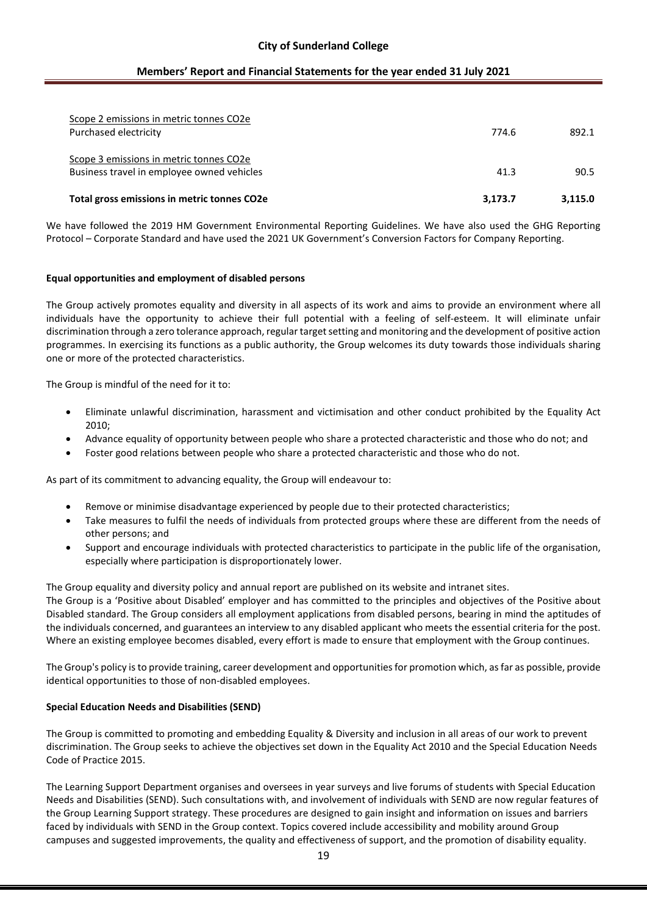| | | |
|---|---|---|
| Scope 2 emissions in metric tonnes $CO_2e$ | | |
| Purchased electricity | 774.6 | 892.1 |
| Scope 3 emissions in metric tonnes $CO_2e$ | | |
| Business travel in employee owned vehicles | 41.3 | 90.5 |
| **Total gross emissions in metric tonnes $CO_2e$** | **3,173.7** | **3,115.0** |

We have followed the 2019 HM Government Environmental Reporting Guidelines. We have also used the GHG Reporting Protocol – Corporate Standard and have used the 2021 UK Government's Conversion Factors for Company Reporting.

**Equal opportunities and employment of disabled persons**

The Group actively promotes equality and diversity in all aspects of its work and aims to provide an environment where all individuals have the opportunity to achieve their full potential with a feeling of self-esteem. It will eliminate unfair discrimination through a zero tolerance approach, regular target setting and monitoring and the development of positive action programmes. In exercising its functions as a public authority, the Group welcomes its duty towards those individuals sharing one or more of the protected characteristics.

The Group is mindful of the need for it to:

- Eliminate unlawful discrimination, harassment and victimisation and other conduct prohibited by the Equality Act 2010;
- Advance equality of opportunity between people who share a protected characteristic and those who do not; and
- Foster good relations between people who share a protected characteristic and those who do not.

As part of its commitment to advancing equality, the Group will endeavour to:

- Remove or minimise disadvantage experienced by people due to their protected characteristics;
- Take measures to fulfil the needs of individuals from protected groups where these are different from the needs of other persons; and
- Support and encourage individuals with protected characteristics to participate in the public life of the organisation, especially where participation is disproportionately lower.

The Group equality and diversity policy and annual report are published on its website and intranet sites.

The Group is a 'Positive about Disabled' employer and has committed to the principles and objectives of the Positive about Disabled standard. The Group considers all employment applications from disabled persons, bearing in mind the aptitudes of the individuals concerned, and guarantees an interview to any disabled applicant who meets the essential criteria for the post. Where an existing employee becomes disabled, every effort is made to ensure that employment with the Group continues.

The Group's policy is to provide training, career development and opportunities for promotion which, as far as possible, provide identical opportunities to those of non-disabled employees.

**Special Education Needs and Disabilities (SEND)**

The Group is committed to promoting and embedding Equality & Diversity and inclusion in all areas of our work to prevent discrimination. The Group seeks to achieve the objectives set down in the Equality Act 2010 and the Special Education Needs Code of Practice 2015.

The Learning Support Department organises and oversees in year surveys and live forums of students with Special Education Needs and Disabilities (SEND). Such consultations with, and involvement of individuals with SEND are now regular features of the Group Learning Support strategy. These procedures are designed to gain insight and information on issues and barriers faced by individuals with SEND in the Group context. Topics covered include accessibility and mobility around Group campuses and suggested improvements, the quality and effectiveness of support, and the promotion of disability equality.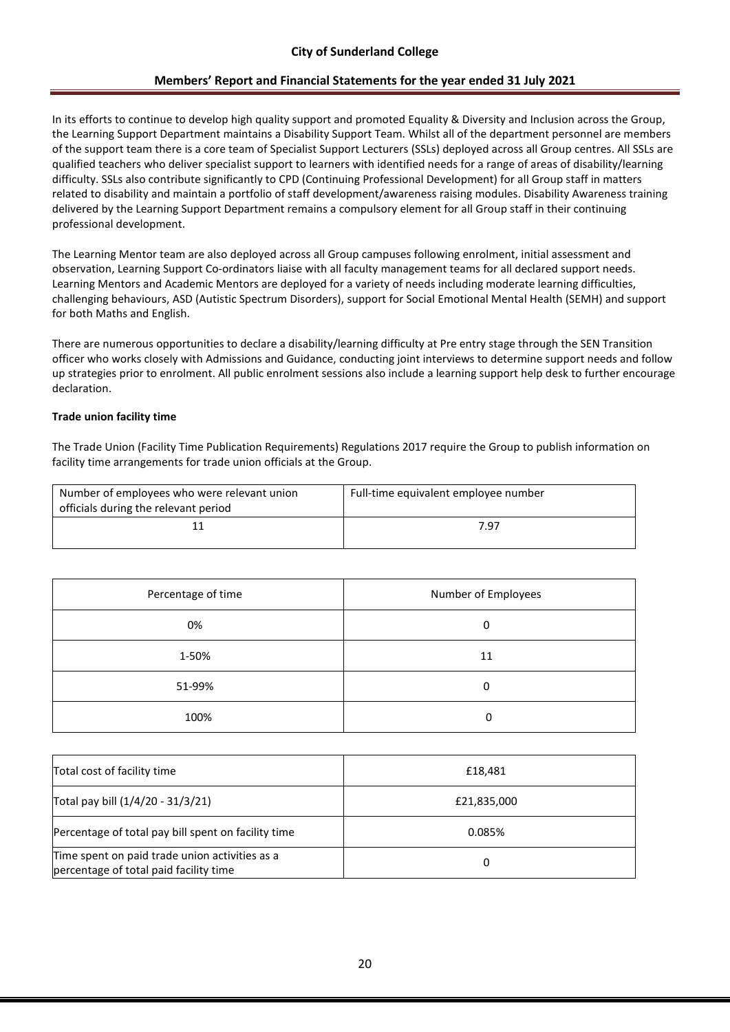In its efforts to continue to develop high quality support and promoted Equality & Diversity and Inclusion across the Group, the Learning Support Department maintains a Disability Support Team. Whilst all of the department personnel are members of the support team there is a core team of Specialist Support Lecturers (SSLs) deployed across all Group centres. All SSLs are qualified teachers who deliver specialist support to learners with identified needs for a range of areas of disability/learning difficulty. SSLs also contribute significantly to CPD (Continuing Professional Development) for all Group staff in matters related to disability and maintain a portfolio of staff development/awareness raising modules. Disability Awareness training delivered by the Learning Support Department remains a compulsory element for all Group staff in their continuing professional development.

The Learning Mentor team are also deployed across all Group campuses following enrolment, initial assessment and observation, Learning Support Co-ordinators liaise with all faculty management teams for all declared support needs. Learning Mentors and Academic Mentors are deployed for a variety of needs including moderate learning difficulties, challenging behaviours, ASD (Autistic Spectrum Disorders), support for Social Emotional Mental Health (SEMH) and support for both Maths and English.

There are numerous opportunities to declare a disability/learning difficulty at Pre entry stage through the SEN Transition officer who works closely with Admissions and Guidance, conducting joint interviews to determine support needs and follow up strategies prior to enrolment. All public enrolment sessions also include a learning support help desk to further encourage declaration.

**Trade union facility time**

The Trade Union (Facility Time Publication Requirements) Regulations 2017 require the Group to publish information on facility time arrangements for trade union officials at the Group.

| Number of employees who were relevant union officials during the relevant period | Full-time equivalent employee number |
|---|---|
| 11 | 7.97 |

| Percentage of time | Number of Employees |
|---|---|
| 0% | 0 |
| 1-50% | 11 |
| 51-99% | 0 |
| 100% | 0 |

| Total cost of facility time | £18,481 |
|---|---|
| Total pay bill (1/4/20 - 31/3/21) | £21,835,000 |
| Percentage of total pay bill spent on facility time | 0.085% |
| Time spent on paid trade union activities as a percentage of total paid facility time | 0 |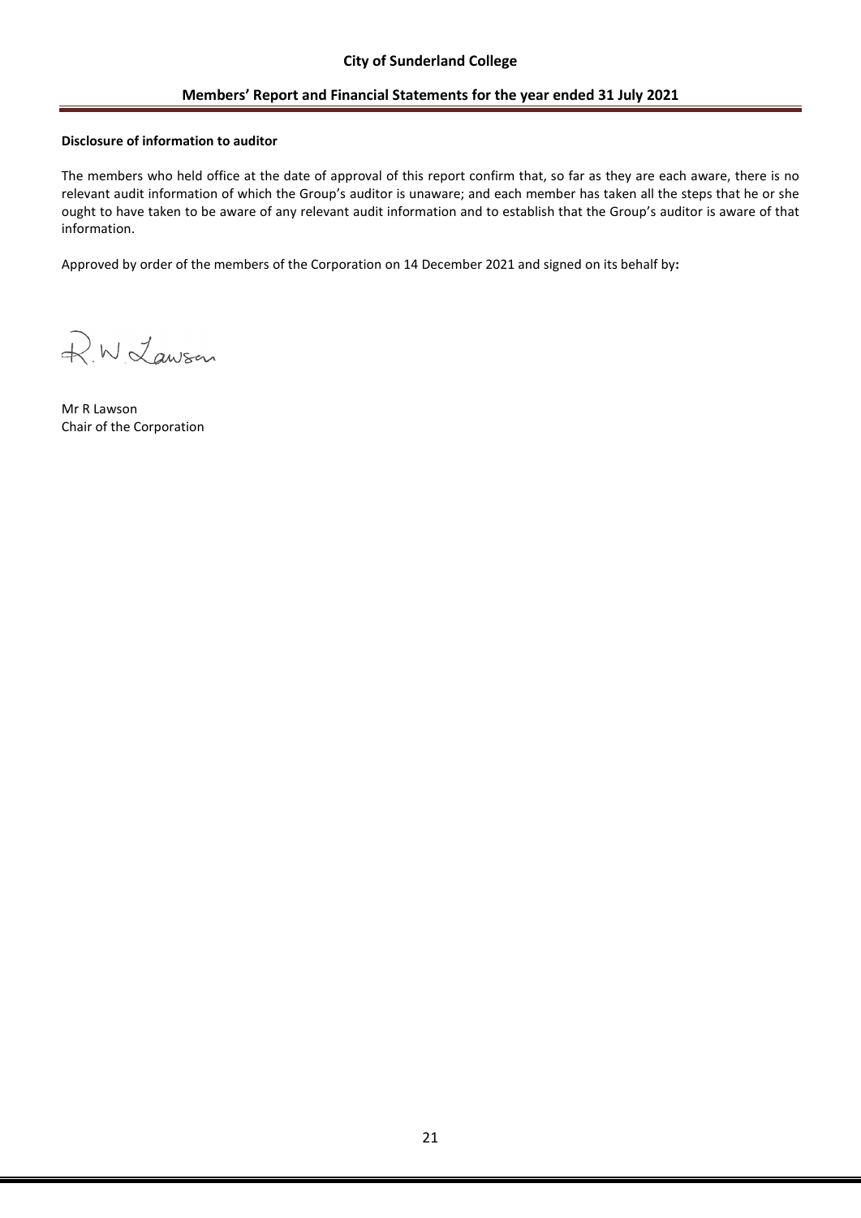**Disclosure of information to auditor**

The members who held office at the date of approval of this report confirm that, so far as they are each aware, there is no relevant audit information of which the Group's auditor is unaware; and each member has taken all the steps that he or she ought to have taken to be aware of any relevant audit information and to establish that the Group's auditor is aware of that information.

Approved by order of the members of the Corporation on 14 December 2021 and signed on its behalf by**:**

R.W Lawson

Mr R Lawson
Chair of the Corporation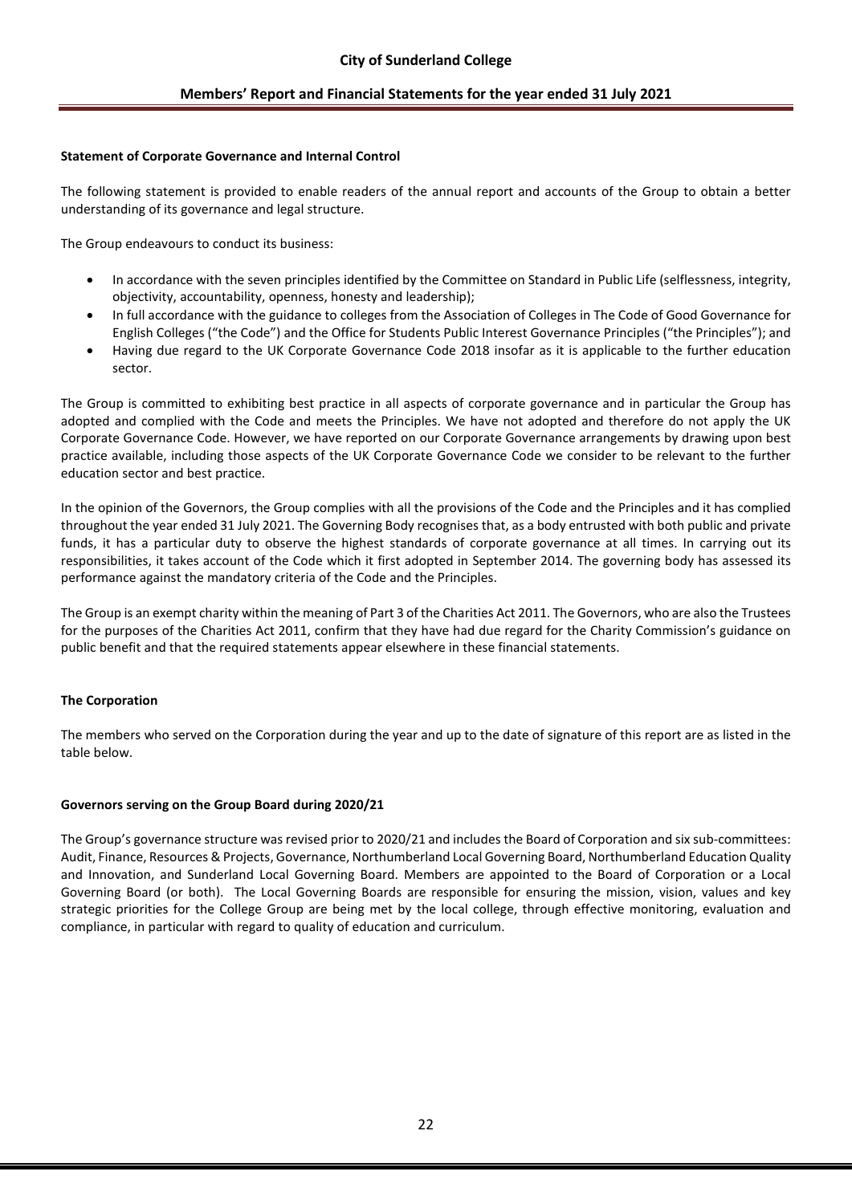### Statement of Corporate Governance and Internal Control

The following statement is provided to enable readers of the annual report and accounts of the Group to obtain a better understanding of its governance and legal structure.

The Group endeavours to conduct its business:

- In accordance with the seven principles identified by the Committee on Standard in Public Life (selflessness, integrity, objectivity, accountability, openness, honesty and leadership);
- In full accordance with the guidance to colleges from the Association of Colleges in The Code of Good Governance for English Colleges ("the Code") and the Office for Students Public Interest Governance Principles ("the Principles"); and
- Having due regard to the UK Corporate Governance Code 2018 insofar as it is applicable to the further education sector.

The Group is committed to exhibiting best practice in all aspects of corporate governance and in particular the Group has adopted and complied with the Code and meets the Principles. We have not adopted and therefore do not apply the UK Corporate Governance Code. However, we have reported on our Corporate Governance arrangements by drawing upon best practice available, including those aspects of the UK Corporate Governance Code we consider to be relevant to the further education sector and best practice.

In the opinion of the Governors, the Group complies with all the provisions of the Code and the Principles and it has complied throughout the year ended 31 July 2021. The Governing Body recognises that, as a body entrusted with both public and private funds, it has a particular duty to observe the highest standards of corporate governance at all times. In carrying out its responsibilities, it takes account of the Code which it first adopted in September 2014. The governing body has assessed its performance against the mandatory criteria of the Code and the Principles.

The Group is an exempt charity within the meaning of Part 3 of the Charities Act 2011. The Governors, who are also the Trustees for the purposes of the Charities Act 2011, confirm that they have had due regard for the Charity Commission's guidance on public benefit and that the required statements appear elsewhere in these financial statements.

### The Corporation

The members who served on the Corporation during the year and up to the date of signature of this report are as listed in the table below.

### Governors serving on the Group Board during 2020/21

The Group's governance structure was revised prior to 2020/21 and includes the Board of Corporation and six sub-committees: Audit, Finance, Resources & Projects, Governance, Northumberland Local Governing Board, Northumberland Education Quality and Innovation, and Sunderland Local Governing Board. Members are appointed to the Board of Corporation or a Local Governing Board (or both). The Local Governing Boards are responsible for ensuring the mission, vision, values and key strategic priorities for the College Group are being met by the local college, through effective monitoring, evaluation and compliance, in particular with regard to quality of education and curriculum.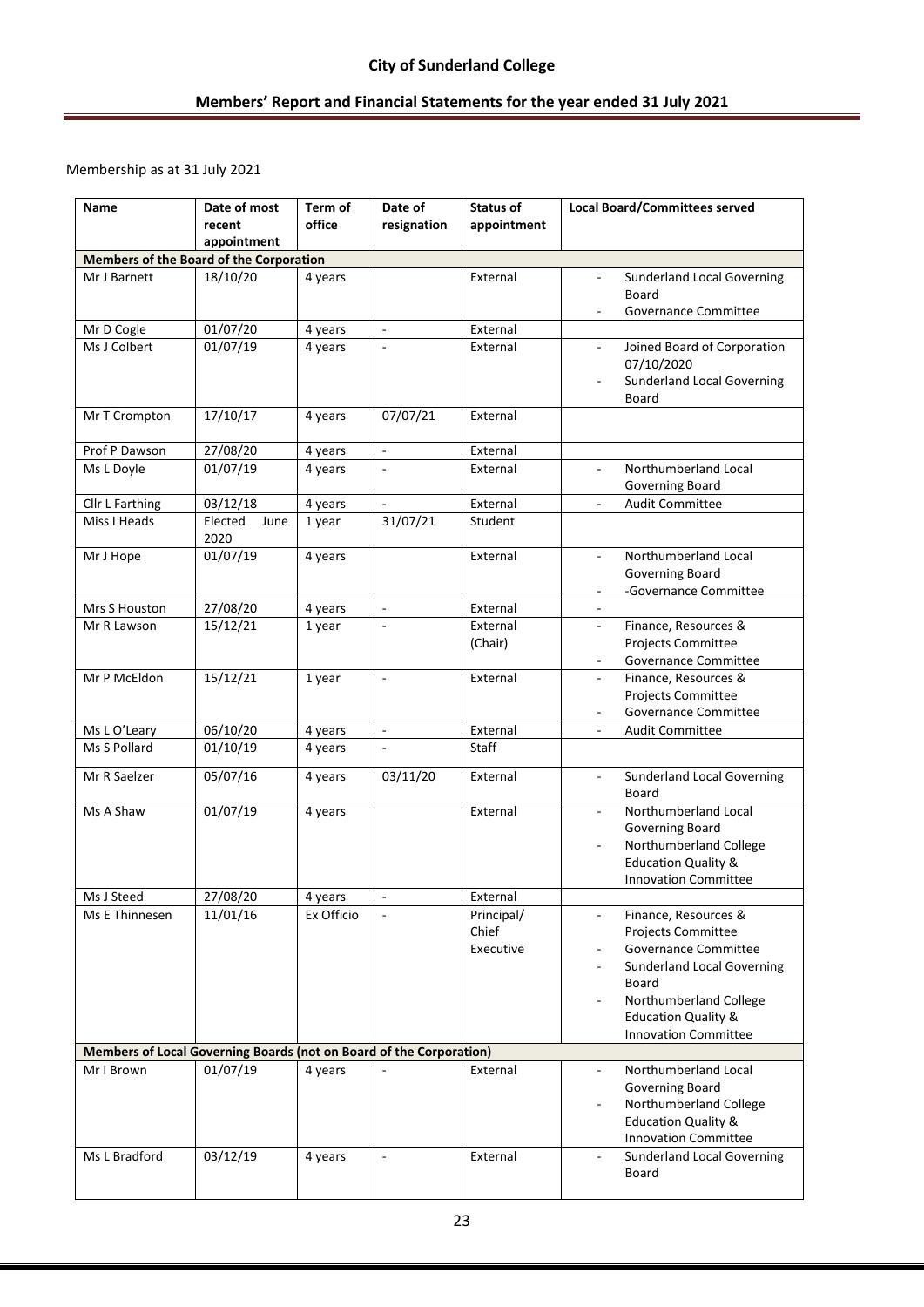Membership as at 31 July 2021

| Name | Date of most recent appointment | Term of office | Date of resignation | Status of appointment | Local Board/Committees served |
|---|---|---|---|---|---|
| **Members of the Board of the Corporation** | | | | | |
| Mr J Barnett | 18/10/20 | 4 years | | External | - Sunderland Local Governing Board<br>- Governance Committee |
| Mr D Cogle | 01/07/20 | 4 years | - | External | |
| Ms J Colbert | 01/07/19 | 4 years | - | External | - Joined Board of Corporation 07/10/2020<br>- Sunderland Local Governing Board |
| Mr T Crompton | 17/10/17 | 4 years | 07/07/21 | External | |
| Prof P Dawson | 27/08/20 | 4 years | - | External | |
| Ms L Doyle | 01/07/19 | 4 years | - | External | - Northumberland Local Governing Board |
| Cllr L Farthing | 03/12/18 | 4 years | - | External | - Audit Committee |
| Miss I Heads | Elected June 2020 | 1 year | 31/07/21 | Student | |
| Mr J Hope | 01/07/19 | 4 years | | External | - Northumberland Local Governing Board<br>- -Governance Committee |
| Mrs S Houston | 27/08/20 | 4 years | - | External | - |
| Mr R Lawson | 15/12/21 | 1 year | - | External (Chair) | - Finance, Resources & Projects Committee<br>- Governance Committee |
| Mr P McEldon | 15/12/21 | 1 year | - | External | - Finance, Resources & Projects Committee<br>- Governance Committee |
| Ms L O'Leary | 06/10/20 | 4 years | - | External | - Audit Committee |
| Ms S Pollard | 01/10/19 | 4 years | - | Staff | |
| Mr R Saelzer | 05/07/16 | 4 years | 03/11/20 | External | - Sunderland Local Governing Board |
| Ms A Shaw | 01/07/19 | 4 years | | External | - Northumberland Local Governing Board<br>- Northumberland College Education Quality & Innovation Committee |
| Ms J Steed | 27/08/20 | 4 years | - | External | |
| Ms E Thinnesen | 11/01/16 | Ex Officio | - | Principal/ Chief Executive | - Finance, Resources & Projects Committee<br>- Governance Committee<br>- Sunderland Local Governing Board<br>- Northumberland College Education Quality & Innovation Committee |
| **Members of Local Governing Boards (not on Board of the Corporation)** | | | | | |
| Mr I Brown | 01/07/19 | 4 years | - | External | - Northumberland Local Governing Board<br>- Northumberland College Education Quality & Innovation Committee |
| Ms L Bradford | 03/12/19 | 4 years | - | External | - Sunderland Local Governing Board |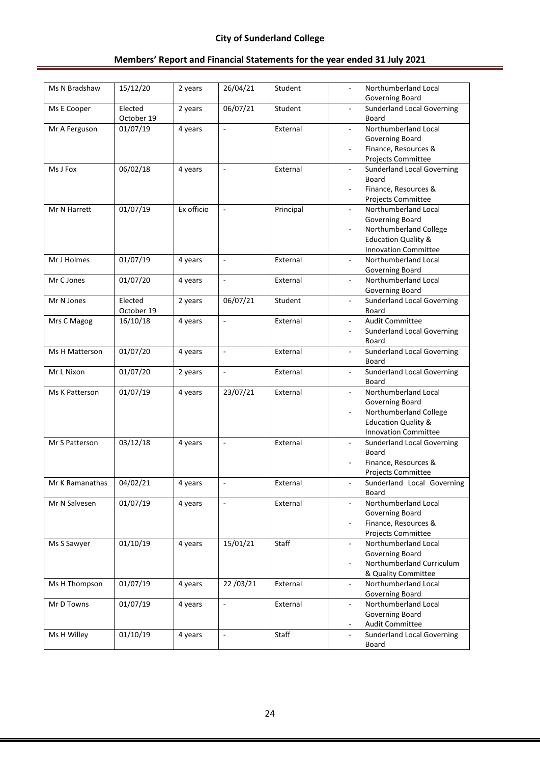| Ms N Bradshaw | 15/12/20 | 2 years | 26/04/21 | Student | - Northumberland Local Governing Board |
|---|---|---|---|---|---|
| Ms E Cooper | Elected October 19 | 2 years | 06/07/21 | Student | - Sunderland Local Governing Board |
| Mr A Ferguson | 01/07/19 | 4 years | - | External | - Northumberland Local Governing Board<br>- Finance, Resources & Projects Committee |
| Ms J Fox | 06/02/18 | 4 years | - | External | - Sunderland Local Governing Board<br>- Finance, Resources & Projects Committee |
| Mr N Harrett | 01/07/19 | Ex officio | - | Principal | - Northumberland Local Governing Board<br>- Northumberland College Education Quality & Innovation Committee |
| Mr J Holmes | 01/07/19 | 4 years | - | External | - Northumberland Local Governing Board |
| Mr C Jones | 01/07/20 | 4 years | - | External | - Northumberland Local Governing Board |
| Mr N Jones | Elected October 19 | 2 years | 06/07/21 | Student | - Sunderland Local Governing Board |
| Mrs C Magog | 16/10/18 | 4 years | - | External | - Audit Committee<br>- Sunderland Local Governing Board |
| Ms H Matterson | 01/07/20 | 4 years | - | External | - Sunderland Local Governing Board |
| Mr L Nixon | 01/07/20 | 2 years | - | External | - Sunderland Local Governing Board |
| Ms K Patterson | 01/07/19 | 4 years | 23/07/21 | External | - Northumberland Local Governing Board<br>- Northumberland College Education Quality & Innovation Committee |
| Mr S Patterson | 03/12/18 | 4 years | - | External | - Sunderland Local Governing Board<br>- Finance, Resources & Projects Committee |
| Mr K Ramanathas | 04/02/21 | 4 years | - | External | - Sunderland Local Governing Board |
| Mr N Salvesen | 01/07/19 | 4 years | - | External | - Northumberland Local Governing Board<br>- Finance, Resources & Projects Committee |
| Ms S Sawyer | 01/10/19 | 4 years | 15/01/21 | Staff | - Northumberland Local Governing Board<br>- Northumberland Curriculum & Quality Committee |
| Ms H Thompson | 01/07/19 | 4 years | 22 /03/21 | External | - Northumberland Local Governing Board |
| Mr D Towns | 01/07/19 | 4 years | - | External | - Northumberland Local Governing Board<br>- Audit Committee |
| Ms H Willey | 01/10/19 | 4 years | - | Staff | - Sunderland Local Governing Board |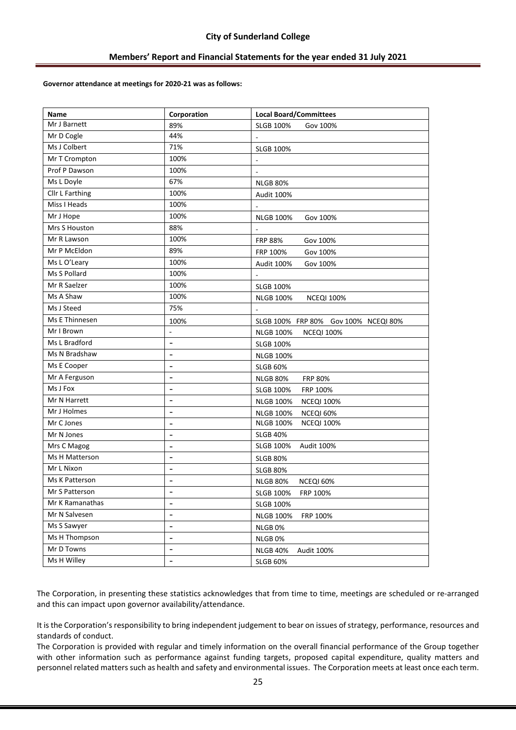**Governor attendance at meetings for 2020-21 was as follows:**

| Name | Corporation | Local Board/Committees |
|---|---|---|
| Mr J Barnett | 89% | SLGB 100% Gov 100% |
| Mr D Cogle | 44% | - |
| Ms J Colbert | 71% | SLGB 100% |
| Mr T Crompton | 100% | - |
| Prof P Dawson | 100% | - |
| Ms L Doyle | 67% | NLGB 80% |
| Cllr L Farthing | 100% | Audit 100% |
| Miss I Heads | 100% | - |
| Mr J Hope | 100% | NLGB 100% Gov 100% |
| Mrs S Houston | 88% | - |
| Mr R Lawson | 100% | FRP 88% Gov 100% |
| Mr P McEldon | 89% | FRP 100% Gov 100% |
| Ms L O'Leary | 100% | Audit 100% Gov 100% |
| Ms S Pollard | 100% | - |
| Mr R Saelzer | 100% | SLGB 100% |
| Ms A Shaw | 100% | NLGB 100% NCEQI 100% |
| Ms J Steed | 75% | - |
| Ms E Thinnesen | 100% | SLGB 100% FRP 80% Gov 100% NCEQI 80% |
| Mr I Brown | - | NLGB 100% NCEQI 100% |
| Ms L Bradford | - | SLGB 100% |
| Ms N Bradshaw | - | NLGB 100% |
| Ms E Cooper | - | SLGB 60% |
| Mr A Ferguson | - | NLGB 80% FRP 80% |
| Ms J Fox | - | SLGB 100% FRP 100% |
| Mr N Harrett | - | NLGB 100% NCEQI 100% |
| Mr J Holmes | - | NLGB 100% NCEQI 60% |
| Mr C Jones | - | NLGB 100% NCEQI 100% |
| Mr N Jones | - | SLGB 40% |
| Mrs C Magog | - | SLGB 100% Audit 100% |
| Ms H Matterson | - | SLGB 80% |
| Mr L Nixon | - | SLGB 80% |
| Ms K Patterson | - | NLGB 80% NCEQI 60% |
| Mr S Patterson | - | SLGB 100% FRP 100% |
| Mr K Ramanathas | - | SLGB 100% |
| Mr N Salvesen | - | NLGB 100% FRP 100% |
| Ms S Sawyer | - | NLGB 0% |
| Ms H Thompson | - | NLGB 0% |
| Mr D Towns | - | NLGB 40% Audit 100% |
| Ms H Willey | - | SLGB 60% |

The Corporation, in presenting these statistics acknowledges that from time to time, meetings are scheduled or re-arranged and this can impact upon governor availability/attendance.

It is the Corporation's responsibility to bring independent judgement to bear on issues of strategy, performance, resources and standards of conduct.

The Corporation is provided with regular and timely information on the overall financial performance of the Group together with other information such as performance against funding targets, proposed capital expenditure, quality matters and personnel related matters such as health and safety and environmental issues. The Corporation meets at least once each term.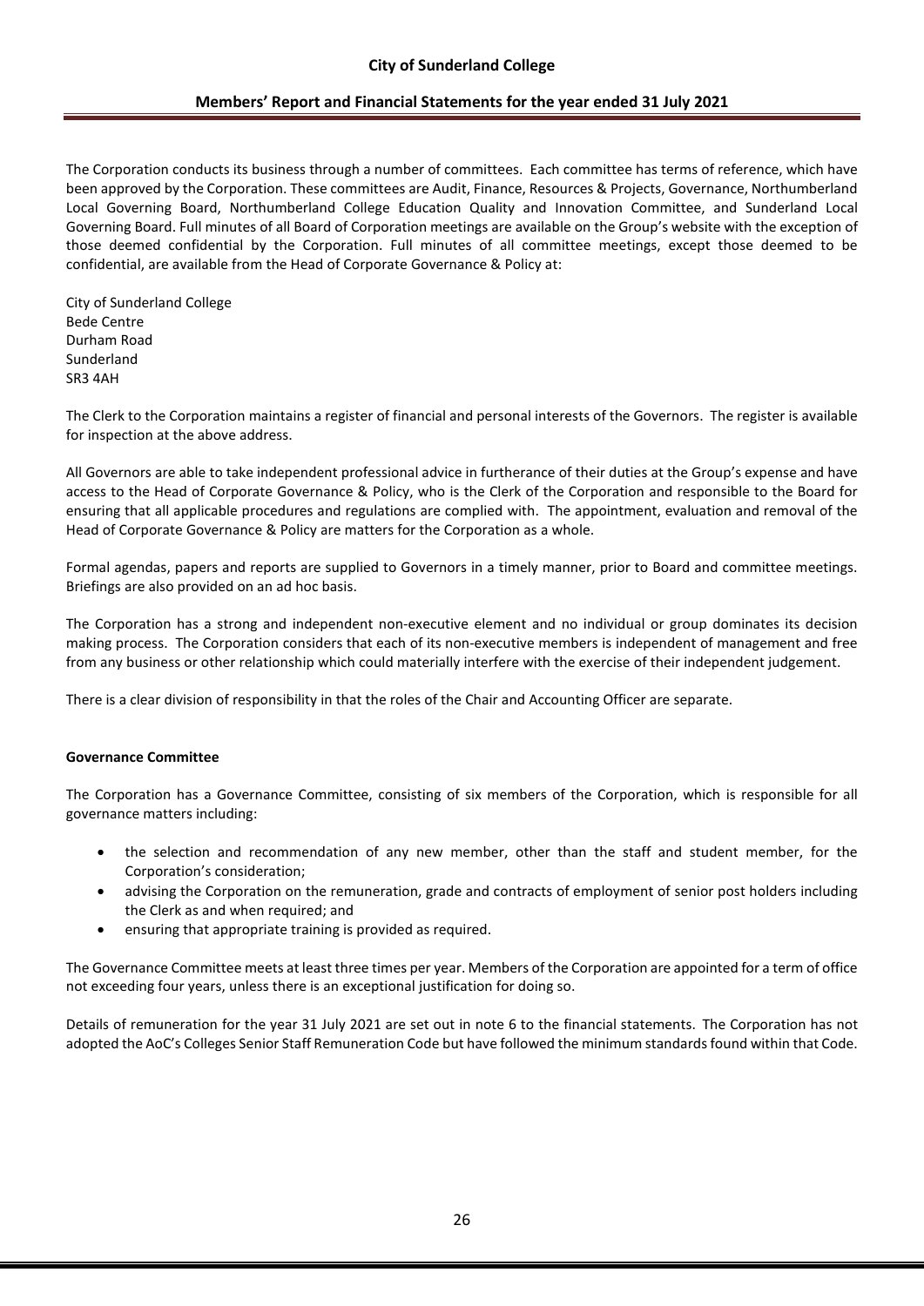The Corporation conducts its business through a number of committees. Each committee has terms of reference, which have been approved by the Corporation. These committees are Audit, Finance, Resources & Projects, Governance, Northumberland Local Governing Board, Northumberland College Education Quality and Innovation Committee, and Sunderland Local Governing Board. Full minutes of all Board of Corporation meetings are available on the Group's website with the exception of those deemed confidential by the Corporation. Full minutes of all committee meetings, except those deemed to be confidential, are available from the Head of Corporate Governance & Policy at:

City of Sunderland College
Bede Centre
Durham Road
Sunderland
SR3 4AH

The Clerk to the Corporation maintains a register of financial and personal interests of the Governors. The register is available for inspection at the above address.

All Governors are able to take independent professional advice in furtherance of their duties at the Group's expense and have access to the Head of Corporate Governance & Policy, who is the Clerk of the Corporation and responsible to the Board for ensuring that all applicable procedures and regulations are complied with. The appointment, evaluation and removal of the Head of Corporate Governance & Policy are matters for the Corporation as a whole.

Formal agendas, papers and reports are supplied to Governors in a timely manner, prior to Board and committee meetings. Briefings are also provided on an ad hoc basis.

The Corporation has a strong and independent non-executive element and no individual or group dominates its decision making process. The Corporation considers that each of its non-executive members is independent of management and free from any business or other relationship which could materially interfere with the exercise of their independent judgement.

There is a clear division of responsibility in that the roles of the Chair and Accounting Officer are separate.

**Governance Committee**

The Corporation has a Governance Committee, consisting of six members of the Corporation, which is responsible for all governance matters including:

- the selection and recommendation of any new member, other than the staff and student member, for the Corporation's consideration;
- advising the Corporation on the remuneration, grade and contracts of employment of senior post holders including the Clerk as and when required; and
- ensuring that appropriate training is provided as required.

The Governance Committee meets at least three times per year. Members of the Corporation are appointed for a term of office not exceeding four years, unless there is an exceptional justification for doing so.

Details of remuneration for the year 31 July 2021 are set out in note 6 to the financial statements. The Corporation has not adopted the AoC's Colleges Senior Staff Remuneration Code but have followed the minimum standards found within that Code.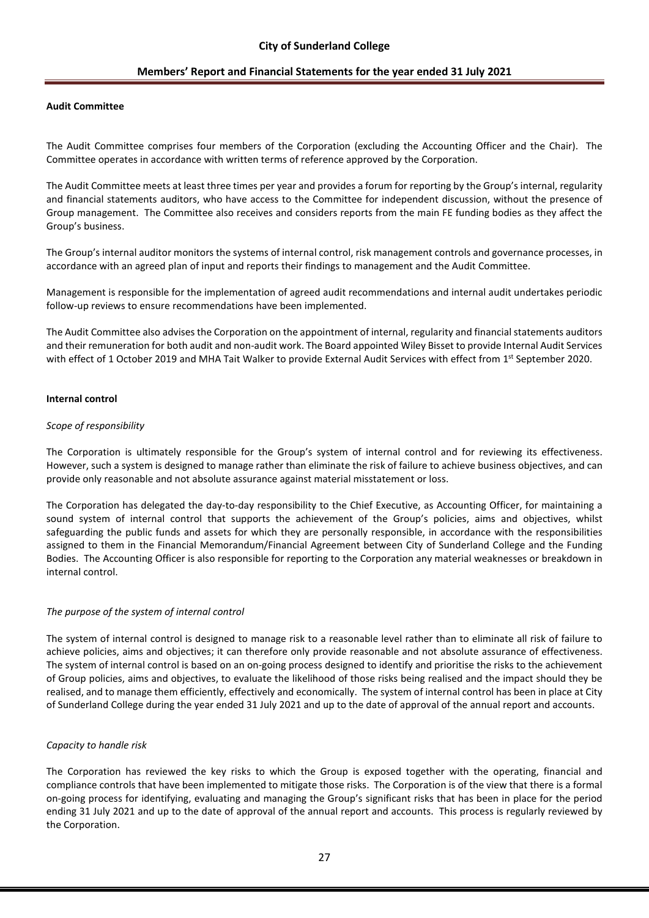**Audit Committee**

The Audit Committee comprises four members of the Corporation (excluding the Accounting Officer and the Chair). The Committee operates in accordance with written terms of reference approved by the Corporation.

The Audit Committee meets at least three times per year and provides a forum for reporting by the Group's internal, regularity and financial statements auditors, who have access to the Committee for independent discussion, without the presence of Group management. The Committee also receives and considers reports from the main FE funding bodies as they affect the Group's business.

The Group's internal auditor monitors the systems of internal control, risk management controls and governance processes, in accordance with an agreed plan of input and reports their findings to management and the Audit Committee.

Management is responsible for the implementation of agreed audit recommendations and internal audit undertakes periodic follow-up reviews to ensure recommendations have been implemented.

The Audit Committee also advises the Corporation on the appointment of internal, regularity and financial statements auditors and their remuneration for both audit and non-audit work. The Board appointed Wiley Bisset to provide Internal Audit Services with effect of 1 October 2019 and MHA Tait Walker to provide External Audit Services with effect from 1st September 2020.

**Internal control**

*Scope of responsibility*

The Corporation is ultimately responsible for the Group's system of internal control and for reviewing its effectiveness. However, such a system is designed to manage rather than eliminate the risk of failure to achieve business objectives, and can provide only reasonable and not absolute assurance against material misstatement or loss.

The Corporation has delegated the day-to-day responsibility to the Chief Executive, as Accounting Officer, for maintaining a sound system of internal control that supports the achievement of the Group's policies, aims and objectives, whilst safeguarding the public funds and assets for which they are personally responsible, in accordance with the responsibilities assigned to them in the Financial Memorandum/Financial Agreement between City of Sunderland College and the Funding Bodies. The Accounting Officer is also responsible for reporting to the Corporation any material weaknesses or breakdown in internal control.

*The purpose of the system of internal control*

The system of internal control is designed to manage risk to a reasonable level rather than to eliminate all risk of failure to achieve policies, aims and objectives; it can therefore only provide reasonable and not absolute assurance of effectiveness. The system of internal control is based on an on-going process designed to identify and prioritise the risks to the achievement of Group policies, aims and objectives, to evaluate the likelihood of those risks being realised and the impact should they be realised, and to manage them efficiently, effectively and economically. The system of internal control has been in place at City of Sunderland College during the year ended 31 July 2021 and up to the date of approval of the annual report and accounts.

*Capacity to handle risk*

The Corporation has reviewed the key risks to which the Group is exposed together with the operating, financial and compliance controls that have been implemented to mitigate those risks. The Corporation is of the view that there is a formal on-going process for identifying, evaluating and managing the Group's significant risks that has been in place for the period ending 31 July 2021 and up to the date of approval of the annual report and accounts. This process is regularly reviewed by the Corporation.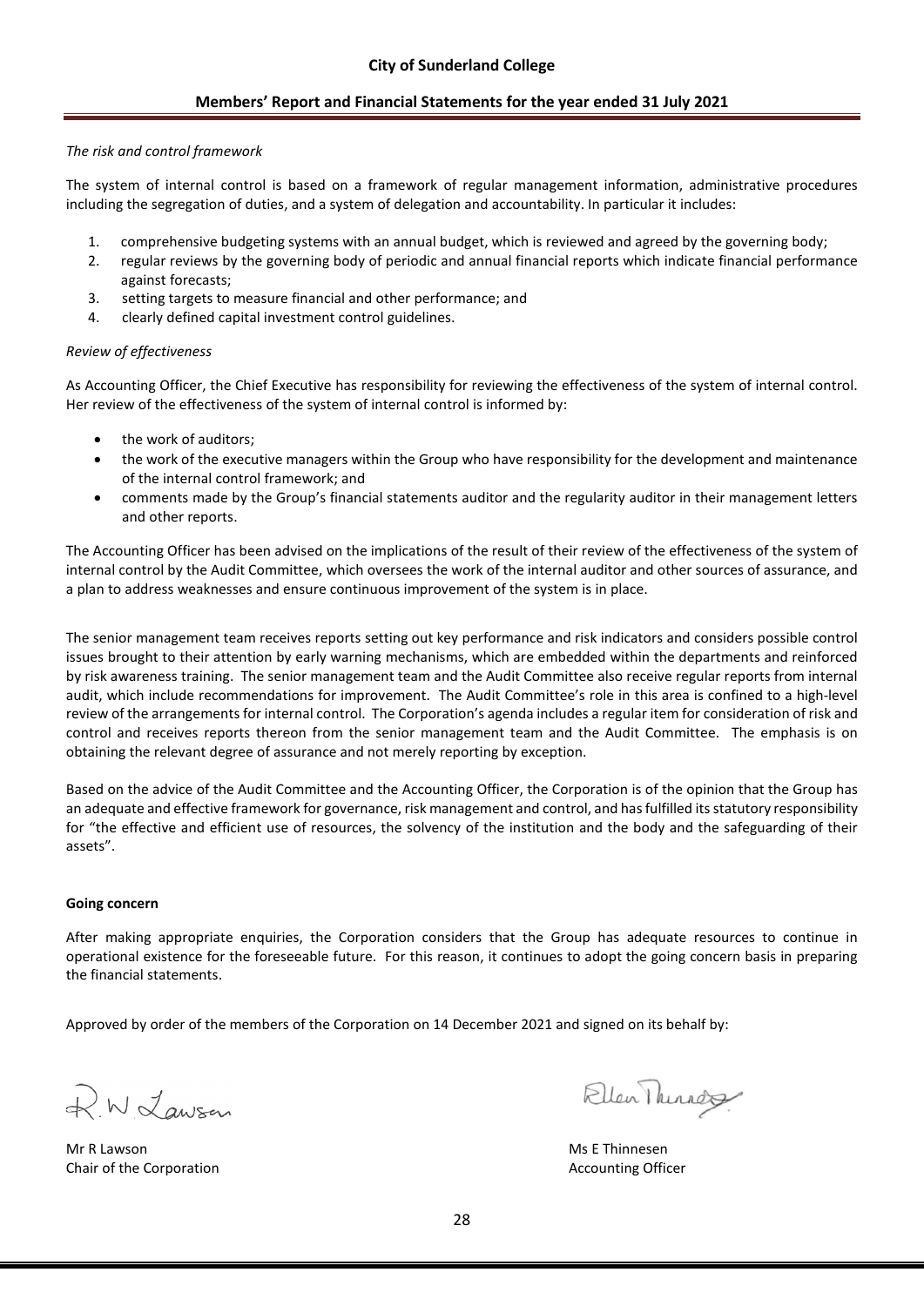*The risk and control framework*

The system of internal control is based on a framework of regular management information, administrative procedures including the segregation of duties, and a system of delegation and accountability. In particular it includes:

1. comprehensive budgeting systems with an annual budget, which is reviewed and agreed by the governing body;
2. regular reviews by the governing body of periodic and annual financial reports which indicate financial performance against forecasts;
3. setting targets to measure financial and other performance; and
4. clearly defined capital investment control guidelines.

*Review of effectiveness*

As Accounting Officer, the Chief Executive has responsibility for reviewing the effectiveness of the system of internal control. Her review of the effectiveness of the system of internal control is informed by:

- the work of auditors;
- the work of the executive managers within the Group who have responsibility for the development and maintenance of the internal control framework; and
- comments made by the Group's financial statements auditor and the regularity auditor in their management letters and other reports.

The Accounting Officer has been advised on the implications of the result of their review of the effectiveness of the system of internal control by the Audit Committee, which oversees the work of the internal auditor and other sources of assurance, and a plan to address weaknesses and ensure continuous improvement of the system is in place.

The senior management team receives reports setting out key performance and risk indicators and considers possible control issues brought to their attention by early warning mechanisms, which are embedded within the departments and reinforced by risk awareness training. The senior management team and the Audit Committee also receive regular reports from internal audit, which include recommendations for improvement. The Audit Committee's role in this area is confined to a high-level review of the arrangements for internal control. The Corporation's agenda includes a regular item for consideration of risk and control and receives reports thereon from the senior management team and the Audit Committee. The emphasis is on obtaining the relevant degree of assurance and not merely reporting by exception.

Based on the advice of the Audit Committee and the Accounting Officer, the Corporation is of the opinion that the Group has an adequate and effective framework for governance, risk management and control, and has fulfilled its statutory responsibility for "the effective and efficient use of resources, the solvency of the institution and the body and the safeguarding of their assets".

**Going concern**

After making appropriate enquiries, the Corporation considers that the Group has adequate resources to continue in operational existence for the foreseeable future. For this reason, it continues to adopt the going concern basis in preparing the financial statements.

Approved by order of the members of the Corporation on 14 December 2021 and signed on its behalf by:

Mr R Lawson
Chair of the Corporation

Ms E Thinnesen
Accounting Officer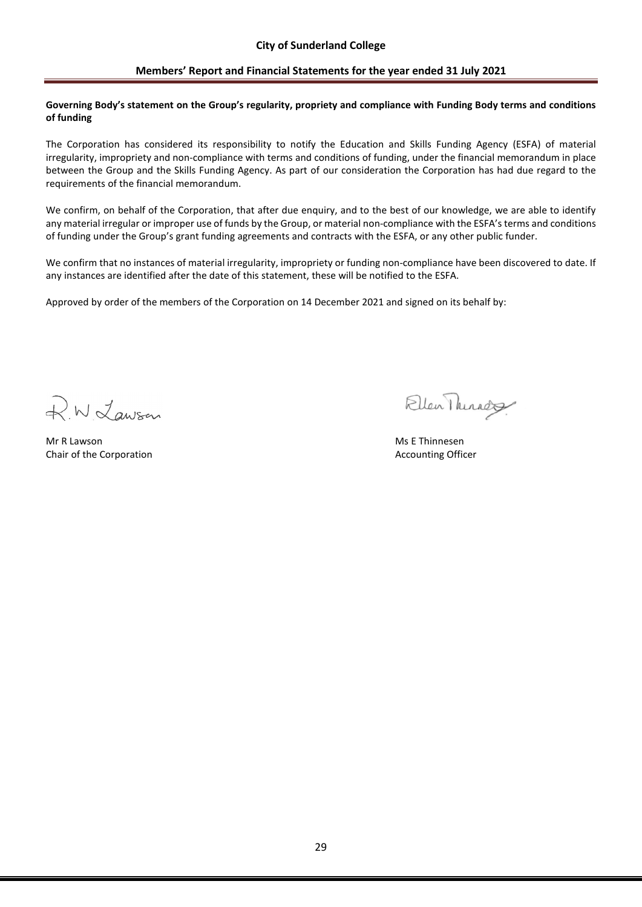**Governing Body's statement on the Group's regularity, propriety and compliance with Funding Body terms and conditions of funding**

The Corporation has considered its responsibility to notify the Education and Skills Funding Agency (ESFA) of material irregularity, impropriety and non-compliance with terms and conditions of funding, under the financial memorandum in place between the Group and the Skills Funding Agency. As part of our consideration the Corporation has had due regard to the requirements of the financial memorandum.

We confirm, on behalf of the Corporation, that after due enquiry, and to the best of our knowledge, we are able to identify any material irregular or improper use of funds by the Group, or material non-compliance with the ESFA's terms and conditions of funding under the Group's grant funding agreements and contracts with the ESFA, or any other public funder.

We confirm that no instances of material irregularity, impropriety or funding non-compliance have been discovered to date. If any instances are identified after the date of this statement, these will be notified to the ESFA.

Approved by order of the members of the Corporation on 14 December 2021 and signed on its behalf by:

Mr R Lawson
Chair of the Corporation

Ms E Thinnesen
Accounting Officer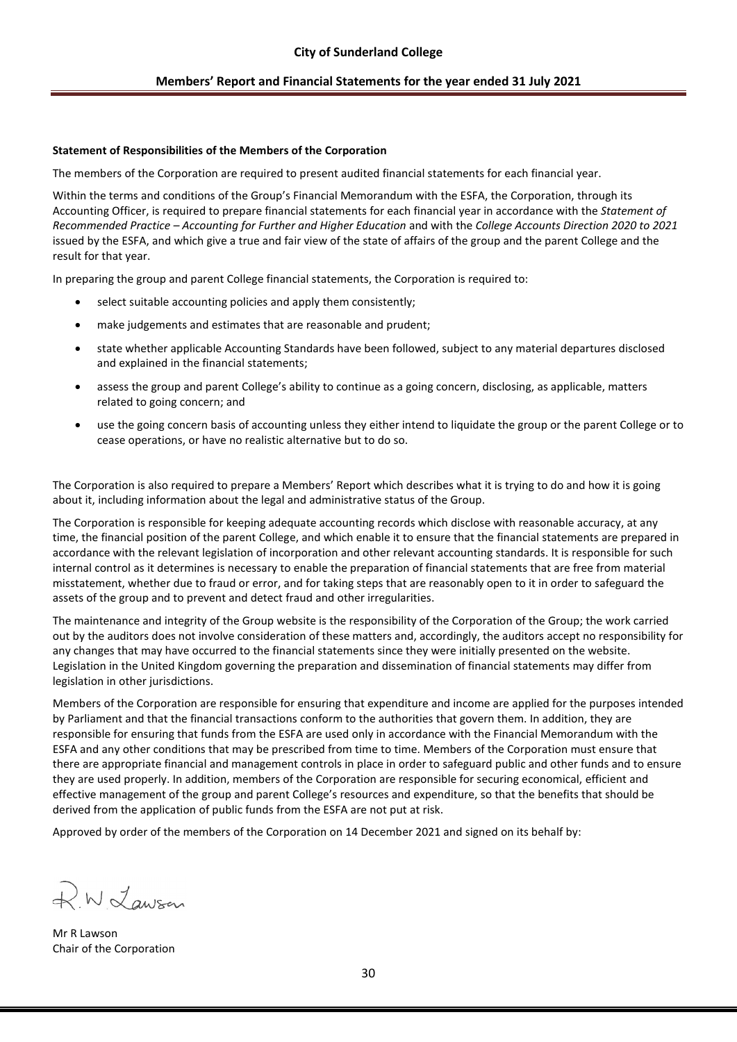**Statement of Responsibilities of the Members of the Corporation**

The members of the Corporation are required to present audited financial statements for each financial year.

Within the terms and conditions of the Group's Financial Memorandum with the ESFA, the Corporation, through its Accounting Officer, is required to prepare financial statements for each financial year in accordance with the *Statement of Recommended Practice – Accounting for Further and Higher Education* and with the *College Accounts Direction 2020 to 2021* issued by the ESFA, and which give a true and fair view of the state of affairs of the group and the parent College and the result for that year.

In preparing the group and parent College financial statements, the Corporation is required to:

- select suitable accounting policies and apply them consistently;
- make judgements and estimates that are reasonable and prudent;
- state whether applicable Accounting Standards have been followed, subject to any material departures disclosed and explained in the financial statements;
- assess the group and parent College's ability to continue as a going concern, disclosing, as applicable, matters related to going concern; and
- use the going concern basis of accounting unless they either intend to liquidate the group or the parent College or to cease operations, or have no realistic alternative but to do so.

The Corporation is also required to prepare a Members' Report which describes what it is trying to do and how it is going about it, including information about the legal and administrative status of the Group.

The Corporation is responsible for keeping adequate accounting records which disclose with reasonable accuracy, at any time, the financial position of the parent College, and which enable it to ensure that the financial statements are prepared in accordance with the relevant legislation of incorporation and other relevant accounting standards. It is responsible for such internal control as it determines is necessary to enable the preparation of financial statements that are free from material misstatement, whether due to fraud or error, and for taking steps that are reasonably open to it in order to safeguard the assets of the group and to prevent and detect fraud and other irregularities.

The maintenance and integrity of the Group website is the responsibility of the Corporation of the Group; the work carried out by the auditors does not involve consideration of these matters and, accordingly, the auditors accept no responsibility for any changes that may have occurred to the financial statements since they were initially presented on the website. Legislation in the United Kingdom governing the preparation and dissemination of financial statements may differ from legislation in other jurisdictions.

Members of the Corporation are responsible for ensuring that expenditure and income are applied for the purposes intended by Parliament and that the financial transactions conform to the authorities that govern them. In addition, they are responsible for ensuring that funds from the ESFA are used only in accordance with the Financial Memorandum with the ESFA and any other conditions that may be prescribed from time to time. Members of the Corporation must ensure that there are appropriate financial and management controls in place in order to safeguard public and other funds and to ensure they are used properly. In addition, members of the Corporation are responsible for securing economical, efficient and effective management of the group and parent College's resources and expenditure, so that the benefits that should be derived from the application of public funds from the ESFA are not put at risk.

Approved by order of the members of the Corporation on 14 December 2021 and signed on its behalf by:

R.W. Lawson

Mr R Lawson
Chair of the Corporation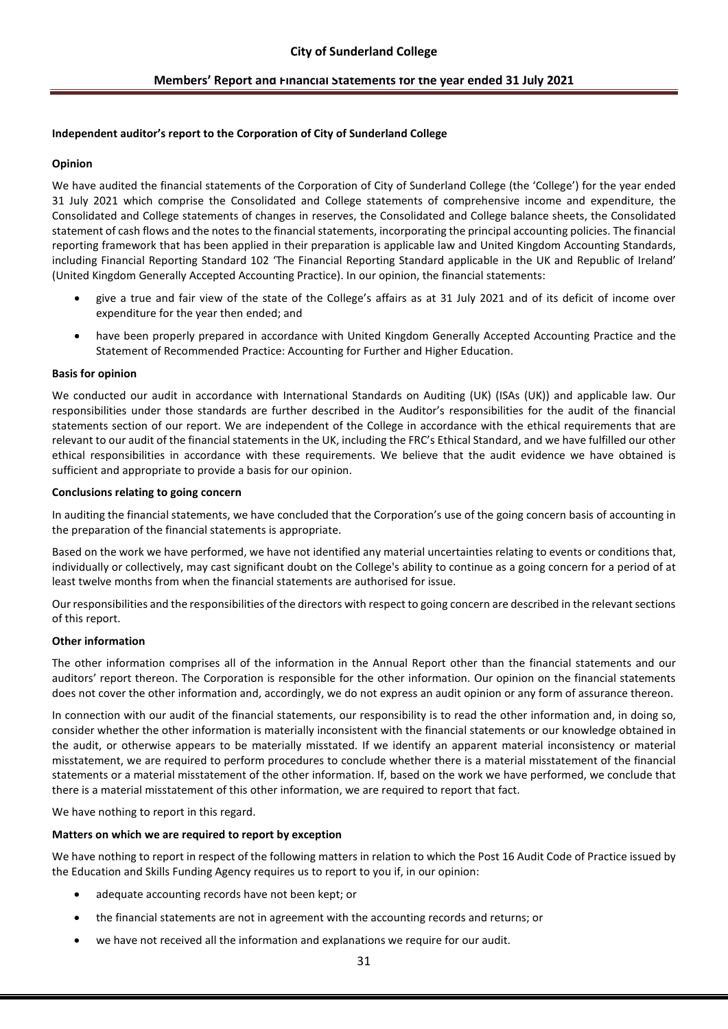**Independent auditor's report to the Corporation of City of Sunderland College**

**Opinion**

We have audited the financial statements of the Corporation of City of Sunderland College (the 'College') for the year ended 31 July 2021 which comprise the Consolidated and College statements of comprehensive income and expenditure, the Consolidated and College statements of changes in reserves, the Consolidated and College balance sheets, the Consolidated statement of cash flows and the notes to the financial statements, incorporating the principal accounting policies. The financial reporting framework that has been applied in their preparation is applicable law and United Kingdom Accounting Standards, including Financial Reporting Standard 102 'The Financial Reporting Standard applicable in the UK and Republic of Ireland' (United Kingdom Generally Accepted Accounting Practice). In our opinion, the financial statements:

- give a true and fair view of the state of the College's affairs as at 31 July 2021 and of its deficit of income over expenditure for the year then ended; and
- have been properly prepared in accordance with United Kingdom Generally Accepted Accounting Practice and the Statement of Recommended Practice: Accounting for Further and Higher Education.

**Basis for opinion**

We conducted our audit in accordance with International Standards on Auditing (UK) (ISAs (UK)) and applicable law. Our responsibilities under those standards are further described in the Auditor's responsibilities for the audit of the financial statements section of our report. We are independent of the College in accordance with the ethical requirements that are relevant to our audit of the financial statements in the UK, including the FRC's Ethical Standard, and we have fulfilled our other ethical responsibilities in accordance with these requirements. We believe that the audit evidence we have obtained is sufficient and appropriate to provide a basis for our opinion.

**Conclusions relating to going concern**

In auditing the financial statements, we have concluded that the Corporation's use of the going concern basis of accounting in the preparation of the financial statements is appropriate.

Based on the work we have performed, we have not identified any material uncertainties relating to events or conditions that, individually or collectively, may cast significant doubt on the College's ability to continue as a going concern for a period of at least twelve months from when the financial statements are authorised for issue.

Our responsibilities and the responsibilities of the directors with respect to going concern are described in the relevant sections of this report.

**Other information**

The other information comprises all of the information in the Annual Report other than the financial statements and our auditors' report thereon. The Corporation is responsible for the other information. Our opinion on the financial statements does not cover the other information and, accordingly, we do not express an audit opinion or any form of assurance thereon.

In connection with our audit of the financial statements, our responsibility is to read the other information and, in doing so, consider whether the other information is materially inconsistent with the financial statements or our knowledge obtained in the audit, or otherwise appears to be materially misstated. If we identify an apparent material inconsistency or material misstatement, we are required to perform procedures to conclude whether there is a material misstatement of the financial statements or a material misstatement of the other information. If, based on the work we have performed, we conclude that there is a material misstatement of this other information, we are required to report that fact.

We have nothing to report in this regard.

**Matters on which we are required to report by exception**

We have nothing to report in respect of the following matters in relation to which the Post 16 Audit Code of Practice issued by the Education and Skills Funding Agency requires us to report to you if, in our opinion:

- adequate accounting records have not been kept; or
- the financial statements are not in agreement with the accounting records and returns; or
- we have not received all the information and explanations we require for our audit.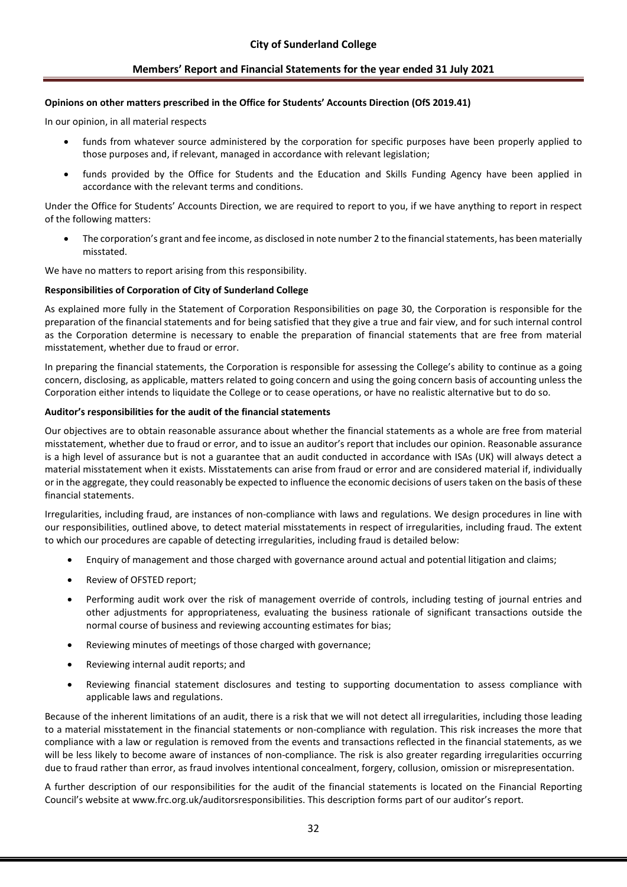**Opinions on other matters prescribed in the Office for Students' Accounts Direction (OfS 2019.41)**

In our opinion, in all material respects

- funds from whatever source administered by the corporation for specific purposes have been properly applied to those purposes and, if relevant, managed in accordance with relevant legislation;
- funds provided by the Office for Students and the Education and Skills Funding Agency have been applied in accordance with the relevant terms and conditions.

Under the Office for Students' Accounts Direction, we are required to report to you, if we have anything to report in respect of the following matters:

- The corporation's grant and fee income, as disclosed in note number 2 to the financial statements, has been materially misstated.

We have no matters to report arising from this responsibility.

**Responsibilities of Corporation of City of Sunderland College**

As explained more fully in the Statement of Corporation Responsibilities on page 30, the Corporation is responsible for the preparation of the financial statements and for being satisfied that they give a true and fair view, and for such internal control as the Corporation determine is necessary to enable the preparation of financial statements that are free from material misstatement, whether due to fraud or error.

In preparing the financial statements, the Corporation is responsible for assessing the College's ability to continue as a going concern, disclosing, as applicable, matters related to going concern and using the going concern basis of accounting unless the Corporation either intends to liquidate the College or to cease operations, or have no realistic alternative but to do so.

**Auditor's responsibilities for the audit of the financial statements**

Our objectives are to obtain reasonable assurance about whether the financial statements as a whole are free from material misstatement, whether due to fraud or error, and to issue an auditor's report that includes our opinion. Reasonable assurance is a high level of assurance but is not a guarantee that an audit conducted in accordance with ISAs (UK) will always detect a material misstatement when it exists. Misstatements can arise from fraud or error and are considered material if, individually or in the aggregate, they could reasonably be expected to influence the economic decisions of users taken on the basis of these financial statements.

Irregularities, including fraud, are instances of non-compliance with laws and regulations. We design procedures in line with our responsibilities, outlined above, to detect material misstatements in respect of irregularities, including fraud. The extent to which our procedures are capable of detecting irregularities, including fraud is detailed below:

- Enquiry of management and those charged with governance around actual and potential litigation and claims;
- Review of OFSTED report;
- Performing audit work over the risk of management override of controls, including testing of journal entries and other adjustments for appropriateness, evaluating the business rationale of significant transactions outside the normal course of business and reviewing accounting estimates for bias;
- Reviewing minutes of meetings of those charged with governance;
- Reviewing internal audit reports; and
- Reviewing financial statement disclosures and testing to supporting documentation to assess compliance with applicable laws and regulations.

Because of the inherent limitations of an audit, there is a risk that we will not detect all irregularities, including those leading to a material misstatement in the financial statements or non-compliance with regulation. This risk increases the more that compliance with a law or regulation is removed from the events and transactions reflected in the financial statements, as we will be less likely to become aware of instances of non-compliance. The risk is also greater regarding irregularities occurring due to fraud rather than error, as fraud involves intentional concealment, forgery, collusion, omission or misrepresentation.

A further description of our responsibilities for the audit of the financial statements is located on the Financial Reporting Council's website at www.frc.org.uk/auditorsresponsibilities. This description forms part of our auditor's report.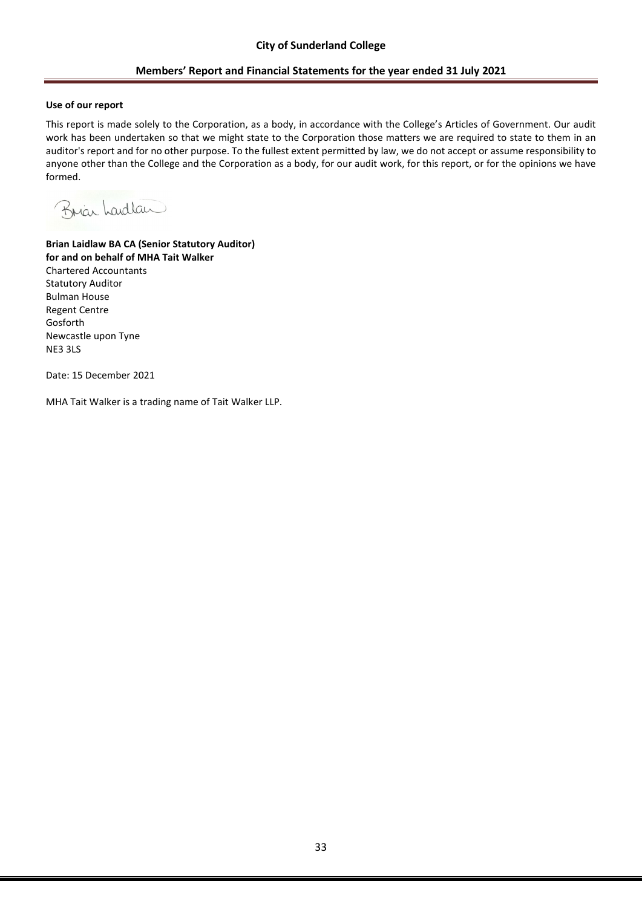**Use of our report**

This report is made solely to the Corporation, as a body, in accordance with the College's Articles of Government. Our audit work has been undertaken so that we might state to the Corporation those matters we are required to state to them in an auditor's report and for no other purpose. To the fullest extent permitted by law, we do not accept or assume responsibility to anyone other than the College and the Corporation as a body, for our audit work, for this report, or for the opinions we have formed.

Brian Laidlaw

**Brian Laidlaw BA CA (Senior Statutory Auditor)**
**for and on behalf of MHA Tait Walker**
Chartered Accountants
Statutory Auditor
Bulman House
Regent Centre
Gosforth
Newcastle upon Tyne
NE3 3LS

Date: 15 December 2021

MHA Tait Walker is a trading name of Tait Walker LLP.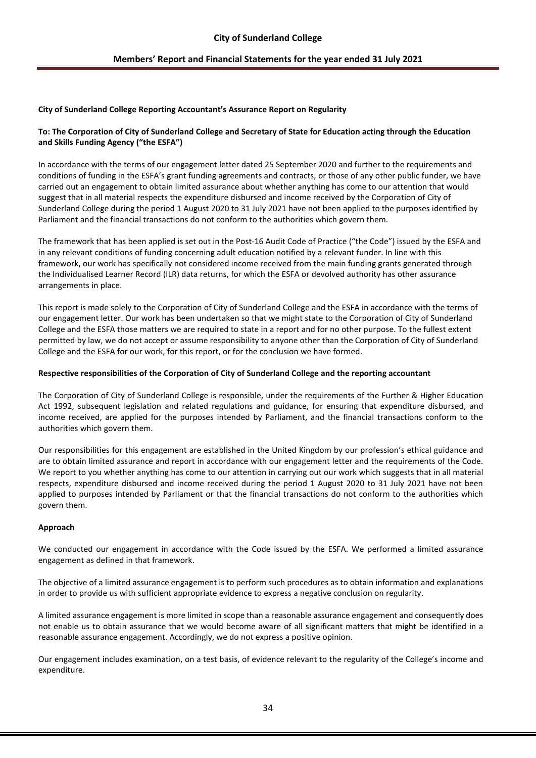**City of Sunderland College Reporting Accountant's Assurance Report on Regularity**

**To: The Corporation of City of Sunderland College and Secretary of State for Education acting through the Education and Skills Funding Agency ("the ESFA")**

In accordance with the terms of our engagement letter dated 25 September 2020 and further to the requirements and conditions of funding in the ESFA's grant funding agreements and contracts, or those of any other public funder, we have carried out an engagement to obtain limited assurance about whether anything has come to our attention that would suggest that in all material respects the expenditure disbursed and income received by the Corporation of City of Sunderland College during the period 1 August 2020 to 31 July 2021 have not been applied to the purposes identified by Parliament and the financial transactions do not conform to the authorities which govern them.

The framework that has been applied is set out in the Post-16 Audit Code of Practice ("the Code") issued by the ESFA and in any relevant conditions of funding concerning adult education notified by a relevant funder. In line with this framework, our work has specifically not considered income received from the main funding grants generated through the Individualised Learner Record (ILR) data returns, for which the ESFA or devolved authority has other assurance arrangements in place.

This report is made solely to the Corporation of City of Sunderland College and the ESFA in accordance with the terms of our engagement letter. Our work has been undertaken so that we might state to the Corporation of City of Sunderland College and the ESFA those matters we are required to state in a report and for no other purpose. To the fullest extent permitted by law, we do not accept or assume responsibility to anyone other than the Corporation of City of Sunderland College and the ESFA for our work, for this report, or for the conclusion we have formed.

**Respective responsibilities of the Corporation of City of Sunderland College and the reporting accountant**

The Corporation of City of Sunderland College is responsible, under the requirements of the Further & Higher Education Act 1992, subsequent legislation and related regulations and guidance, for ensuring that expenditure disbursed, and income received, are applied for the purposes intended by Parliament, and the financial transactions conform to the authorities which govern them.

Our responsibilities for this engagement are established in the United Kingdom by our profession's ethical guidance and are to obtain limited assurance and report in accordance with our engagement letter and the requirements of the Code. We report to you whether anything has come to our attention in carrying out our work which suggests that in all material respects, expenditure disbursed and income received during the period 1 August 2020 to 31 July 2021 have not been applied to purposes intended by Parliament or that the financial transactions do not conform to the authorities which govern them.

**Approach**

We conducted our engagement in accordance with the Code issued by the ESFA. We performed a limited assurance engagement as defined in that framework.

The objective of a limited assurance engagement is to perform such procedures as to obtain information and explanations in order to provide us with sufficient appropriate evidence to express a negative conclusion on regularity.

A limited assurance engagement is more limited in scope than a reasonable assurance engagement and consequently does not enable us to obtain assurance that we would become aware of all significant matters that might be identified in a reasonable assurance engagement. Accordingly, we do not express a positive opinion.

Our engagement includes examination, on a test basis, of evidence relevant to the regularity of the College's income and expenditure.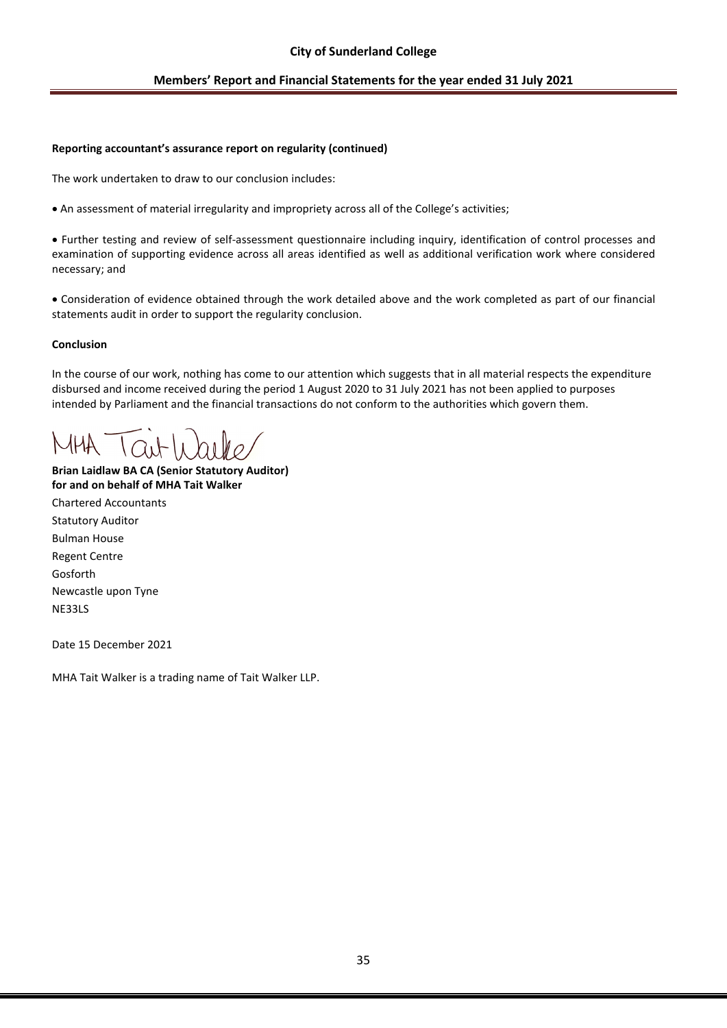**Reporting accountant's assurance report on regularity (continued)**

The work undertaken to draw to our conclusion includes:

- An assessment of material irregularity and impropriety across all of the College's activities;

- Further testing and review of self-assessment questionnaire including inquiry, identification of control processes and examination of supporting evidence across all areas identified as well as additional verification work where considered necessary; and

- Consideration of evidence obtained through the work detailed above and the work completed as part of our financial statements audit in order to support the regularity conclusion.

**Conclusion**

In the course of our work, nothing has come to our attention which suggests that in all material respects the expenditure disbursed and income received during the period 1 August 2020 to 31 July 2021 has not been applied to purposes intended by Parliament and the financial transactions do not conform to the authorities which govern them.

MHA Tait Walker

**Brian Laidlaw BA CA (Senior Statutory Auditor)**
**for and on behalf of MHA Tait Walker**

Chartered Accountants
Statutory Auditor
Bulman House
Regent Centre
Gosforth
Newcastle upon Tyne
NE33LS

Date 15 December 2021

MHA Tait Walker is a trading name of Tait Walker LLP.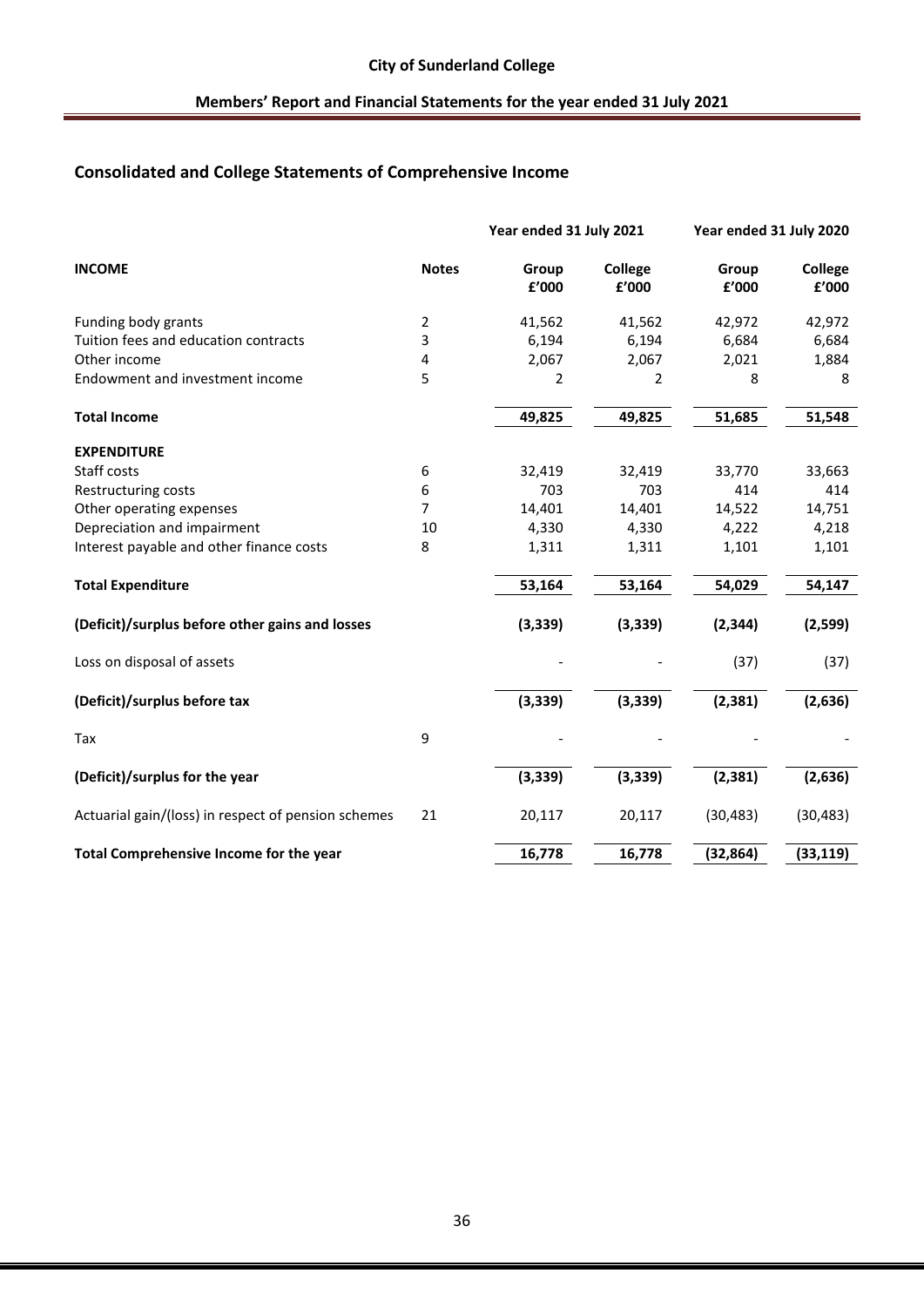## Consolidated and College Statements of Comprehensive Income

| | | Year ended 31 July 2021 | | Year ended 31 July 2020 | |
|---|---|---|---|---|---|
| **INCOME** | **Notes** | **Group £'000** | **College £'000** | **Group £'000** | **College £'000** |
| Funding body grants | 2 | 41,562 | 41,562 | 42,972 | 42,972 |
| Tuition fees and education contracts | 3 | 6,194 | 6,194 | 6,684 | 6,684 |
| Other income | 4 | 2,067 | 2,067 | 2,021 | 1,884 |
| Endowment and investment income | 5 | 2 | 2 | 8 | 8 |
| **Total Income** | | **49,825** | **49,825** | **51,685** | **51,548** |
| **EXPENDITURE** | | | | | |
| Staff costs | 6 | 32,419 | 32,419 | 33,770 | 33,663 |
| Restructuring costs | 6 | 703 | 703 | 414 | 414 |
| Other operating expenses | 7 | 14,401 | 14,401 | 14,522 | 14,751 |
| Depreciation and impairment | 10 | 4,330 | 4,330 | 4,222 | 4,218 |
| Interest payable and other finance costs | 8 | 1,311 | 1,311 | 1,101 | 1,101 |
| **Total Expenditure** | | **53,164** | **53,164** | **54,029** | **54,147** |
| **(Deficit)/surplus before other gains and losses** | | **(3,339)** | **(3,339)** | **(2,344)** | **(2,599)** |
| Loss on disposal of assets | | - | - | (37) | (37) |
| **(Deficit)/surplus before tax** | | **(3,339)** | **(3,339)** | **(2,381)** | **(2,636)** |
| Tax | 9 | - | - | - | - |
| **(Deficit)/surplus for the year** | | **(3,339)** | **(3,339)** | **(2,381)** | **(2,636)** |
| Actuarial gain/(loss) in respect of pension schemes | 21 | 20,117 | 20,117 | (30,483) | (30,483) |
| **Total Comprehensive Income for the year** | | **16,778** | **16,778** | **(32,864)** | **(33,119)** |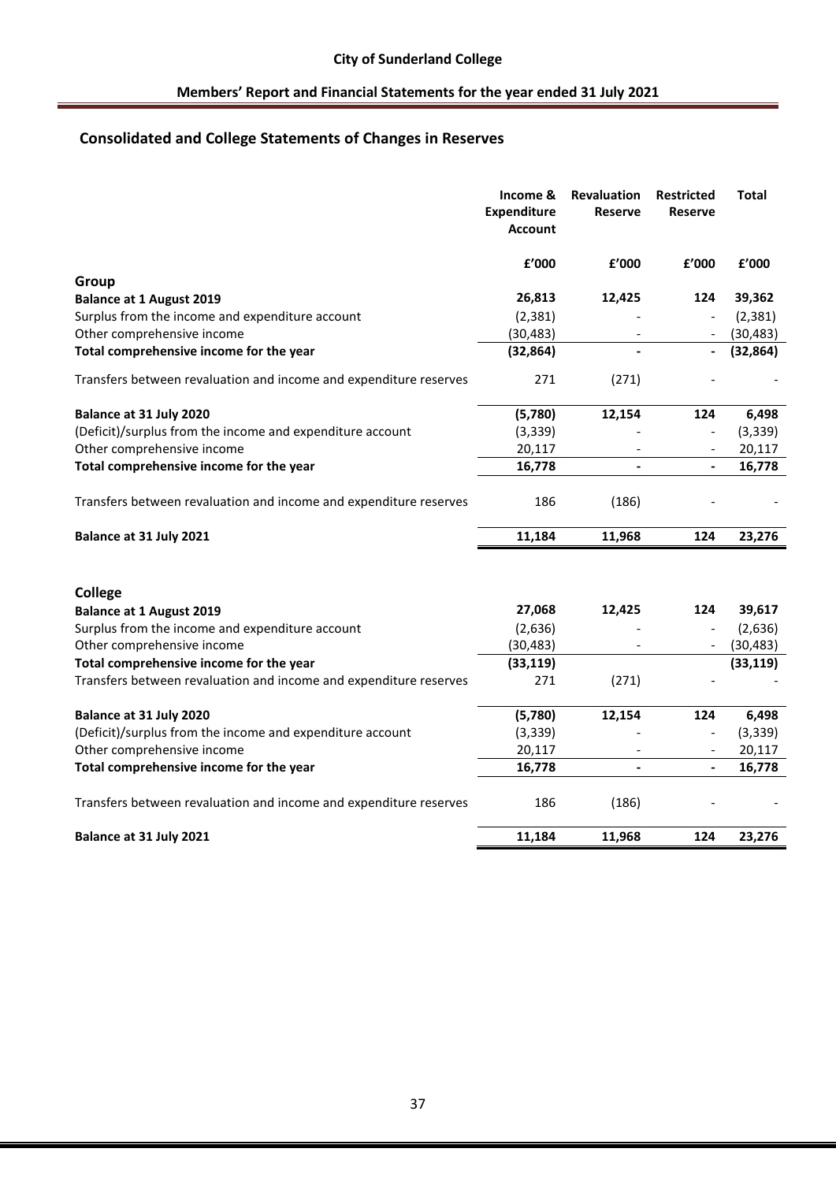## Consolidated and College Statements of Changes in Reserves

| | Income & Expenditure Account | Revaluation Reserve | Restricted Reserve | Total |
|---|---|---|---|---|
| | £'000 | £'000 | £'000 | £'000 |
| **Group** | | | | |
| **Balance at 1 August 2019** | **26,813** | **12,425** | **124** | **39,362** |
| Surplus from the income and expenditure account | (2,381) | - | - | (2,381) |
| Other comprehensive income | (30,483) | - | - | (30,483) |
| **Total comprehensive income for the year** | **(32,864)** | **-** | **-** | **(32,864)** |
| Transfers between revaluation and income and expenditure reserves | 271 | (271) | - | - |
| **Balance at 31 July 2020** | **(5,780)** | **12,154** | **124** | **6,498** |
| (Deficit)/surplus from the income and expenditure account | (3,339) | - | - | (3,339) |
| Other comprehensive income | 20,117 | - | - | 20,117 |
| **Total comprehensive income for the year** | **16,778** | **-** | **-** | **16,778** |
| Transfers between revaluation and income and expenditure reserves | 186 | (186) | - | - |
| **Balance at 31 July 2021** | **11,184** | **11,968** | **124** | **23,276** |
| | | | | |
| **College** | | | | |
| **Balance at 1 August 2019** | **27,068** | **12,425** | **124** | **39,617** |
| Surplus from the income and expenditure account | (2,636) | - | - | (2,636) |
| Other comprehensive income | (30,483) | - | - | (30,483) |
| **Total comprehensive income for the year** | **(33,119)** | | | **(33,119)** |
| Transfers between revaluation and income and expenditure reserves | 271 | (271) | - | - |
| **Balance at 31 July 2020** | **(5,780)** | **12,154** | **124** | **6,498** |
| (Deficit)/surplus from the income and expenditure account | (3,339) | - | - | (3,339) |
| Other comprehensive income | 20,117 | - | - | 20,117 |
| **Total comprehensive income for the year** | **16,778** | **-** | **-** | **16,778** |
| Transfers between revaluation and income and expenditure reserves | 186 | (186) | - | - |
| **Balance at 31 July 2021** | **11,184** | **11,968** | **124** | **23,276** |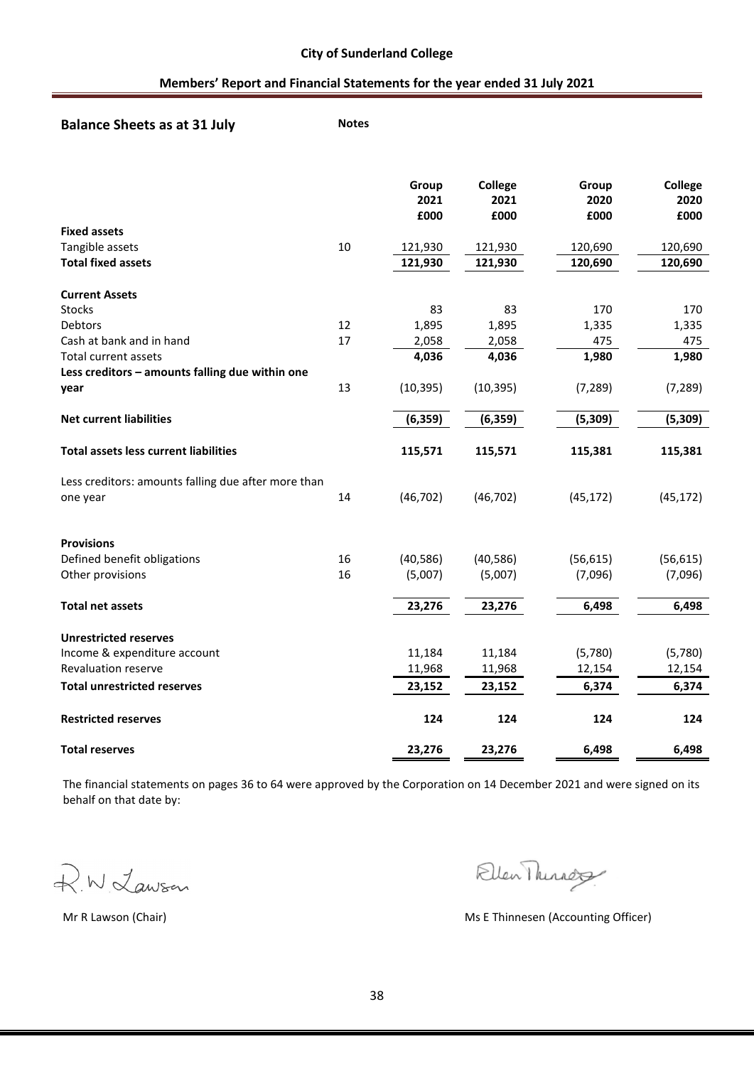## Balance Sheets as at 31 July

| | Notes | Group 2021 £000 | College 2021 £000 | Group 2020 £000 | College 2020 £000 |
|---|---|---|---|---|---|
| **Fixed assets** | | | | | |
| Tangible assets | 10 | 121,930 | 121,930 | 120,690 | 120,690 |
| **Total fixed assets** | | **121,930** | **121,930** | **120,690** | **120,690** |
| | | | | | |
| **Current Assets** | | | | | |
| Stocks | | 83 | 83 | 170 | 170 |
| Debtors | 12 | 1,895 | 1,895 | 1,335 | 1,335 |
| Cash at bank and in hand | 17 | 2,058 | 2,058 | 475 | 475 |
| Total current assets | | **4,036** | **4,036** | **1,980** | **1,980** |
| **Less creditors – amounts falling due within one year** | 13 | (10,395) | (10,395) | (7,289) | (7,289) |
| | | | | | |
| **Net current liabilities** | | **(6,359)** | **(6,359)** | **(5,309)** | **(5,309)** |
| | | | | | |
| **Total assets less current liabilities** | | **115,571** | **115,571** | **115,381** | **115,381** |
| | | | | | |
| Less creditors: amounts falling due after more than one year | 14 | (46,702) | (46,702) | (45,172) | (45,172) |
| | | | | | |
| **Provisions** | | | | | |
| Defined benefit obligations | 16 | (40,586) | (40,586) | (56,615) | (56,615) |
| Other provisions | 16 | (5,007) | (5,007) | (7,096) | (7,096) |
| | | | | | |
| **Total net assets** | | **23,276** | **23,276** | **6,498** | **6,498** |
| | | | | | |
| **Unrestricted reserves** | | | | | |
| Income & expenditure account | | 11,184 | 11,184 | (5,780) | (5,780) |
| Revaluation reserve | | 11,968 | 11,968 | 12,154 | 12,154 |
| **Total unrestricted reserves** | | **23,152** | **23,152** | **6,374** | **6,374** |
| | | | | | |
| **Restricted reserves** | | **124** | **124** | **124** | **124** |
| | | | | | |
| **Total reserves** | | **23,276** | **23,276** | **6,498** | **6,498** |

The financial statements on pages 36 to 64 were approved by the Corporation on 14 December 2021 and were signed on its behalf on that date by:

Mr R Lawson (Chair)

Ms E Thinnesen (Accounting Officer)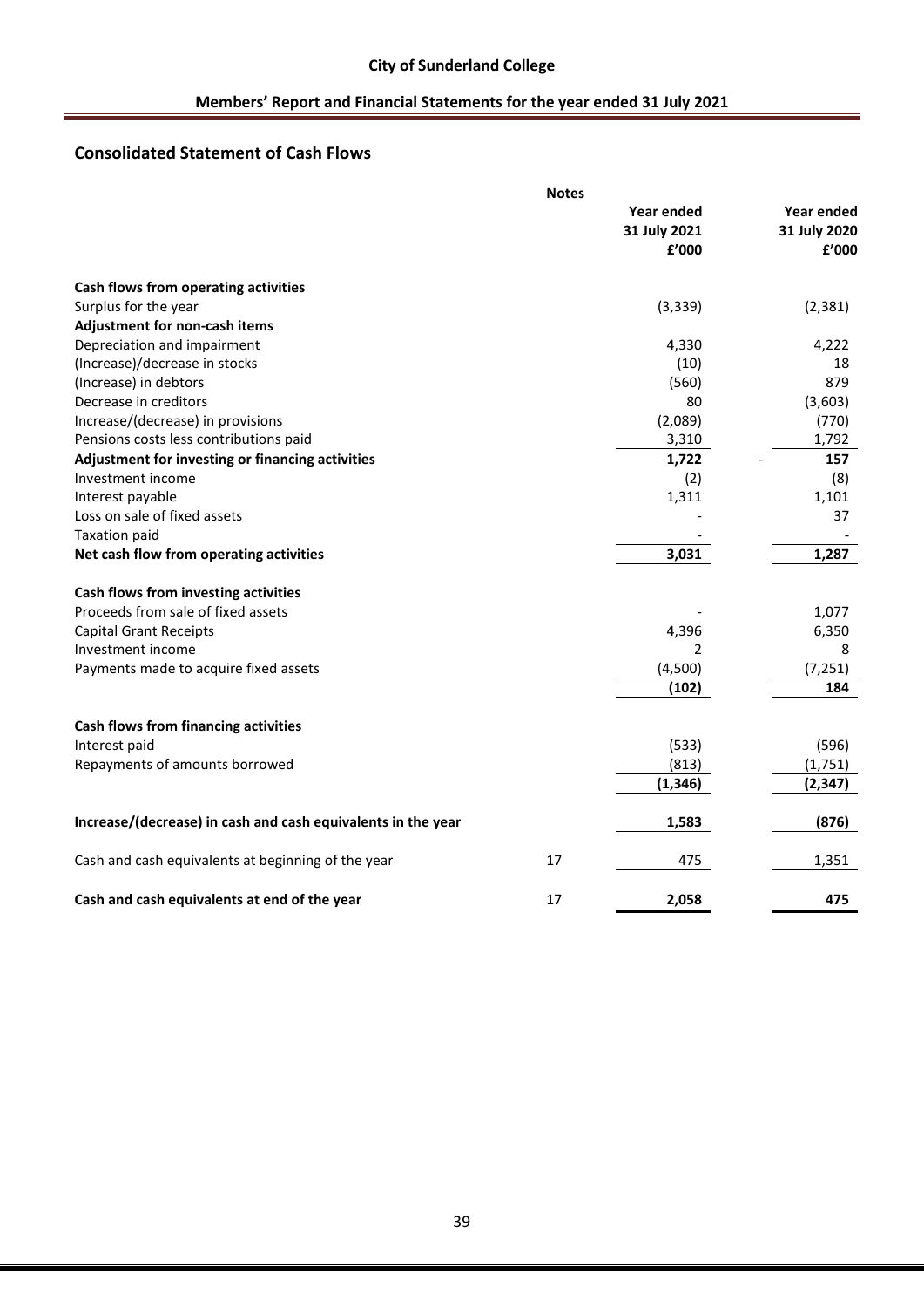## Consolidated Statement of Cash Flows

| | Notes | Year ended 31 July 2021 £'000 | Year ended 31 July 2020 £'000 |
|---|---|---|---|
| **Cash flows from operating activities** | | | |
| Surplus for the year | | (3,339) | (2,381) |
| **Adjustment for non-cash items** | | | |
| Depreciation and impairment | | 4,330 | 4,222 |
| (Increase)/decrease in stocks | | (10) | 18 |
| (Increase) in debtors | | (560) | 879 |
| Decrease in creditors | | 80 | (3,603) |
| Increase/(decrease) in provisions | | (2,089) | (770) |
| Pensions costs less contributions paid | | 3,310 | 1,792 |
| **Adjustment for investing or financing activities** | | **1,722** | - **157** |
| Investment income | | (2) | (8) |
| Interest payable | | 1,311 | 1,101 |
| Loss on sale of fixed assets | | - | 37 |
| Taxation paid | | - | - |
| **Net cash flow from operating activities** | | **3,031** | **1,287** |
| **Cash flows from investing activities** | | | |
| Proceeds from sale of fixed assets | | - | 1,077 |
| Capital Grant Receipts | | 4,396 | 6,350 |
| Investment income | | 2 | 8 |
| Payments made to acquire fixed assets | | (4,500) | (7,251) |
| | | **(102)** | **184** |
| **Cash flows from financing activities** | | | |
| Interest paid | | (533) | (596) |
| Repayments of amounts borrowed | | (813) | (1,751) |
| | | **(1,346)** | **(2,347)** |
| **Increase/(decrease) in cash and cash equivalents in the year** | | **1,583** | **(876)** |
| Cash and cash equivalents at beginning of the year | 17 | 475 | 1,351 |
| **Cash and cash equivalents at end of the year** | 17 | **2,058** | **475** |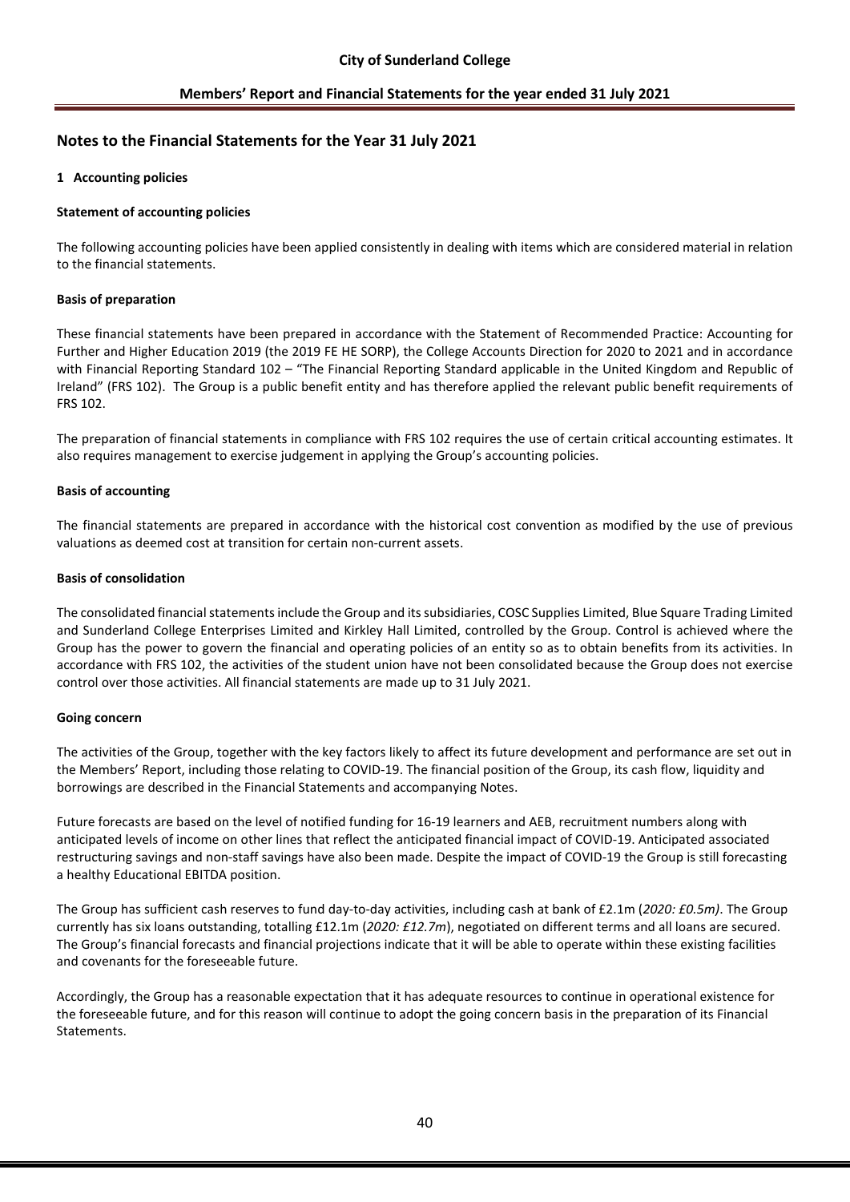## Notes to the Financial Statements for the Year 31 July 2021

### 1 Accounting policies

**Statement of accounting policies**

The following accounting policies have been applied consistently in dealing with items which are considered material in relation to the financial statements.

**Basis of preparation**

These financial statements have been prepared in accordance with the Statement of Recommended Practice: Accounting for Further and Higher Education 2019 (the 2019 FE HE SORP), the College Accounts Direction for 2020 to 2021 and in accordance with Financial Reporting Standard 102 – "The Financial Reporting Standard applicable in the United Kingdom and Republic of Ireland" (FRS 102). The Group is a public benefit entity and has therefore applied the relevant public benefit requirements of FRS 102.

The preparation of financial statements in compliance with FRS 102 requires the use of certain critical accounting estimates. It also requires management to exercise judgement in applying the Group's accounting policies.

**Basis of accounting**

The financial statements are prepared in accordance with the historical cost convention as modified by the use of previous valuations as deemed cost at transition for certain non-current assets.

**Basis of consolidation**

The consolidated financial statements include the Group and its subsidiaries, COSC Supplies Limited, Blue Square Trading Limited and Sunderland College Enterprises Limited and Kirkley Hall Limited, controlled by the Group. Control is achieved where the Group has the power to govern the financial and operating policies of an entity so as to obtain benefits from its activities. In accordance with FRS 102, the activities of the student union have not been consolidated because the Group does not exercise control over those activities. All financial statements are made up to 31 July 2021.

**Going concern**

The activities of the Group, together with the key factors likely to affect its future development and performance are set out in the Members' Report, including those relating to COVID-19. The financial position of the Group, its cash flow, liquidity and borrowings are described in the Financial Statements and accompanying Notes.

Future forecasts are based on the level of notified funding for 16-19 learners and AEB, recruitment numbers along with anticipated levels of income on other lines that reflect the anticipated financial impact of COVID-19. Anticipated associated restructuring savings and non-staff savings have also been made. Despite the impact of COVID-19 the Group is still forecasting a healthy Educational EBITDA position.

The Group has sufficient cash reserves to fund day-to-day activities, including cash at bank of £2.1m (*2020: £0.5m)*. The Group currently has six loans outstanding, totalling £12.1m (*2020: £12.7m*), negotiated on different terms and all loans are secured. The Group's financial forecasts and financial projections indicate that it will be able to operate within these existing facilities and covenants for the foreseeable future.

Accordingly, the Group has a reasonable expectation that it has adequate resources to continue in operational existence for the foreseeable future, and for this reason will continue to adopt the going concern basis in the preparation of its Financial Statements.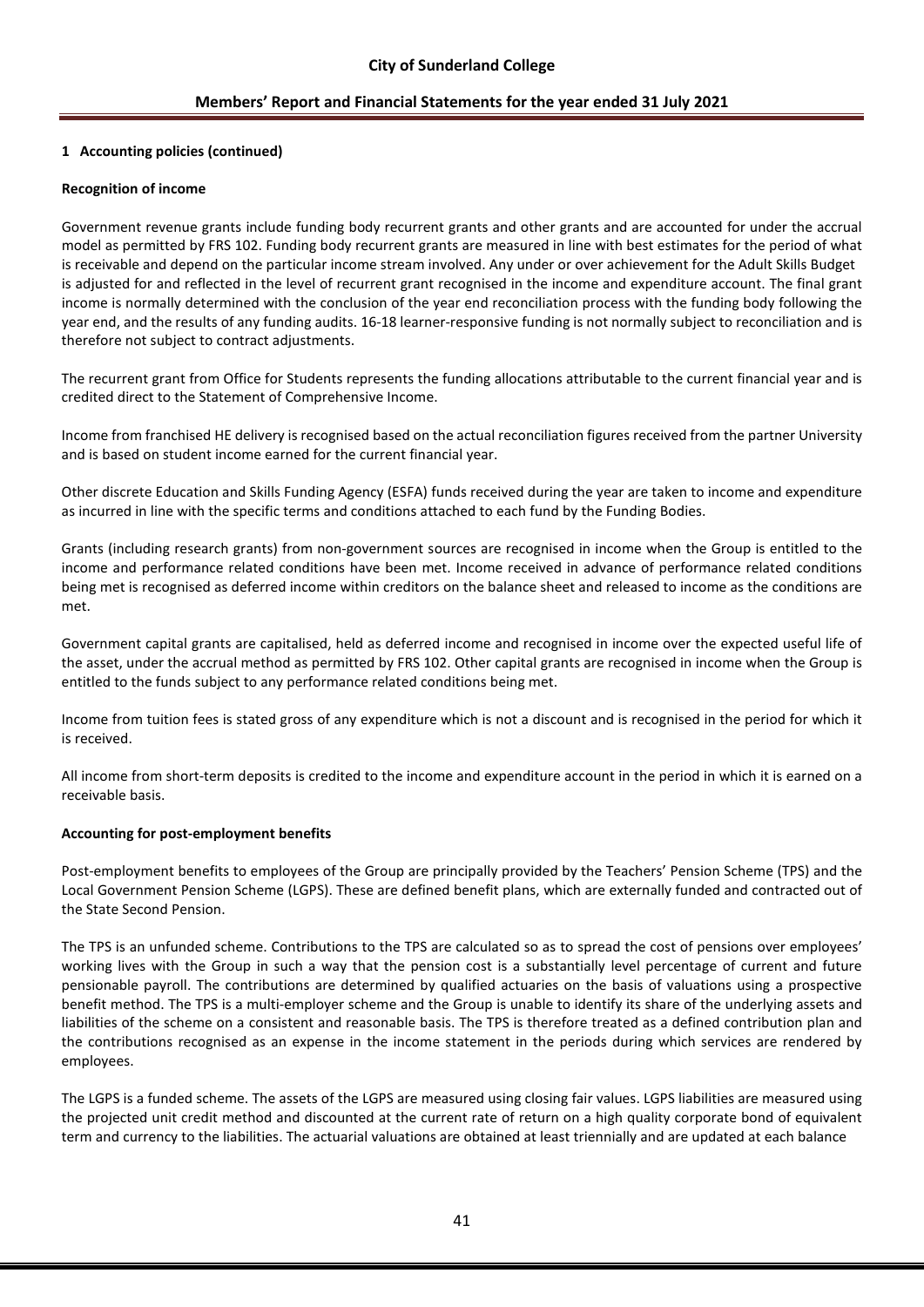### 1 Accounting policies (continued)

**Recognition of income**

Government revenue grants include funding body recurrent grants and other grants and are accounted for under the accrual model as permitted by FRS 102. Funding body recurrent grants are measured in line with best estimates for the period of what is receivable and depend on the particular income stream involved. Any under or over achievement for the Adult Skills Budget is adjusted for and reflected in the level of recurrent grant recognised in the income and expenditure account. The final grant income is normally determined with the conclusion of the year end reconciliation process with the funding body following the year end, and the results of any funding audits. 16-18 learner-responsive funding is not normally subject to reconciliation and is therefore not subject to contract adjustments.

The recurrent grant from Office for Students represents the funding allocations attributable to the current financial year and is credited direct to the Statement of Comprehensive Income.

Income from franchised HE delivery is recognised based on the actual reconciliation figures received from the partner University and is based on student income earned for the current financial year.

Other discrete Education and Skills Funding Agency (ESFA) funds received during the year are taken to income and expenditure as incurred in line with the specific terms and conditions attached to each fund by the Funding Bodies.

Grants (including research grants) from non-government sources are recognised in income when the Group is entitled to the income and performance related conditions have been met. Income received in advance of performance related conditions being met is recognised as deferred income within creditors on the balance sheet and released to income as the conditions are met.

Government capital grants are capitalised, held as deferred income and recognised in income over the expected useful life of the asset, under the accrual method as permitted by FRS 102. Other capital grants are recognised in income when the Group is entitled to the funds subject to any performance related conditions being met.

Income from tuition fees is stated gross of any expenditure which is not a discount and is recognised in the period for which it is received.

All income from short-term deposits is credited to the income and expenditure account in the period in which it is earned on a receivable basis.

**Accounting for post-employment benefits**

Post-employment benefits to employees of the Group are principally provided by the Teachers' Pension Scheme (TPS) and the Local Government Pension Scheme (LGPS). These are defined benefit plans, which are externally funded and contracted out of the State Second Pension.

The TPS is an unfunded scheme. Contributions to the TPS are calculated so as to spread the cost of pensions over employees' working lives with the Group in such a way that the pension cost is a substantially level percentage of current and future pensionable payroll. The contributions are determined by qualified actuaries on the basis of valuations using a prospective benefit method. The TPS is a multi-employer scheme and the Group is unable to identify its share of the underlying assets and liabilities of the scheme on a consistent and reasonable basis. The TPS is therefore treated as a defined contribution plan and the contributions recognised as an expense in the income statement in the periods during which services are rendered by employees.

The LGPS is a funded scheme. The assets of the LGPS are measured using closing fair values. LGPS liabilities are measured using the projected unit credit method and discounted at the current rate of return on a high quality corporate bond of equivalent term and currency to the liabilities. The actuarial valuations are obtained at least triennially and are updated at each balance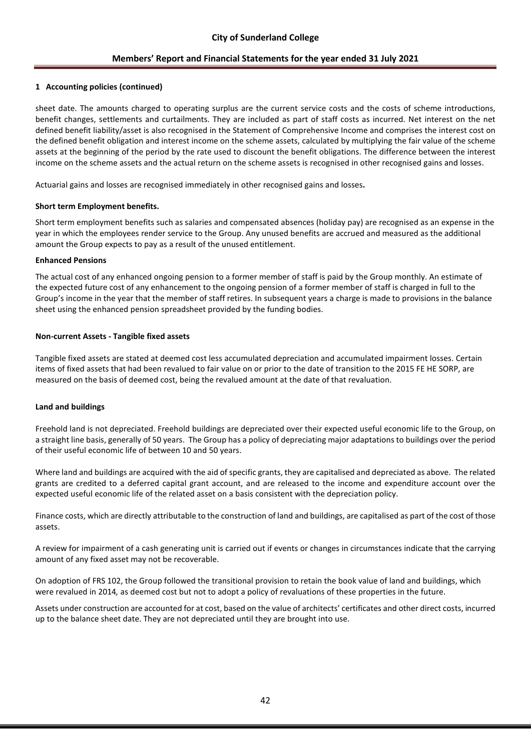## 1 Accounting policies (continued)

sheet date. The amounts charged to operating surplus are the current service costs and the costs of scheme introductions, benefit changes, settlements and curtailments. They are included as part of staff costs as incurred. Net interest on the net defined benefit liability/asset is also recognised in the Statement of Comprehensive Income and comprises the interest cost on the defined benefit obligation and interest income on the scheme assets, calculated by multiplying the fair value of the scheme assets at the beginning of the period by the rate used to discount the benefit obligations. The difference between the interest income on the scheme assets and the actual return on the scheme assets is recognised in other recognised gains and losses.

Actuarial gains and losses are recognised immediately in other recognised gains and losses**.**

### Short term Employment benefits.

Short term employment benefits such as salaries and compensated absences (holiday pay) are recognised as an expense in the year in which the employees render service to the Group. Any unused benefits are accrued and measured as the additional amount the Group expects to pay as a result of the unused entitlement.

### Enhanced Pensions

The actual cost of any enhanced ongoing pension to a former member of staff is paid by the Group monthly. An estimate of the expected future cost of any enhancement to the ongoing pension of a former member of staff is charged in full to the Group's income in the year that the member of staff retires. In subsequent years a charge is made to provisions in the balance sheet using the enhanced pension spreadsheet provided by the funding bodies.

### Non-current Assets - Tangible fixed assets

Tangible fixed assets are stated at deemed cost less accumulated depreciation and accumulated impairment losses. Certain items of fixed assets that had been revalued to fair value on or prior to the date of transition to the 2015 FE HE SORP, are measured on the basis of deemed cost, being the revalued amount at the date of that revaluation.

### Land and buildings

Freehold land is not depreciated. Freehold buildings are depreciated over their expected useful economic life to the Group, on a straight line basis, generally of 50 years. The Group has a policy of depreciating major adaptations to buildings over the period of their useful economic life of between 10 and 50 years.

Where land and buildings are acquired with the aid of specific grants, they are capitalised and depreciated as above. The related grants are credited to a deferred capital grant account, and are released to the income and expenditure account over the expected useful economic life of the related asset on a basis consistent with the depreciation policy.

Finance costs, which are directly attributable to the construction of land and buildings, are capitalised as part of the cost of those assets.

A review for impairment of a cash generating unit is carried out if events or changes in circumstances indicate that the carrying amount of any fixed asset may not be recoverable.

On adoption of FRS 102, the Group followed the transitional provision to retain the book value of land and buildings, which were revalued in 2014*,* as deemed cost but not to adopt a policy of revaluations of these properties in the future.

Assets under construction are accounted for at cost, based on the value of architects' certificates and other direct costs, incurred up to the balance sheet date. They are not depreciated until they are brought into use.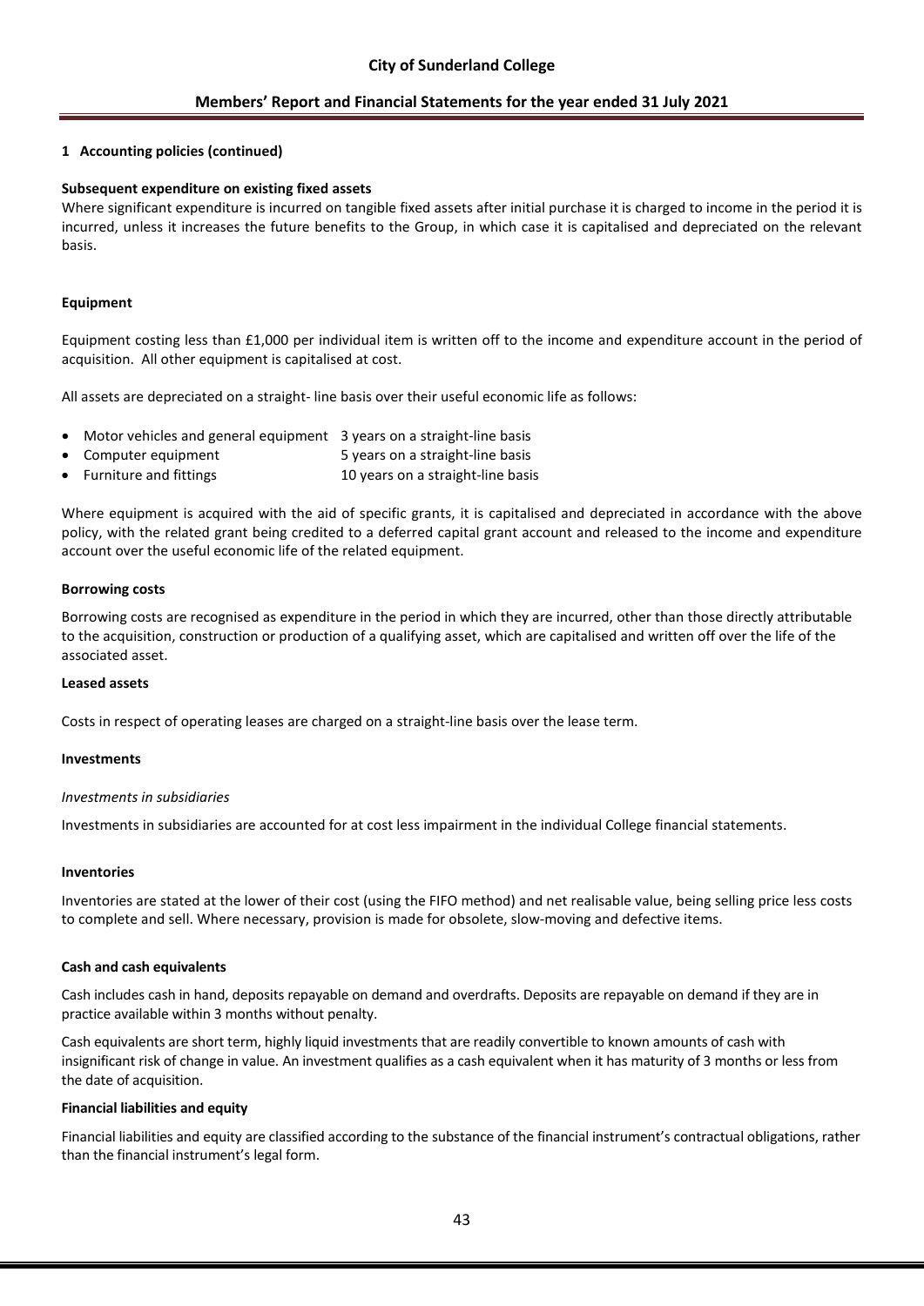## 1 Accounting policies (continued)

**Subsequent expenditure on existing fixed assets**

Where significant expenditure is incurred on tangible fixed assets after initial purchase it is charged to income in the period it is incurred, unless it increases the future benefits to the Group, in which case it is capitalised and depreciated on the relevant basis.

**Equipment**

Equipment costing less than £1,000 per individual item is written off to the income and expenditure account in the period of acquisition. All other equipment is capitalised at cost.

All assets are depreciated on a straight- line basis over their useful economic life as follows:

- Motor vehicles and general equipment 3 years on a straight-line basis
- Computer equipment 5 years on a straight-line basis
- Furniture and fittings 10 years on a straight-line basis

Where equipment is acquired with the aid of specific grants, it is capitalised and depreciated in accordance with the above policy, with the related grant being credited to a deferred capital grant account and released to the income and expenditure account over the useful economic life of the related equipment.

**Borrowing costs**

Borrowing costs are recognised as expenditure in the period in which they are incurred, other than those directly attributable to the acquisition, construction or production of a qualifying asset, which are capitalised and written off over the life of the associated asset.

**Leased assets**

Costs in respect of operating leases are charged on a straight-line basis over the lease term.

**Investments**

*Investments in subsidiaries*

Investments in subsidiaries are accounted for at cost less impairment in the individual College financial statements.

**Inventories**

Inventories are stated at the lower of their cost (using the FIFO method) and net realisable value, being selling price less costs to complete and sell. Where necessary, provision is made for obsolete, slow-moving and defective items.

**Cash and cash equivalents**

Cash includes cash in hand, deposits repayable on demand and overdrafts. Deposits are repayable on demand if they are in practice available within 3 months without penalty.

Cash equivalents are short term, highly liquid investments that are readily convertible to known amounts of cash with insignificant risk of change in value. An investment qualifies as a cash equivalent when it has maturity of 3 months or less from the date of acquisition.

**Financial liabilities and equity**

Financial liabilities and equity are classified according to the substance of the financial instrument's contractual obligations, rather than the financial instrument's legal form.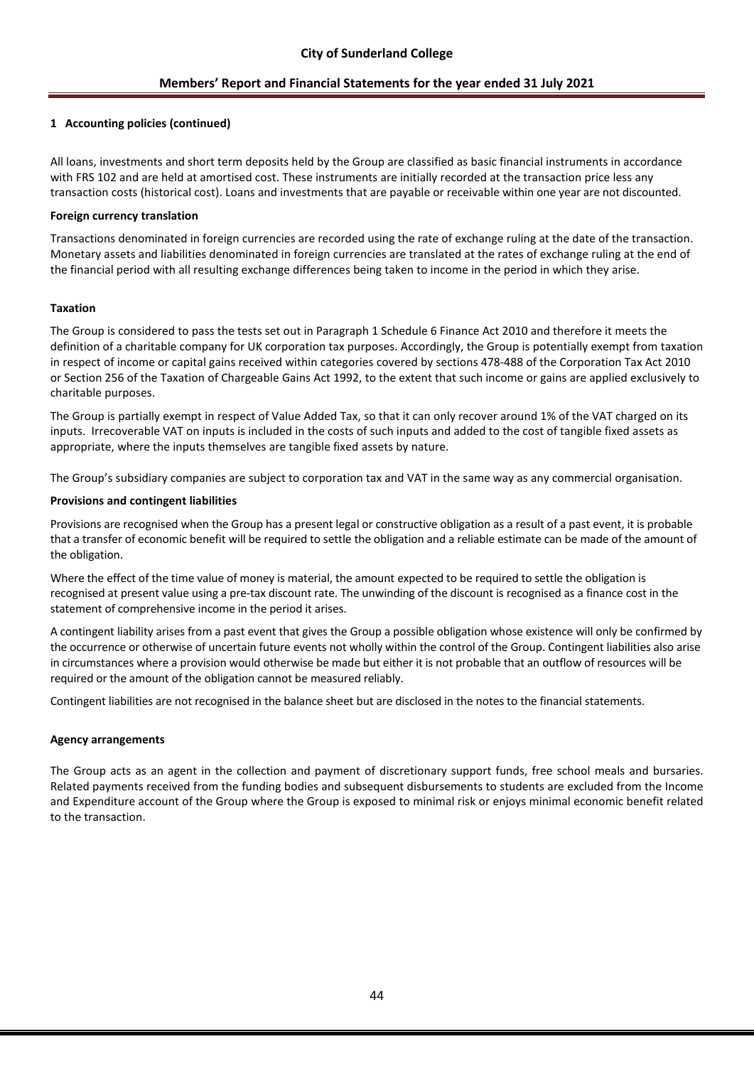## 1 Accounting policies (continued)

All loans, investments and short term deposits held by the Group are classified as basic financial instruments in accordance with FRS 102 and are held at amortised cost. These instruments are initially recorded at the transaction price less any transaction costs (historical cost). Loans and investments that are payable or receivable within one year are not discounted.

**Foreign currency translation**

Transactions denominated in foreign currencies are recorded using the rate of exchange ruling at the date of the transaction. Monetary assets and liabilities denominated in foreign currencies are translated at the rates of exchange ruling at the end of the financial period with all resulting exchange differences being taken to income in the period in which they arise.

**Taxation**

The Group is considered to pass the tests set out in Paragraph 1 Schedule 6 Finance Act 2010 and therefore it meets the definition of a charitable company for UK corporation tax purposes. Accordingly, the Group is potentially exempt from taxation in respect of income or capital gains received within categories covered by sections 478-488 of the Corporation Tax Act 2010 or Section 256 of the Taxation of Chargeable Gains Act 1992, to the extent that such income or gains are applied exclusively to charitable purposes.

The Group is partially exempt in respect of Value Added Tax, so that it can only recover around 1% of the VAT charged on its inputs. Irrecoverable VAT on inputs is included in the costs of such inputs and added to the cost of tangible fixed assets as appropriate, where the inputs themselves are tangible fixed assets by nature.

The Group's subsidiary companies are subject to corporation tax and VAT in the same way as any commercial organisation.

**Provisions and contingent liabilities**

Provisions are recognised when the Group has a present legal or constructive obligation as a result of a past event, it is probable that a transfer of economic benefit will be required to settle the obligation and a reliable estimate can be made of the amount of the obligation.

Where the effect of the time value of money is material, the amount expected to be required to settle the obligation is recognised at present value using a pre-tax discount rate. The unwinding of the discount is recognised as a finance cost in the statement of comprehensive income in the period it arises.

A contingent liability arises from a past event that gives the Group a possible obligation whose existence will only be confirmed by the occurrence or otherwise of uncertain future events not wholly within the control of the Group. Contingent liabilities also arise in circumstances where a provision would otherwise be made but either it is not probable that an outflow of resources will be required or the amount of the obligation cannot be measured reliably.

Contingent liabilities are not recognised in the balance sheet but are disclosed in the notes to the financial statements.

**Agency arrangements**

The Group acts as an agent in the collection and payment of discretionary support funds, free school meals and bursaries. Related payments received from the funding bodies and subsequent disbursements to students are excluded from the Income and Expenditure account of the Group where the Group is exposed to minimal risk or enjoys minimal economic benefit related to the transaction.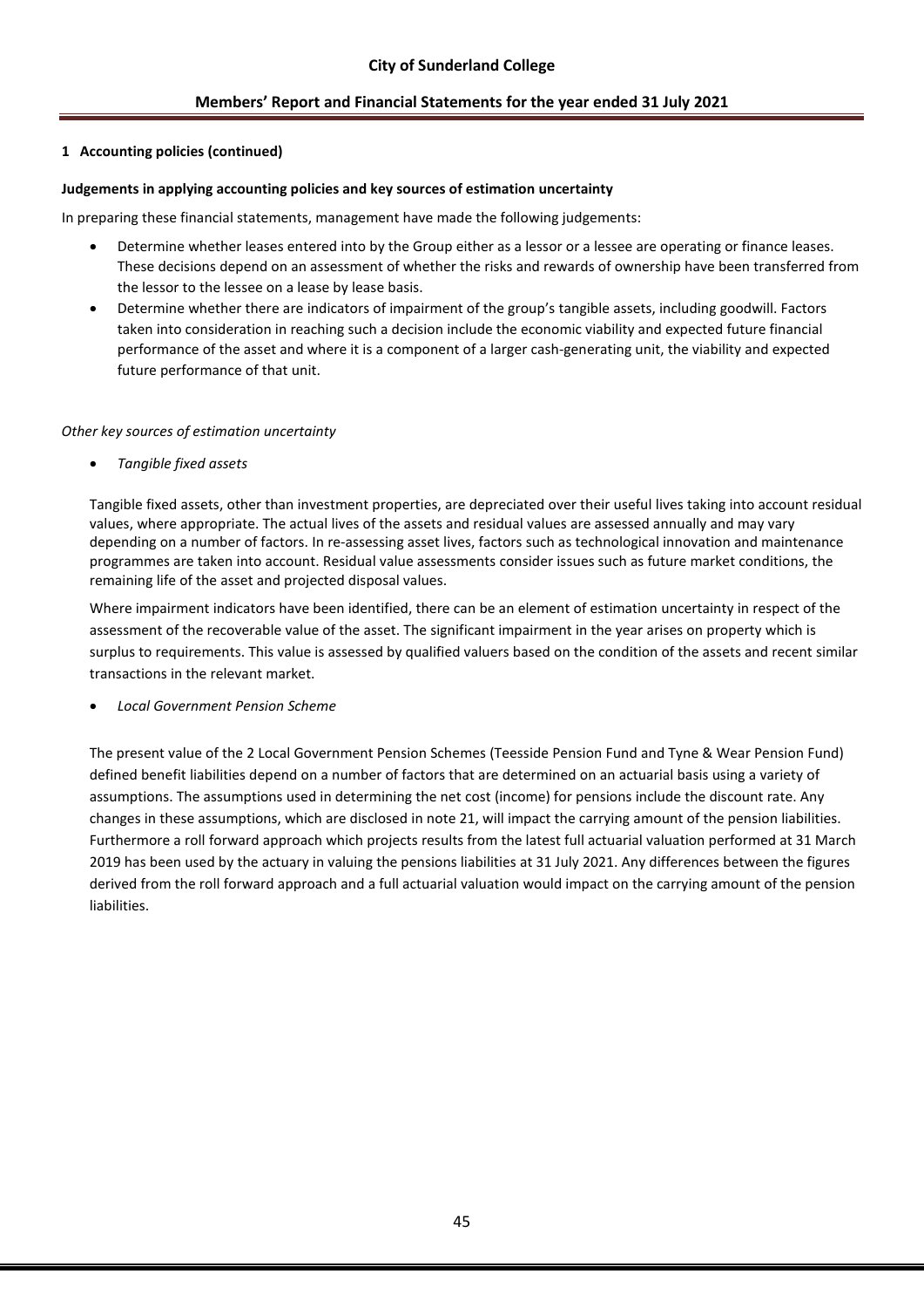**1 Accounting policies (continued)**

**Judgements in applying accounting policies and key sources of estimation uncertainty**

In preparing these financial statements, management have made the following judgements:

- Determine whether leases entered into by the Group either as a lessor or a lessee are operating or finance leases. These decisions depend on an assessment of whether the risks and rewards of ownership have been transferred from the lessor to the lessee on a lease by lease basis.
- Determine whether there are indicators of impairment of the group's tangible assets, including goodwill. Factors taken into consideration in reaching such a decision include the economic viability and expected future financial performance of the asset and where it is a component of a larger cash-generating unit, the viability and expected future performance of that unit.

*Other key sources of estimation uncertainty*

- *Tangible fixed assets*

Tangible fixed assets, other than investment properties, are depreciated over their useful lives taking into account residual values, where appropriate. The actual lives of the assets and residual values are assessed annually and may vary depending on a number of factors. In re-assessing asset lives, factors such as technological innovation and maintenance programmes are taken into account. Residual value assessments consider issues such as future market conditions, the remaining life of the asset and projected disposal values.

Where impairment indicators have been identified, there can be an element of estimation uncertainty in respect of the assessment of the recoverable value of the asset. The significant impairment in the year arises on property which is surplus to requirements. This value is assessed by qualified valuers based on the condition of the assets and recent similar transactions in the relevant market.

- *Local Government Pension Scheme*

The present value of the 2 Local Government Pension Schemes (Teesside Pension Fund and Tyne & Wear Pension Fund) defined benefit liabilities depend on a number of factors that are determined on an actuarial basis using a variety of assumptions. The assumptions used in determining the net cost (income) for pensions include the discount rate. Any changes in these assumptions, which are disclosed in note 21, will impact the carrying amount of the pension liabilities. Furthermore a roll forward approach which projects results from the latest full actuarial valuation performed at 31 March 2019 has been used by the actuary in valuing the pensions liabilities at 31 July 2021. Any differences between the figures derived from the roll forward approach and a full actuarial valuation would impact on the carrying amount of the pension liabilities.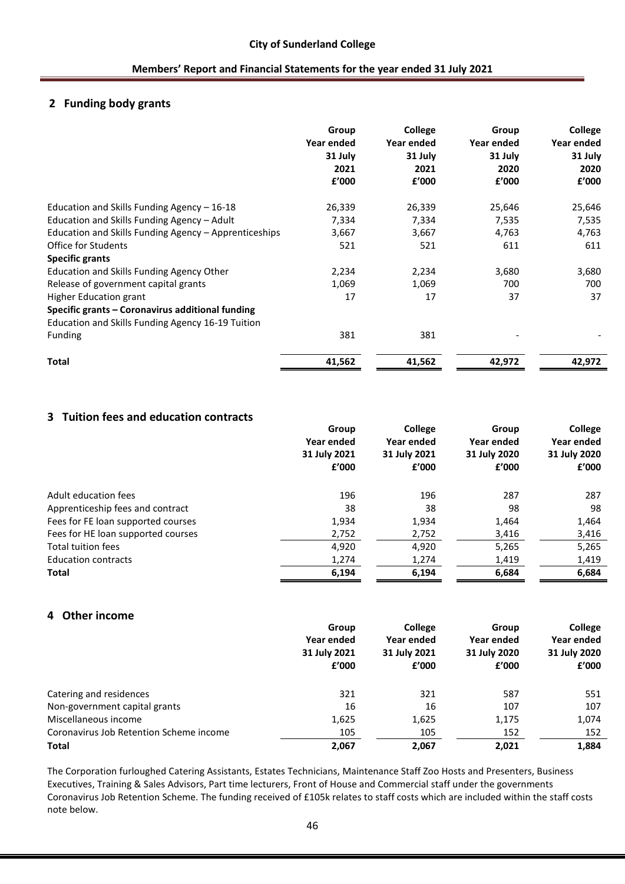## 2 Funding body grants

| | Group Year ended 31 July 2021 £'000 | College Year ended 31 July 2021 £'000 | Group Year ended 31 July 2020 £'000 | College Year ended 31 July 2020 £'000 |
|---|---|---|---|---|
| Education and Skills Funding Agency – 16-18 | 26,339 | 26,339 | 25,646 | 25,646 |
| Education and Skills Funding Agency – Adult | 7,334 | 7,334 | 7,535 | 7,535 |
| Education and Skills Funding Agency – Apprenticeships | 3,667 | 3,667 | 4,763 | 4,763 |
| Office for Students | 521 | 521 | 611 | 611 |
| **Specific grants** | | | | |
| Education and Skills Funding Agency Other | 2,234 | 2,234 | 3,680 | 3,680 |
| Release of government capital grants | 1,069 | 1,069 | 700 | 700 |
| Higher Education grant | 17 | 17 | 37 | 37 |
| **Specific grants – Coronavirus additional funding** | | | | |
| Education and Skills Funding Agency 16-19 Tuition Funding | 381 | 381 | - | - |
| **Total** | **41,562** | **41,562** | **42,972** | **42,972** |

## 3 Tuition fees and education contracts

| | Group Year ended 31 July 2021 £'000 | College Year ended 31 July 2021 £'000 | Group Year ended 31 July 2020 £'000 | College Year ended 31 July 2020 £'000 |
|---|---|---|---|---|
| Adult education fees | 196 | 196 | 287 | 287 |
| Apprenticeship fees and contract | 38 | 38 | 98 | 98 |
| Fees for FE loan supported courses | 1,934 | 1,934 | 1,464 | 1,464 |
| Fees for HE loan supported courses | 2,752 | 2,752 | 3,416 | 3,416 |
| Total tuition fees | 4,920 | 4,920 | 5,265 | 5,265 |
| Education contracts | 1,274 | 1,274 | 1,419 | 1,419 |
| **Total** | **6,194** | **6,194** | **6,684** | **6,684** |

## 4 Other income

| | Group Year ended 31 July 2021 £'000 | College Year ended 31 July 2021 £'000 | Group Year ended 31 July 2020 £'000 | College Year ended 31 July 2020 £'000 |
|---|---|---|---|---|
| Catering and residences | 321 | 321 | 587 | 551 |
| Non-government capital grants | 16 | 16 | 107 | 107 |
| Miscellaneous income | 1,625 | 1,625 | 1,175 | 1,074 |
| Coronavirus Job Retention Scheme income | 105 | 105 | 152 | 152 |
| **Total** | **2,067** | **2,067** | **2,021** | **1,884** |

The Corporation furloughed Catering Assistants, Estates Technicians, Maintenance Staff Zoo Hosts and Presenters, Business Executives, Training & Sales Advisors, Part time lecturers, Front of House and Commercial staff under the governments Coronavirus Job Retention Scheme. The funding received of £105k relates to staff costs which are included within the staff costs note below.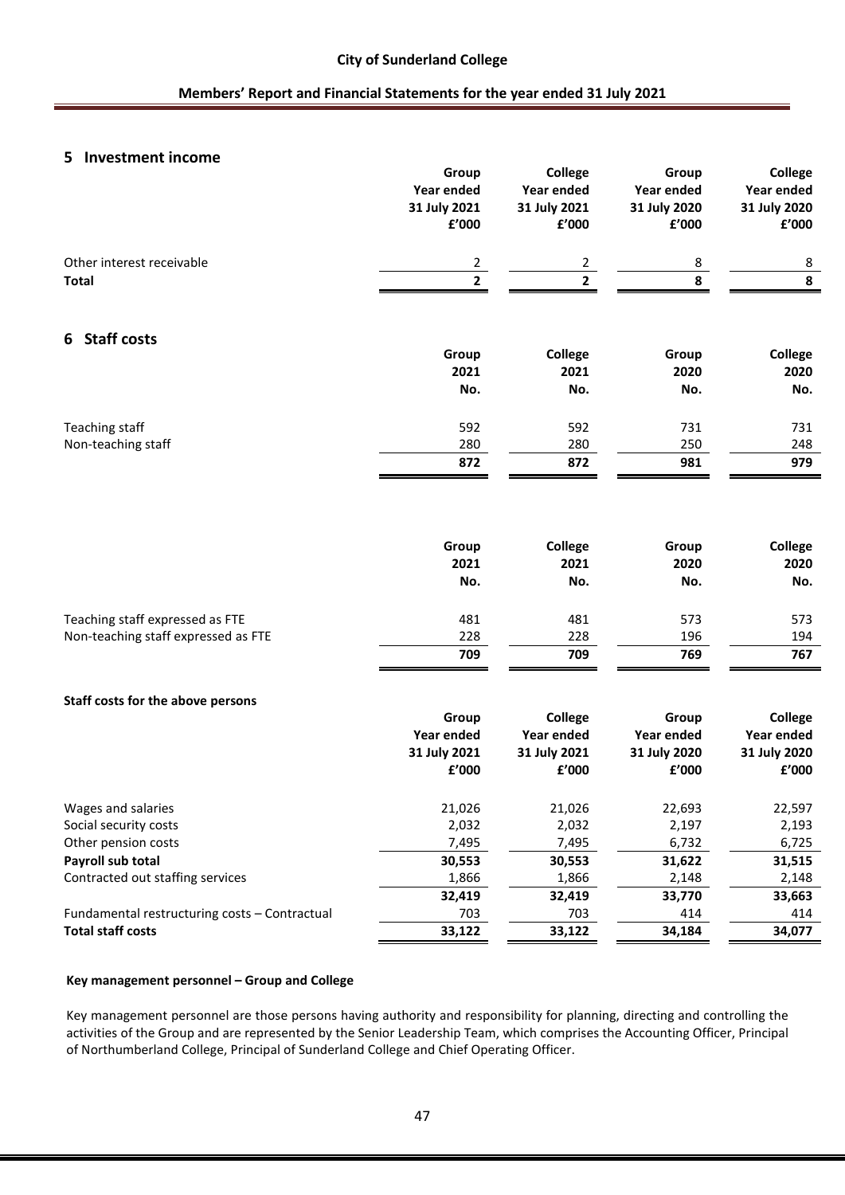## 5 Investment income

| | Group Year ended 31 July 2021 £'000 | College Year ended 31 July 2021 £'000 | Group Year ended 31 July 2020 £'000 | College Year ended 31 July 2020 £'000 |
|---|---|---|---|---|
| Other interest receivable | 2 | 2 | 8 | 8 |
| **Total** | **2** | **2** | **8** | **8** |

## 6 Staff costs

| | Group 2021 No. | College 2021 No. | Group 2020 No. | College 2020 No. |
|---|---|---|---|---|
| Teaching staff | 592 | 592 | 731 | 731 |
| Non-teaching staff | 280 | 280 | 250 | 248 |
| | **872** | **872** | **981** | **979** |

| | Group 2021 No. | College 2021 No. | Group 2020 No. | College 2020 No. |
|---|---|---|---|---|
| Teaching staff expressed as FTE | 481 | 481 | 573 | 573 |
| Non-teaching staff expressed as FTE | 228 | 228 | 196 | 194 |
| | **709** | **709** | **769** | **767** |

**Staff costs for the above persons**

| | Group Year ended 31 July 2021 £'000 | College Year ended 31 July 2021 £'000 | Group Year ended 31 July 2020 £'000 | College Year ended 31 July 2020 £'000 |
|---|---|---|---|---|
| Wages and salaries | 21,026 | 21,026 | 22,693 | 22,597 |
| Social security costs | 2,032 | 2,032 | 2,197 | 2,193 |
| Other pension costs | 7,495 | 7,495 | 6,732 | 6,725 |
| **Payroll sub total** | **30,553** | **30,553** | **31,622** | **31,515** |
| Contracted out staffing services | 1,866 | 1,866 | 2,148 | 2,148 |
| | **32,419** | **32,419** | **33,770** | **33,663** |
| Fundamental restructuring costs – Contractual | 703 | 703 | 414 | 414 |
| **Total staff costs** | **33,122** | **33,122** | **34,184** | **34,077** |

**Key management personnel – Group and College**

Key management personnel are those persons having authority and responsibility for planning, directing and controlling the activities of the Group and are represented by the Senior Leadership Team, which comprises the Accounting Officer, Principal of Northumberland College, Principal of Sunderland College and Chief Operating Officer.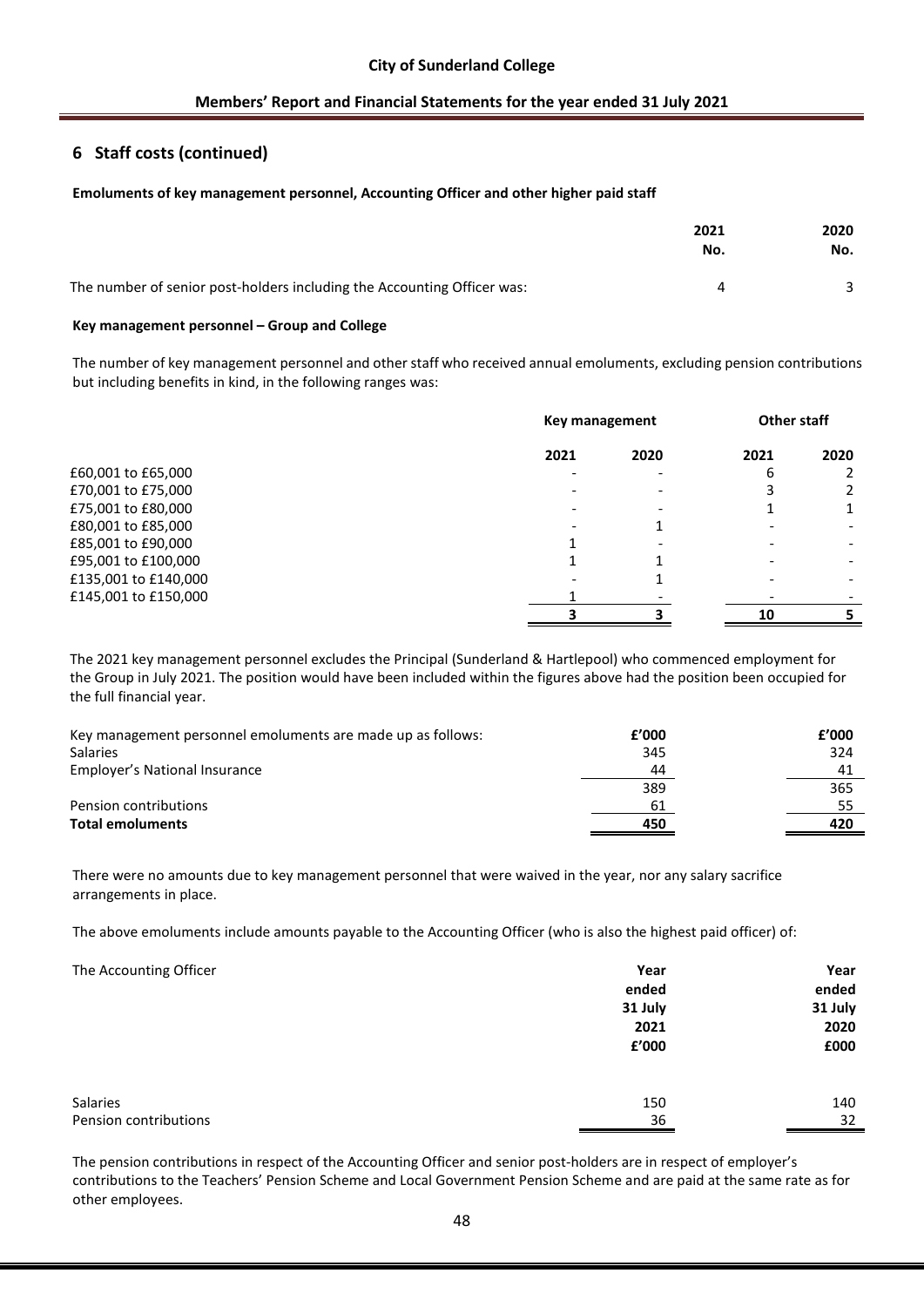## 6 Staff costs (continued)

**Emoluments of key management personnel, Accounting Officer and other higher paid staff**

| | 2021 No. | 2020 No. |
|---|---|---|
| The number of senior post-holders including the Accounting Officer was: | 4 | 3 |

**Key management personnel – Group and College**

The number of key management personnel and other staff who received annual emoluments, excluding pension contributions but including benefits in kind, in the following ranges was:

| | Key management | | Other staff | |
|---|---|---|---|---|
| | 2021 | 2020 | 2021 | 2020 |
| £60,001 to £65,000 | - | - | 6 | 2 |
| £70,001 to £75,000 | - | - | 3 | 2 |
| £75,001 to £80,000 | - | - | 1 | 1 |
| £80,001 to £85,000 | - | 1 | - | - |
| £85,001 to £90,000 | 1 | - | - | - |
| £95,001 to £100,000 | 1 | 1 | - | - |
| £135,001 to £140,000 | - | 1 | - | - |
| £145,001 to £150,000 | 1 | - | - | - |
| | **3** | **3** | **10** | **5** |

The 2021 key management personnel excludes the Principal (Sunderland & Hartlepool) who commenced employment for the Group in July 2021. The position would have been included within the figures above had the position been occupied for the full financial year.

| Key management personnel emoluments are made up as follows: | £'000 | £'000 |
|---|---|---|
| Salaries | 345 | 324 |
| Employer's National Insurance | 44 | 41 |
| | 389 | 365 |
| Pension contributions | 61 | 55 |
| **Total emoluments** | **450** | **420** |

There were no amounts due to key management personnel that were waived in the year, nor any salary sacrifice arrangements in place.

The above emoluments include amounts payable to the Accounting Officer (who is also the highest paid officer) of:

| The Accounting Officer | Year ended 31 July 2021 £'000 | Year ended 31 July 2020 £000 |
|---|---|---|
| Salaries | 150 | 140 |
| Pension contributions | 36 | 32 |

The pension contributions in respect of the Accounting Officer and senior post-holders are in respect of employer's contributions to the Teachers' Pension Scheme and Local Government Pension Scheme and are paid at the same rate as for other employees.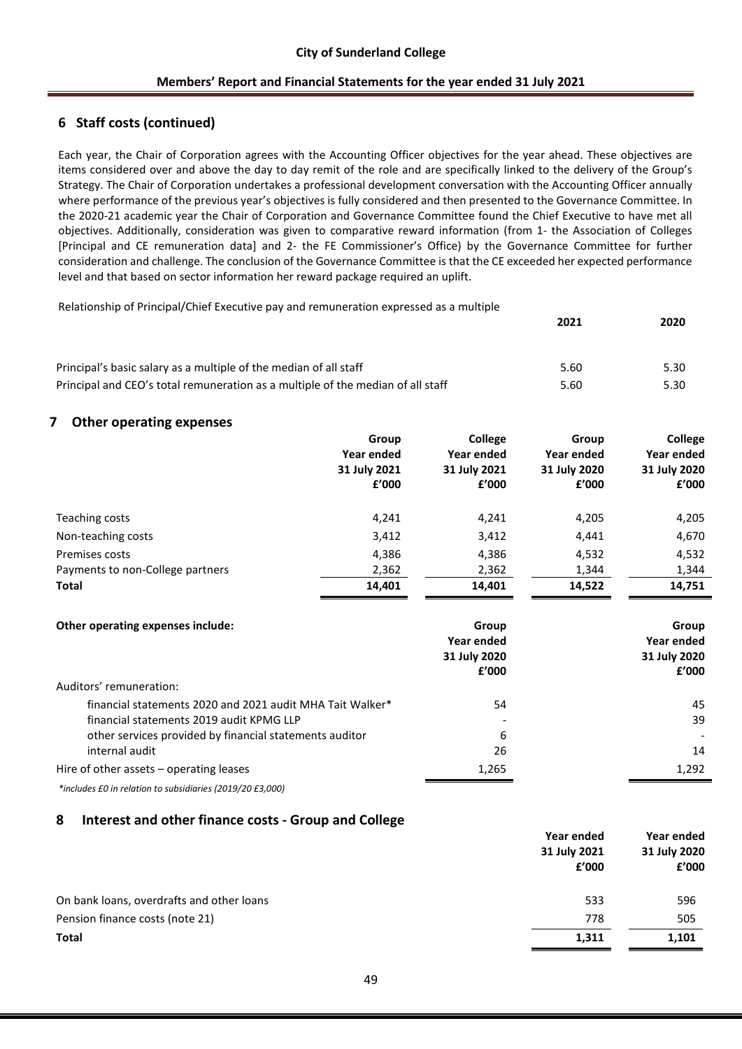## 6 Staff costs (continued)

Each year, the Chair of Corporation agrees with the Accounting Officer objectives for the year ahead. These objectives are items considered over and above the day to day remit of the role and are specifically linked to the delivery of the Group's Strategy. The Chair of Corporation undertakes a professional development conversation with the Accounting Officer annually where performance of the previous year's objectives is fully considered and then presented to the Governance Committee. In the 2020-21 academic year the Chair of Corporation and Governance Committee found the Chief Executive to have met all objectives. Additionally, consideration was given to comparative reward information (from 1- the Association of Colleges [Principal and CE remuneration data] and 2- the FE Commissioner's Office) by the Governance Committee for further consideration and challenge. The conclusion of the Governance Committee is that the CE exceeded her expected performance level and that based on sector information her reward package required an uplift.

Relationship of Principal/Chief Executive pay and remuneration expressed as a multiple

| | **2021** | **2020** |
|---|---|---|
| Principal's basic salary as a multiple of the median of all staff | 5.60 | 5.30 |
| Principal and CEO's total remuneration as a multiple of the median of all staff | 5.60 | 5.30 |

## 7 Other operating expenses

| | **Group Year ended 31 July 2021 £'000** | **College Year ended 31 July 2021 £'000** | **Group Year ended 31 July 2020 £'000** | **College Year ended 31 July 2020 £'000** |
|---|---|---|---|---|
| Teaching costs | 4,241 | 4,241 | 4,205 | 4,205 |
| Non-teaching costs | 3,412 | 3,412 | 4,441 | 4,670 |
| Premises costs | 4,386 | 4,386 | 4,532 | 4,532 |
| Payments to non-College partners | 2,362 | 2,362 | 1,344 | 1,344 |
| **Total** | **14,401** | **14,401** | **14,522** | **14,751** |

| **Other operating expenses include:** | **Group Year ended 31 July 2020 £'000** | **Group Year ended 31 July 2020 £'000** |
|---|---|---|
| Auditors' remuneration: | | |
| financial statements 2020 and 2021 audit MHA Tait Walker* | 54 | 45 |
| financial statements 2019 audit KPMG LLP | - | 39 |
| other services provided by financial statements auditor | 6 | - |
| internal audit | 26 | 14 |
| Hire of other assets – operating leases | 1,265 | 1,292 |

*\*includes £0 in relation to subsidiaries (2019/20 £3,000)*

## 8 Interest and other finance costs - Group and College

| | **Year ended 31 July 2021 £'000** | **Year ended 31 July 2020 £'000** |
|---|---|---|
| On bank loans, overdrafts and other loans | 533 | 596 |
| Pension finance costs (note 21) | 778 | 505 |
| **Total** | **1,311** | **1,101** |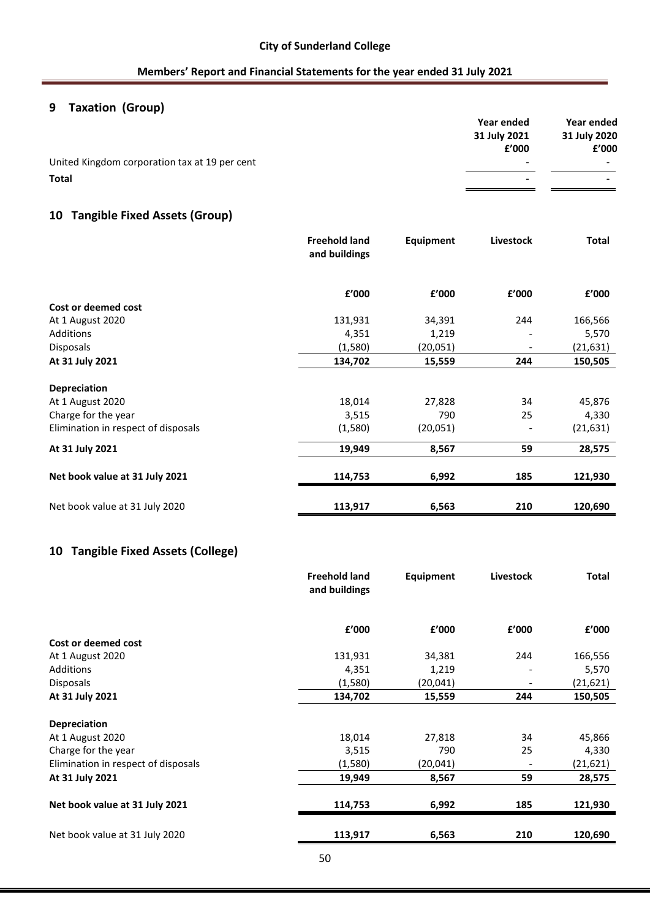## 9 Taxation (Group)

| | Year ended 31 July 2021 £'000 | Year ended 31 July 2020 £'000 |
|---|---|---|
| United Kingdom corporation tax at 19 per cent | - | - |
| **Total** | **-** | **-** |

## 10 Tangible Fixed Assets (Group)

| | Freehold land and buildings | Equipment | Livestock | Total |
|---|---|---|---|---|
| | £'000 | £'000 | £'000 | £'000 |
| **Cost or deemed cost** | | | | |
| At 1 August 2020 | 131,931 | 34,391 | 244 | 166,566 |
| Additions | 4,351 | 1,219 | - | 5,570 |
| Disposals | (1,580) | (20,051) | - | (21,631) |
| **At 31 July 2021** | **134,702** | **15,559** | **244** | **150,505** |
| **Depreciation** | | | | |
| At 1 August 2020 | 18,014 | 27,828 | 34 | 45,876 |
| Charge for the year | 3,515 | 790 | 25 | 4,330 |
| Elimination in respect of disposals | (1,580) | (20,051) | - | (21,631) |
| **At 31 July 2021** | **19,949** | **8,567** | **59** | **28,575** |
| **Net book value at 31 July 2021** | **114,753** | **6,992** | **185** | **121,930** |
| Net book value at 31 July 2020 | **113,917** | **6,563** | **210** | **120,690** |

## 10 Tangible Fixed Assets (College)

| | Freehold land and buildings | Equipment | Livestock | Total |
|---|---|---|---|---|
| | £'000 | £'000 | £'000 | £'000 |
| **Cost or deemed cost** | | | | |
| At 1 August 2020 | 131,931 | 34,381 | 244 | 166,556 |
| Additions | 4,351 | 1,219 | - | 5,570 |
| Disposals | (1,580) | (20,041) | - | (21,621) |
| **At 31 July 2021** | **134,702** | **15,559** | **244** | **150,505** |
| **Depreciation** | | | | |
| At 1 August 2020 | 18,014 | 27,818 | 34 | 45,866 |
| Charge for the year | 3,515 | 790 | 25 | 4,330 |
| Elimination in respect of disposals | (1,580) | (20,041) | - | (21,621) |
| **At 31 July 2021** | **19,949** | **8,567** | **59** | **28,575** |
| **Net book value at 31 July 2021** | **114,753** | **6,992** | **185** | **121,930** |
| Net book value at 31 July 2020 | **113,917** | **6,563** | **210** | **120,690** |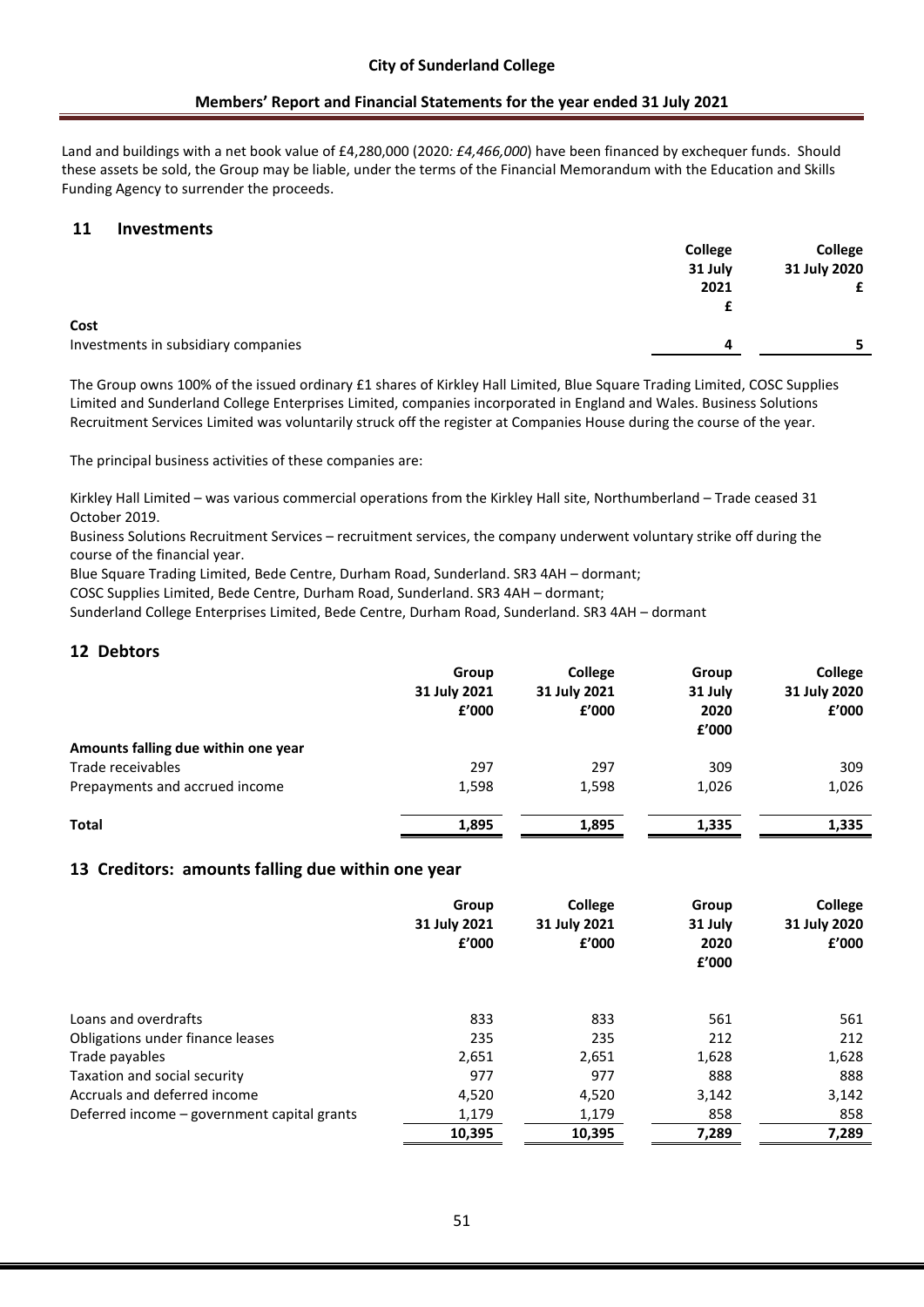Land and buildings with a net book value of £4,280,000 (2020*: £4,466,000*) have been financed by exchequer funds. Should these assets be sold, the Group may be liable, under the terms of the Financial Memorandum with the Education and Skills Funding Agency to surrender the proceeds.

## 11 Investments

| | College 31 July 2021 £ | College 31 July 2020 £ |
|---|---|---|
| **Cost** | | |
| Investments in subsidiary companies | 4 | 5 |

The Group owns 100% of the issued ordinary £1 shares of Kirkley Hall Limited, Blue Square Trading Limited, COSC Supplies Limited and Sunderland College Enterprises Limited, companies incorporated in England and Wales. Business Solutions Recruitment Services Limited was voluntarily struck off the register at Companies House during the course of the year.

The principal business activities of these companies are:

Kirkley Hall Limited – was various commercial operations from the Kirkley Hall site, Northumberland – Trade ceased 31 October 2019.
Business Solutions Recruitment Services – recruitment services, the company underwent voluntary strike off during the course of the financial year.
Blue Square Trading Limited, Bede Centre, Durham Road, Sunderland. SR3 4AH – dormant;
COSC Supplies Limited, Bede Centre, Durham Road, Sunderland. SR3 4AH – dormant;
Sunderland College Enterprises Limited, Bede Centre, Durham Road, Sunderland. SR3 4AH – dormant

## 12 Debtors

| | Group 31 July 2021 £'000 | College 31 July 2021 £'000 | Group 31 July 2020 £'000 | College 31 July 2020 £'000 |
|---|---|---|---|---|
| **Amounts falling due within one year** | | | | |
| Trade receivables | 297 | 297 | 309 | 309 |
| Prepayments and accrued income | 1,598 | 1,598 | 1,026 | 1,026 |
| **Total** | **1,895** | **1,895** | **1,335** | **1,335** |

## 13 Creditors: amounts falling due within one year

| | Group 31 July 2021 £'000 | College 31 July 2021 £'000 | Group 31 July 2020 £'000 | College 31 July 2020 £'000 |
|---|---|---|---|---|
| Loans and overdrafts | 833 | 833 | 561 | 561 |
| Obligations under finance leases | 235 | 235 | 212 | 212 |
| Trade payables | 2,651 | 2,651 | 1,628 | 1,628 |
| Taxation and social security | 977 | 977 | 888 | 888 |
| Accruals and deferred income | 4,520 | 4,520 | 3,142 | 3,142 |
| Deferred income – government capital grants | 1,179 | 1,179 | 858 | 858 |
| | **10,395** | **10,395** | **7,289** | **7,289** |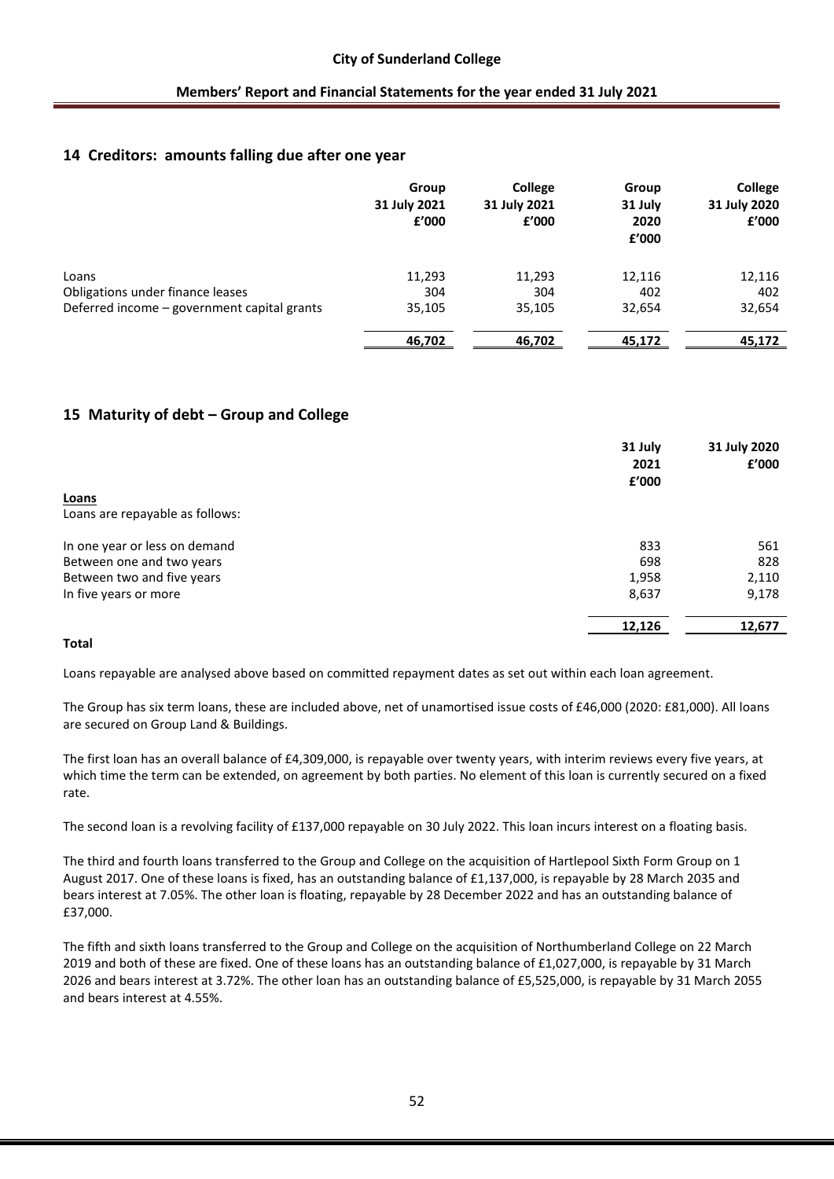## 14 Creditors: amounts falling due after one year

| | Group 31 July 2021 £'000 | College 31 July 2021 £'000 | Group 31 July 2020 £'000 | College 31 July 2020 £'000 |
|---|---|---|---|---|
| Loans | 11,293 | 11,293 | 12,116 | 12,116 |
| Obligations under finance leases | 304 | 304 | 402 | 402 |
| Deferred income – government capital grants | 35,105 | 35,105 | 32,654 | 32,654 |
| | **46,702** | **46,702** | **45,172** | **45,172** |

## 15 Maturity of debt – Group and College

| | 31 July 2021 £'000 | 31 July 2020 £'000 |
|---|---|---|
| **Loans** | | |
| Loans are repayable as follows: | | |
| In one year or less on demand | 833 | 561 |
| Between one and two years | 698 | 828 |
| Between two and five years | 1,958 | 2,110 |
| In five years or more | 8,637 | 9,178 |
| **Total** | **12,126** | **12,677** |

Loans repayable are analysed above based on committed repayment dates as set out within each loan agreement.

The Group has six term loans, these are included above, net of unamortised issue costs of £46,000 (2020: £81,000). All loans are secured on Group Land & Buildings.

The first loan has an overall balance of £4,309,000, is repayable over twenty years, with interim reviews every five years, at which time the term can be extended, on agreement by both parties. No element of this loan is currently secured on a fixed rate.

The second loan is a revolving facility of £137,000 repayable on 30 July 2022. This loan incurs interest on a floating basis.

The third and fourth loans transferred to the Group and College on the acquisition of Hartlepool Sixth Form Group on 1 August 2017. One of these loans is fixed, has an outstanding balance of £1,137,000, is repayable by 28 March 2035 and bears interest at 7.05%. The other loan is floating, repayable by 28 December 2022 and has an outstanding balance of £37,000.

The fifth and sixth loans transferred to the Group and College on the acquisition of Northumberland College on 22 March 2019 and both of these are fixed. One of these loans has an outstanding balance of £1,027,000, is repayable by 31 March 2026 and bears interest at 3.72%. The other loan has an outstanding balance of £5,525,000, is repayable by 31 March 2055 and bears interest at 4.55%.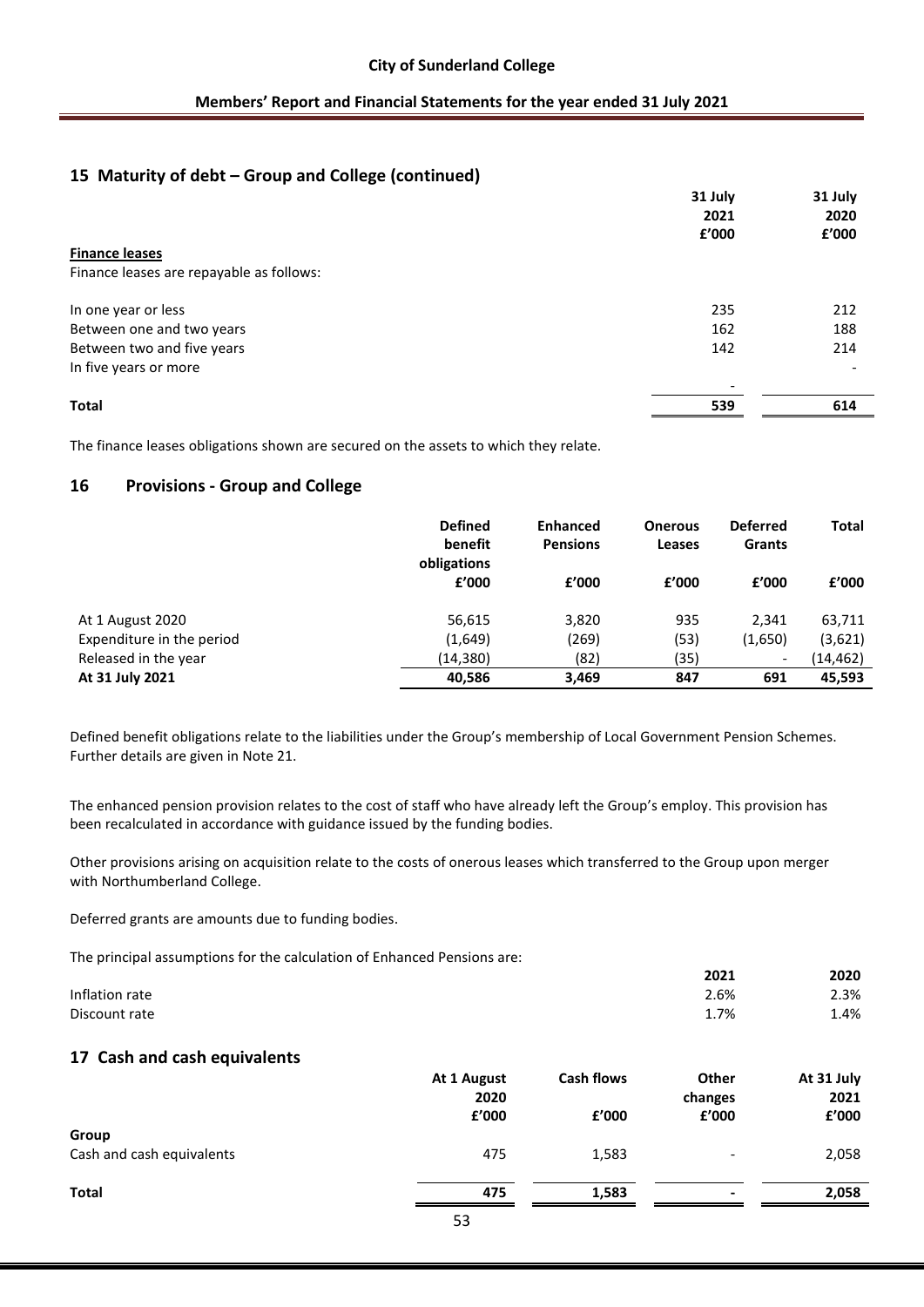## 15 Maturity of debt – Group and College (continued)

| | 31 July 2021 £'000 | 31 July 2020 £'000 |
|---|---|---|
| **Finance leases** | | |
| Finance leases are repayable as follows: | | |
| In one year or less | 235 | 212 |
| Between one and two years | 162 | 188 |
| Between two and five years | 142 | 214 |
| In five years or more | - | - |
| **Total** | **539** | **614** |

The finance leases obligations shown are secured on the assets to which they relate.

## 16 Provisions - Group and College

| | Defined benefit obligations £'000 | Enhanced Pensions £'000 | Onerous Leases £'000 | Deferred Grants £'000 | Total £'000 |
|---|---|---|---|---|---|
| At 1 August 2020 | 56,615 | 3,820 | 935 | 2,341 | 63,711 |
| Expenditure in the period | (1,649) | (269) | (53) | (1,650) | (3,621) |
| Released in the year | (14,380) | (82) | (35) | - | (14,462) |
| **At 31 July 2021** | **40,586** | **3,469** | **847** | **691** | **45,593** |

Defined benefit obligations relate to the liabilities under the Group's membership of Local Government Pension Schemes. Further details are given in Note 21.

The enhanced pension provision relates to the cost of staff who have already left the Group's employ. This provision has been recalculated in accordance with guidance issued by the funding bodies.

Other provisions arising on acquisition relate to the costs of onerous leases which transferred to the Group upon merger with Northumberland College.

Deferred grants are amounts due to funding bodies.

The principal assumptions for the calculation of Enhanced Pensions are:

| | 2021 | 2020 |
|---|---|---|
| Inflation rate | 2.6% | 2.3% |
| Discount rate | 1.7% | 1.4% |

## 17 Cash and cash equivalents

| | At 1 August 2020 £'000 | Cash flows £'000 | Other changes £'000 | At 31 July 2021 £'000 |
|---|---|---|---|---|
| **Group** | | | | |
| Cash and cash equivalents | 475 | 1,583 | - | 2,058 |
| **Total** | **475** | **1,583** | **-** | **2,058** |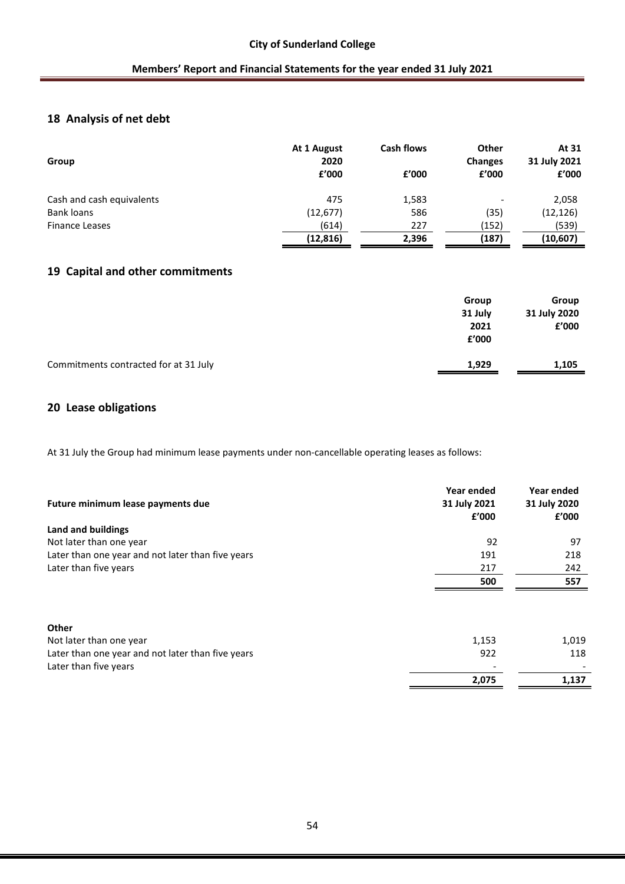## 18 Analysis of net debt

| Group | At 1 August 2020 £'000 | Cash flows £'000 | Other Changes £'000 | At 31 31 July 2021 £'000 |
|---|---|---|---|---|
| Cash and cash equivalents | 475 | 1,583 | - | 2,058 |
| Bank loans | (12,677) | 586 | (35) | (12,126) |
| Finance Leases | (614) | 227 | (152) | (539) |
| | **(12,816)** | **2,396** | **(187)** | **(10,607)** |

## 19 Capital and other commitments

| | Group 31 July 2021 £'000 | Group 31 July 2020 £'000 |
|---|---|---|
| Commitments contracted for at 31 July | **1,929** | **1,105** |

## 20 Lease obligations

At 31 July the Group had minimum lease payments under non-cancellable operating leases as follows:

| Future minimum lease payments due | Year ended 31 July 2021 £'000 | Year ended 31 July 2020 £'000 |
|---|---|---|
| **Land and buildings** | | |
| Not later than one year | 92 | 97 |
| Later than one year and not later than five years | 191 | 218 |
| Later than five years | 217 | 242 |
| | **500** | **557** |
| | | |
| **Other** | | |
| Not later than one year | 1,153 | 1,019 |
| Later than one year and not later than five years | 922 | 118 |
| Later than five years | - | - |
| | **2,075** | **1,137** |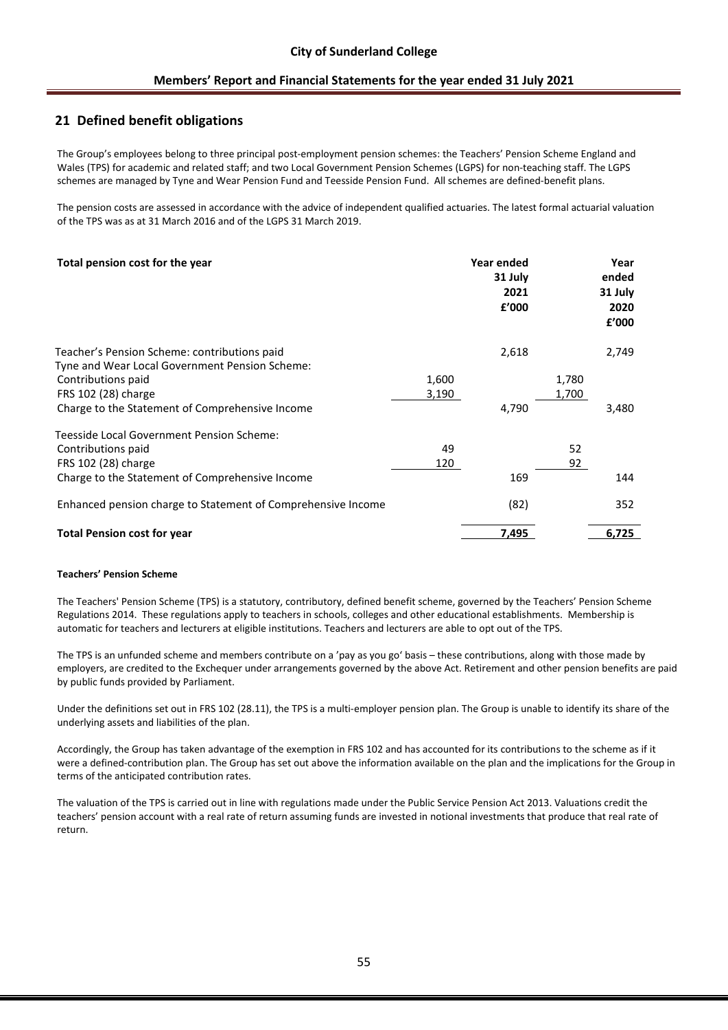## 21 Defined benefit obligations

The Group's employees belong to three principal post-employment pension schemes: the Teachers' Pension Scheme England and Wales (TPS) for academic and related staff; and two Local Government Pension Schemes (LGPS) for non-teaching staff. The LGPS schemes are managed by Tyne and Wear Pension Fund and Teesside Pension Fund. All schemes are defined-benefit plans.

The pension costs are assessed in accordance with the advice of independent qualified actuaries. The latest formal actuarial valuation of the TPS was as at 31 March 2016 and of the LGPS 31 March 2019.

| **Total pension cost for the year** | | **Year ended 31 July 2021 £'000** | | **Year ended 31 July 2020 £'000** |
|---|---|---|---|---|
| Teacher's Pension Scheme: contributions paid | | 2,618 | | 2,749 |
| Tyne and Wear Local Government Pension Scheme: | | | | |
| Contributions paid | 1,600 | | 1,780 | |
| FRS 102 (28) charge | 3,190 | | 1,700 | |
| Charge to the Statement of Comprehensive Income | | 4,790 | | 3,480 |
| Teesside Local Government Pension Scheme: | | | | |
| Contributions paid | 49 | | 52 | |
| FRS 102 (28) charge | 120 | | 92 | |
| Charge to the Statement of Comprehensive Income | | 169 | | 144 |
| Enhanced pension charge to Statement of Comprehensive Income | | (82) | | 352 |
| **Total Pension cost for year** | | **7,495** | | **6,725** |

#### Teachers' Pension Scheme

The Teachers' Pension Scheme (TPS) is a statutory, contributory, defined benefit scheme, governed by the Teachers' Pension Scheme Regulations 2014. These regulations apply to teachers in schools, colleges and other educational establishments. Membership is automatic for teachers and lecturers at eligible institutions. Teachers and lecturers are able to opt out of the TPS.

The TPS is an unfunded scheme and members contribute on a 'pay as you go' basis – these contributions, along with those made by employers, are credited to the Exchequer under arrangements governed by the above Act. Retirement and other pension benefits are paid by public funds provided by Parliament.

Under the definitions set out in FRS 102 (28.11), the TPS is a multi-employer pension plan. The Group is unable to identify its share of the underlying assets and liabilities of the plan.

Accordingly, the Group has taken advantage of the exemption in FRS 102 and has accounted for its contributions to the scheme as if it were a defined-contribution plan. The Group has set out above the information available on the plan and the implications for the Group in terms of the anticipated contribution rates.

The valuation of the TPS is carried out in line with regulations made under the Public Service Pension Act 2013. Valuations credit the teachers' pension account with a real rate of return assuming funds are invested in notional investments that produce that real rate of return.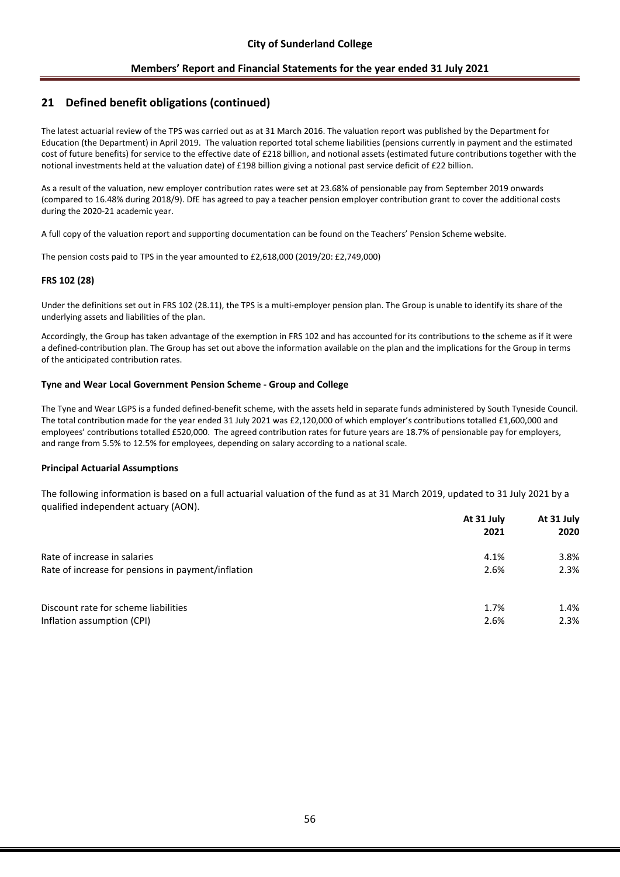## 21 Defined benefit obligations (continued)

The latest actuarial review of the TPS was carried out as at 31 March 2016. The valuation report was published by the Department for Education (the Department) in April 2019. The valuation reported total scheme liabilities (pensions currently in payment and the estimated cost of future benefits) for service to the effective date of £218 billion, and notional assets (estimated future contributions together with the notional investments held at the valuation date) of £198 billion giving a notional past service deficit of £22 billion.

As a result of the valuation, new employer contribution rates were set at 23.68% of pensionable pay from September 2019 onwards (compared to 16.48% during 2018/9). DfE has agreed to pay a teacher pension employer contribution grant to cover the additional costs during the 2020-21 academic year.

A full copy of the valuation report and supporting documentation can be found on the Teachers' Pension Scheme website.

The pension costs paid to TPS in the year amounted to £2,618,000 (2019/20: £2,749,000)

### FRS 102 (28)

Under the definitions set out in FRS 102 (28.11), the TPS is a multi-employer pension plan. The Group is unable to identify its share of the underlying assets and liabilities of the plan.

Accordingly, the Group has taken advantage of the exemption in FRS 102 and has accounted for its contributions to the scheme as if it were a defined-contribution plan. The Group has set out above the information available on the plan and the implications for the Group in terms of the anticipated contribution rates.

### Tyne and Wear Local Government Pension Scheme - Group and College

The Tyne and Wear LGPS is a funded defined-benefit scheme, with the assets held in separate funds administered by South Tyneside Council. The total contribution made for the year ended 31 July 2021 was £2,120,000 of which employer's contributions totalled £1,600,000 and employees' contributions totalled £520,000. The agreed contribution rates for future years are 18.7% of pensionable pay for employers, and range from 5.5% to 12.5% for employees, depending on salary according to a national scale.

### Principal Actuarial Assumptions

The following information is based on a full actuarial valuation of the fund as at 31 March 2019, updated to 31 July 2021 by a qualified independent actuary (AON).

| | At 31 July 2021 | At 31 July 2020 |
|---|---|---|
| Rate of increase in salaries | 4.1% | 3.8% |
| Rate of increase for pensions in payment/inflation | 2.6% | 2.3% |
| | | |
| Discount rate for scheme liabilities | 1.7% | 1.4% |
| Inflation assumption (CPI) | 2.6% | 2.3% |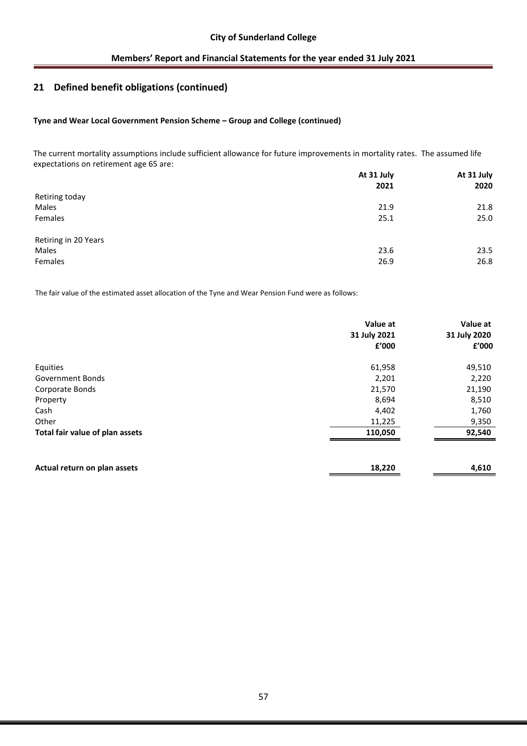## 21 Defined benefit obligations (continued)

**Tyne and Wear Local Government Pension Scheme – Group and College (continued)**

The current mortality assumptions include sufficient allowance for future improvements in mortality rates. The assumed life expectations on retirement age 65 are:

| | At 31 July 2021 | At 31 July 2020 |
|---|---|---|
| Retiring today | | |
| Males | 21.9 | 21.8 |
| Females | 25.1 | 25.0 |
| Retiring in 20 Years | | |
| Males | 23.6 | 23.5 |
| Females | 26.9 | 26.8 |

The fair value of the estimated asset allocation of the Tyne and Wear Pension Fund were as follows:

| | Value at 31 July 2021 £'000 | Value at 31 July 2020 £'000 |
|---|---|---|
| Equities | 61,958 | 49,510 |
| Government Bonds | 2,201 | 2,220 |
| Corporate Bonds | 21,570 | 21,190 |
| Property | 8,694 | 8,510 |
| Cash | 4,402 | 1,760 |
| Other | 11,225 | 9,350 |
| **Total fair value of plan assets** | **110,050** | **92,540** |
| | | |
| **Actual return on plan assets** | **18,220** | **4,610** |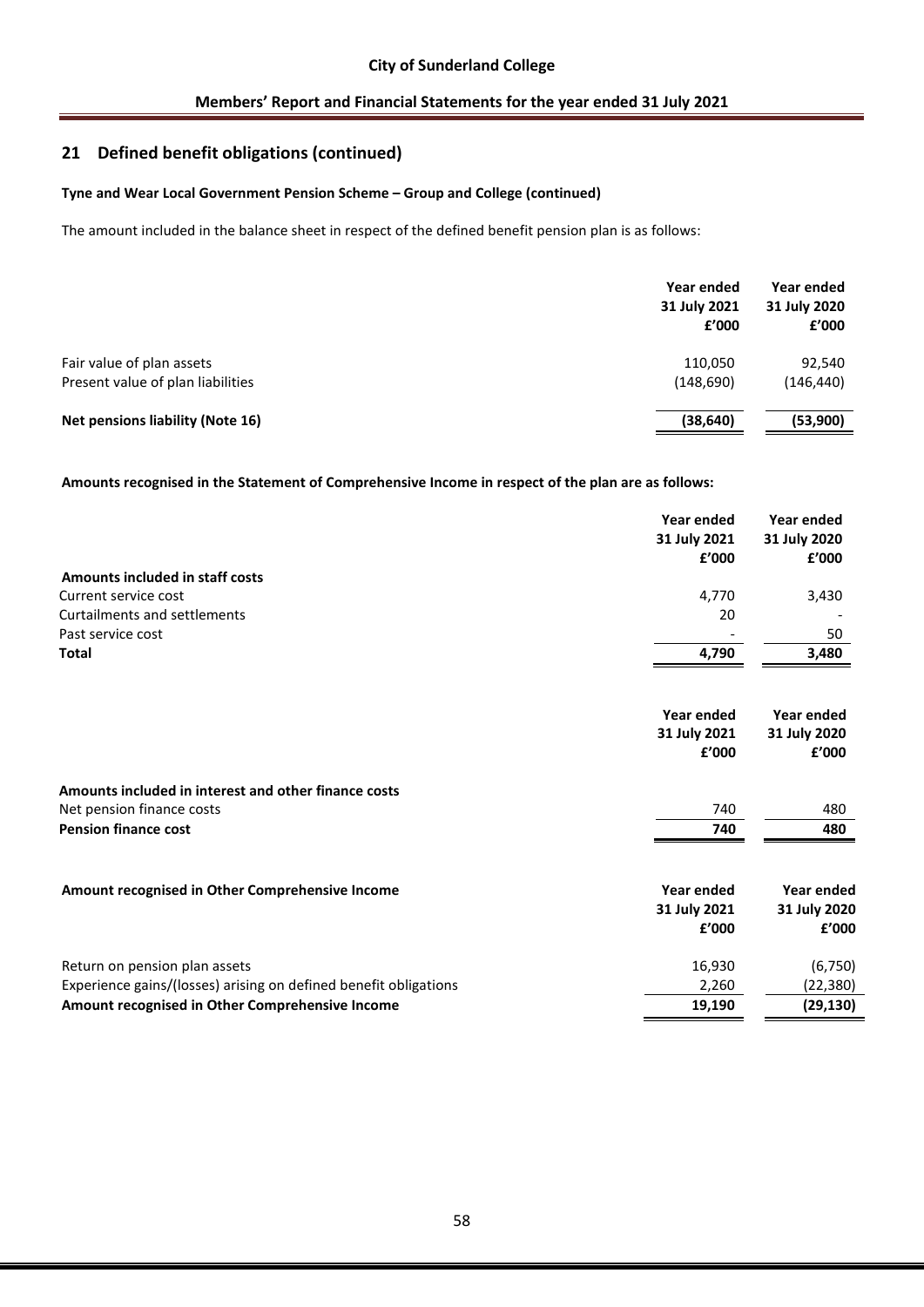## 21 Defined benefit obligations (continued)

**Tyne and Wear Local Government Pension Scheme – Group and College (continued)**

The amount included in the balance sheet in respect of the defined benefit pension plan is as follows:

| | Year ended 31 July 2021 £'000 | Year ended 31 July 2020 £'000 |
|---|---|---|
| Fair value of plan assets | 110,050 | 92,540 |
| Present value of plan liabilities | (148,690) | (146,440) |
| **Net pensions liability (Note 16)** | **(38,640)** | **(53,900)** |

**Amounts recognised in the Statement of Comprehensive Income in respect of the plan are as follows:**

| | Year ended 31 July 2021 £'000 | Year ended 31 July 2020 £'000 |
|---|---|---|
| **Amounts included in staff costs** | | |
| Current service cost | 4,770 | 3,430 |
| Curtailments and settlements | 20 | - |
| Past service cost | - | 50 |
| **Total** | **4,790** | **3,480** |

| | Year ended 31 July 2021 £'000 | Year ended 31 July 2020 £'000 |
|---|---|---|
| **Amounts included in interest and other finance costs** | | |
| Net pension finance costs | 740 | 480 |
| **Pension finance cost** | **740** | **480** |

| **Amount recognised in Other Comprehensive Income** | Year ended 31 July 2021 £'000 | Year ended 31 July 2020 £'000 |
|---|---|---|
| Return on pension plan assets | 16,930 | (6,750) |
| Experience gains/(losses) arising on defined benefit obligations | 2,260 | (22,380) |
| **Amount recognised in Other Comprehensive Income** | **19,190** | **(29,130)** |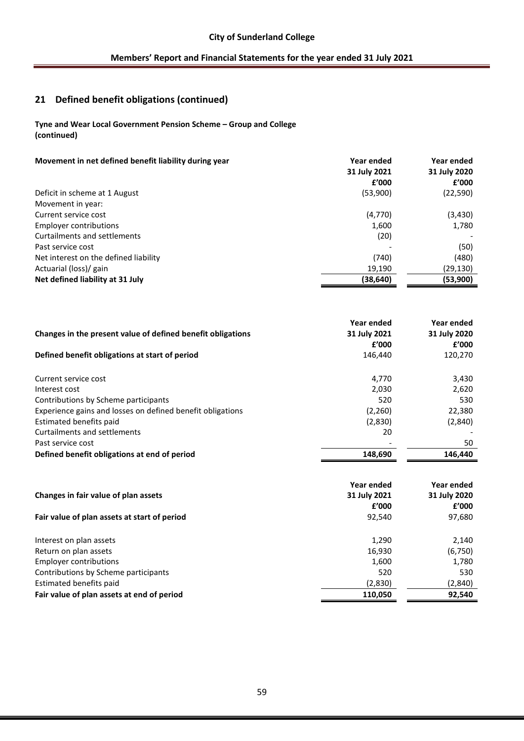## 21 Defined benefit obligations (continued)

**Tyne and Wear Local Government Pension Scheme – Group and College (continued)**

| **Movement in net defined benefit liability during year** | **Year ended 31 July 2021 £'000** | **Year ended 31 July 2020 £'000** |
|---|---|---|
| Deficit in scheme at 1 August | (53,900) | (22,590) |
| Movement in year: | | |
| Current service cost | (4,770) | (3,430) |
| Employer contributions | 1,600 | 1,780 |
| Curtailments and settlements | (20) | - |
| Past service cost | - | (50) |
| Net interest on the defined liability | (740) | (480) |
| Actuarial (loss)/ gain | 19,190 | (29,130) |
| **Net defined liability at 31 July** | **(38,640)** | **(53,900)** |

| **Changes in the present value of defined benefit obligations** | **Year ended 31 July 2021 £'000** | **Year ended 31 July 2020 £'000** |
|---|---|---|
| **Defined benefit obligations at start of period** | 146,440 | 120,270 |
| Current service cost | 4,770 | 3,430 |
| Interest cost | 2,030 | 2,620 |
| Contributions by Scheme participants | 520 | 530 |
| Experience gains and losses on defined benefit obligations | (2,260) | 22,380 |
| Estimated benefits paid | (2,830) | (2,840) |
| Curtailments and settlements | 20 | - |
| Past service cost | - | 50 |
| **Defined benefit obligations at end of period** | **148,690** | **146,440** |

| **Changes in fair value of plan assets** | **Year ended 31 July 2021 £'000** | **Year ended 31 July 2020 £'000** |
|---|---|---|
| **Fair value of plan assets at start of period** | 92,540 | 97,680 |
| Interest on plan assets | 1,290 | 2,140 |
| Return on plan assets | 16,930 | (6,750) |
| Employer contributions | 1,600 | 1,780 |
| Contributions by Scheme participants | 520 | 530 |
| Estimated benefits paid | (2,830) | (2,840) |
| **Fair value of plan assets at end of period** | **110,050** | **92,540** |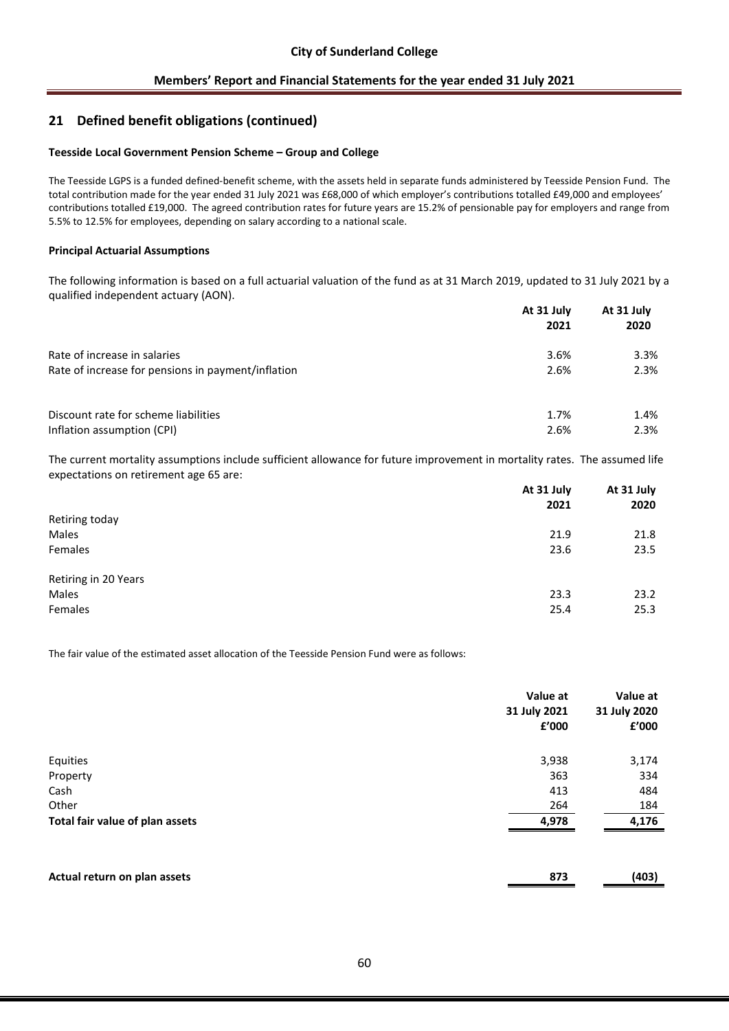## 21 Defined benefit obligations (continued)

**Teesside Local Government Pension Scheme – Group and College**

The Teesside LGPS is a funded defined-benefit scheme, with the assets held in separate funds administered by Teesside Pension Fund. The total contribution made for the year ended 31 July 2021 was £68,000 of which employer's contributions totalled £49,000 and employees' contributions totalled £19,000. The agreed contribution rates for future years are 15.2% of pensionable pay for employers and range from 5.5% to 12.5% for employees, depending on salary according to a national scale.

**Principal Actuarial Assumptions**

The following information is based on a full actuarial valuation of the fund as at 31 March 2019, updated to 31 July 2021 by a qualified independent actuary (AON).

| | At 31 July 2021 | At 31 July 2020 |
|---|---|---|
| Rate of increase in salaries | 3.6% | 3.3% |
| Rate of increase for pensions in payment/inflation | 2.6% | 2.3% |
| | | |
| Discount rate for scheme liabilities | 1.7% | 1.4% |
| Inflation assumption (CPI) | 2.6% | 2.3% |

The current mortality assumptions include sufficient allowance for future improvement in mortality rates. The assumed life expectations on retirement age 65 are:

| | At 31 July 2021 | At 31 July 2020 |
|---|---|---|
| Retiring today | | |
| Males | 21.9 | 21.8 |
| Females | 23.6 | 23.5 |
| | | |
| Retiring in 20 Years | | |
| Males | 23.3 | 23.2 |
| Females | 25.4 | 25.3 |

The fair value of the estimated asset allocation of the Teesside Pension Fund were as follows:

| | Value at 31 July 2021 £'000 | Value at 31 July 2020 £'000 |
|---|---|---|
| Equities | 3,938 | 3,174 |
| Property | 363 | 334 |
| Cash | 413 | 484 |
| Other | 264 | 184 |
| **Total fair value of plan assets** | **4,978** | **4,176** |
| | | |
| **Actual return on plan assets** | **873** | **(403)** |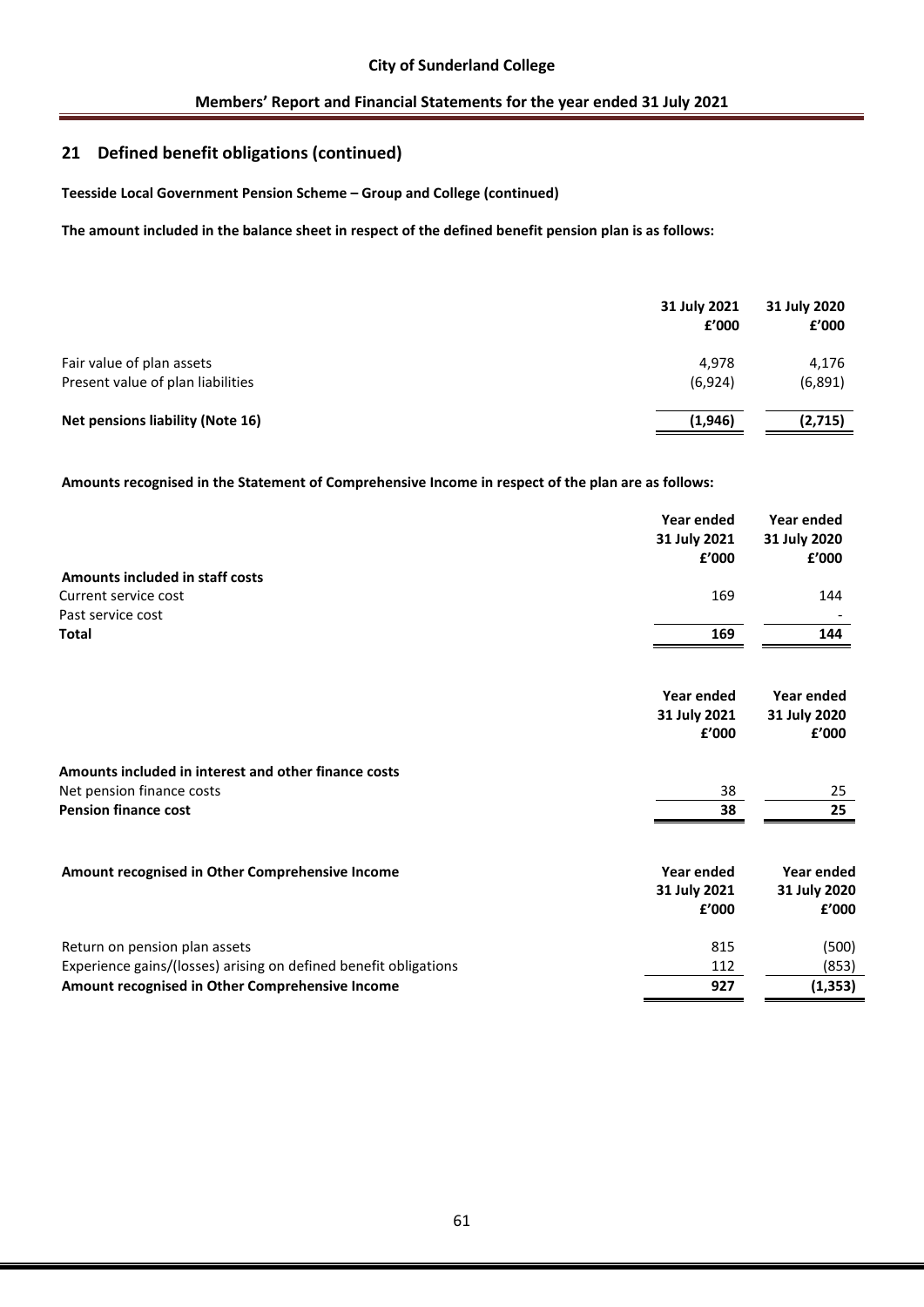## 21 Defined benefit obligations (continued)

**Teesside Local Government Pension Scheme – Group and College (continued)**

**The amount included in the balance sheet in respect of the defined benefit pension plan is as follows:**

| | 31 July 2021 £'000 | 31 July 2020 £'000 |
|---|---|---|
| Fair value of plan assets | 4,978 | 4,176 |
| Present value of plan liabilities | (6,924) | (6,891) |
| **Net pensions liability (Note 16)** | **(1,946)** | **(2,715)** |

**Amounts recognised in the Statement of Comprehensive Income in respect of the plan are as follows:**

| | Year ended 31 July 2021 £'000 | Year ended 31 July 2020 £'000 |
|---|---|---|
| **Amounts included in staff costs** | | |
| Current service cost | 169 | 144 |
| Past service cost | | - |
| **Total** | **169** | **144** |

| | Year ended 31 July 2021 £'000 | Year ended 31 July 2020 £'000 |
|---|---|---|
| **Amounts included in interest and other finance costs** | | |
| Net pension finance costs | 38 | 25 |
| **Pension finance cost** | **38** | **25** |

| **Amount recognised in Other Comprehensive Income** | Year ended 31 July 2021 £'000 | Year ended 31 July 2020 £'000 |
|---|---|---|
| Return on pension plan assets | 815 | (500) |
| Experience gains/(losses) arising on defined benefit obligations | 112 | (853) |
| **Amount recognised in Other Comprehensive Income** | **927** | **(1,353)** |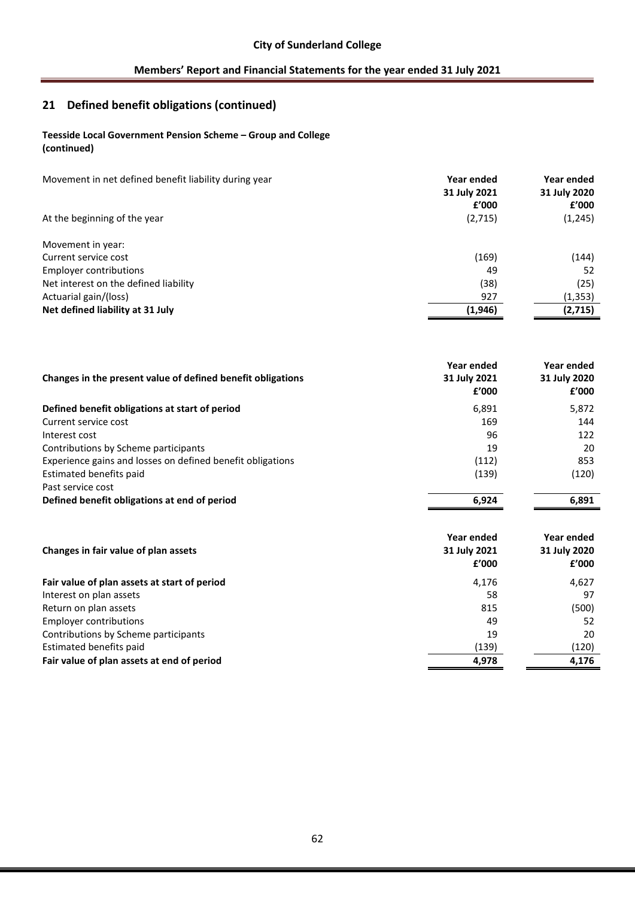## 21 Defined benefit obligations (continued)

**Teesside Local Government Pension Scheme – Group and College (continued)**

| Movement in net defined benefit liability during year | Year ended 31 July 2021 £'000 | Year ended 31 July 2020 £'000 |
|---|---|---|
| At the beginning of the year | (2,715) | (1,245) |
| | | |
| Movement in year: | | |
| Current service cost | (169) | (144) |
| Employer contributions | 49 | 52 |
| Net interest on the defined liability | (38) | (25) |
| Actuarial gain/(loss) | 927 | (1,353) |
| **Net defined liability at 31 July** | **(1,946)** | **(2,715)** |

| **Changes in the present value of defined benefit obligations** | **Year ended 31 July 2021 £'000** | **Year ended 31 July 2020 £'000** |
|---|---|---|
| **Defined benefit obligations at start of period** | 6,891 | 5,872 |
| Current service cost | 169 | 144 |
| Interest cost | 96 | 122 |
| Contributions by Scheme participants | 19 | 20 |
| Experience gains and losses on defined benefit obligations | (112) | 853 |
| Estimated benefits paid | (139) | (120) |
| Past service cost | | |
| **Defined benefit obligations at end of period** | **6,924** | **6,891** |

| **Changes in fair value of plan assets** | **Year ended 31 July 2021 £'000** | **Year ended 31 July 2020 £'000** |
|---|---|---|
| **Fair value of plan assets at start of period** | 4,176 | 4,627 |
| Interest on plan assets | 58 | 97 |
| Return on plan assets | 815 | (500) |
| Employer contributions | 49 | 52 |
| Contributions by Scheme participants | 19 | 20 |
| Estimated benefits paid | (139) | (120) |
| **Fair value of plan assets at end of period** | **4,978** | **4,176** |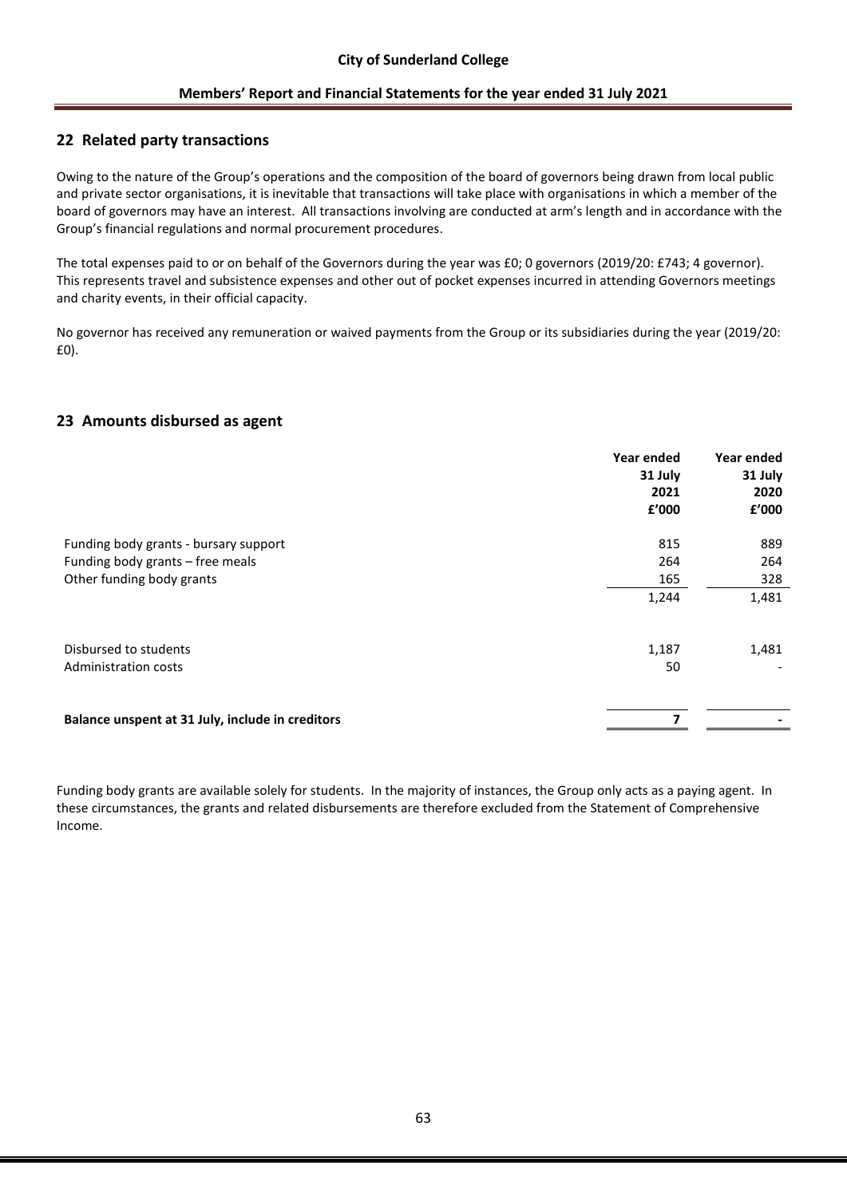## 22 Related party transactions

Owing to the nature of the Group's operations and the composition of the board of governors being drawn from local public and private sector organisations, it is inevitable that transactions will take place with organisations in which a member of the board of governors may have an interest. All transactions involving are conducted at arm's length and in accordance with the Group's financial regulations and normal procurement procedures.

The total expenses paid to or on behalf of the Governors during the year was £0; 0 governors (2019/20: £743; 4 governor). This represents travel and subsistence expenses and other out of pocket expenses incurred in attending Governors meetings and charity events, in their official capacity.

No governor has received any remuneration or waived payments from the Group or its subsidiaries during the year (2019/20: £0).

## 23 Amounts disbursed as agent

| | Year ended 31 July 2021 £'000 | Year ended 31 July 2020 £'000 |
|---|---|---|
| Funding body grants - bursary support | 815 | 889 |
| Funding body grants – free meals | 264 | 264 |
| Other funding body grants | 165 | 328 |
| | 1,244 | 1,481 |
| Disbursed to students | 1,187 | 1,481 |
| Administration costs | 50 | - |
| **Balance unspent at 31 July, include in creditors** | **7** | **-** |

Funding body grants are available solely for students. In the majority of instances, the Group only acts as a paying agent. In these circumstances, the grants and related disbursements are therefore excluded from the Statement of Comprehensive Income.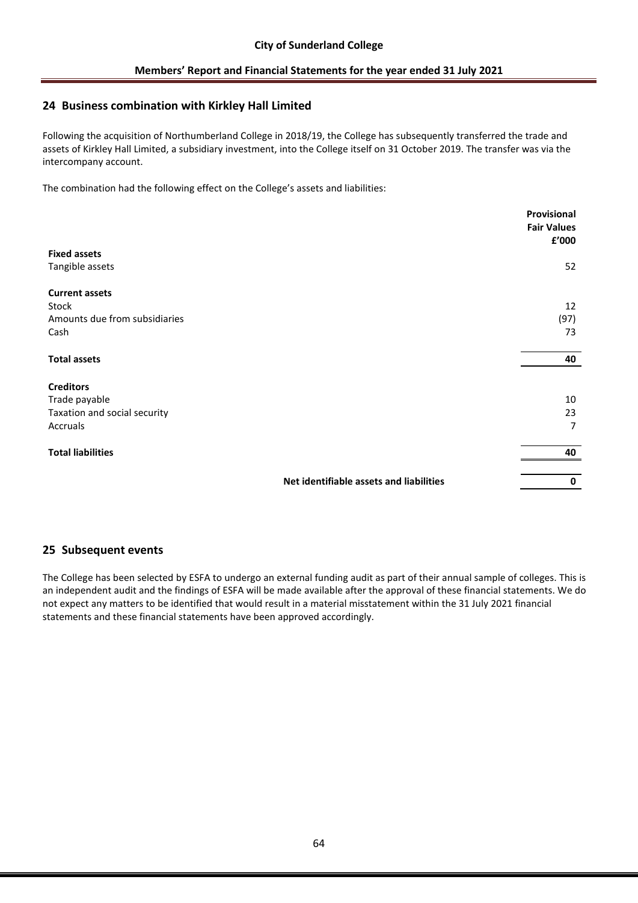## 24 Business combination with Kirkley Hall Limited

Following the acquisition of Northumberland College in 2018/19, the College has subsequently transferred the trade and assets of Kirkley Hall Limited, a subsidiary investment, into the College itself on 31 October 2019. The transfer was via the intercompany account.

The combination had the following effect on the College's assets and liabilities:

| | Provisional Fair Values £'000 |
|---|---|
| **Fixed assets** | |
| Tangible assets | 52 |
| **Current assets** | |
| Stock | 12 |
| Amounts due from subsidiaries | (97) |
| Cash | 73 |
| **Total assets** | **40** |
| **Creditors** | |
| Trade payable | 10 |
| Taxation and social security | 23 |
| Accruals | 7 |
| **Total liabilities** | **40** |
| **Net identifiable assets and liabilities** | **0** |

## 25 Subsequent events

The College has been selected by ESFA to undergo an external funding audit as part of their annual sample of colleges. This is an independent audit and the findings of ESFA will be made available after the approval of these financial statements. We do not expect any matters to be identified that would result in a material misstatement within the 31 July 2021 financial statements and these financial statements have been approved accordingly.